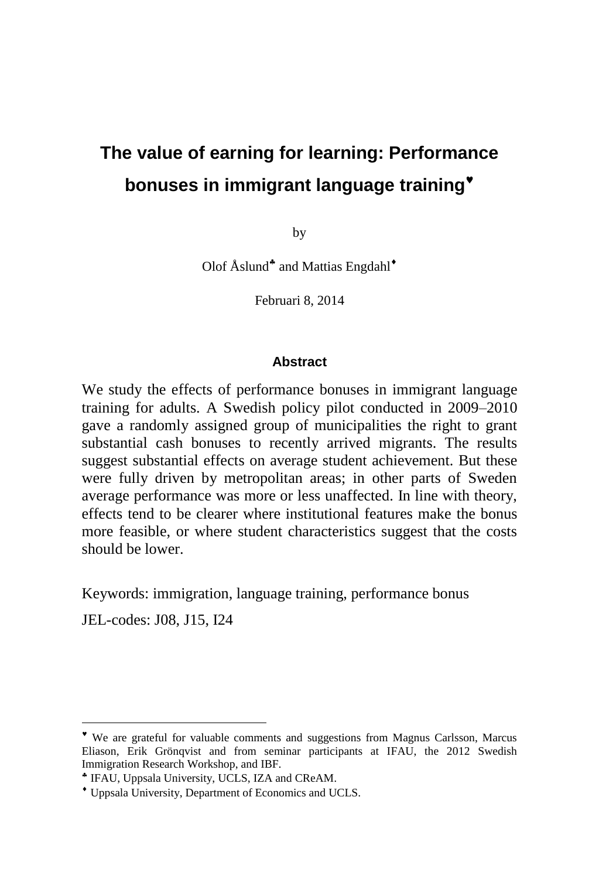# The value of earning for learning: Performance bonuses in immigrant language training[♥]

by

Olof Åslund[♣] and Mattias Engdahl[♦]

Februari 8, 2014

### Abstract

We study the effects of performance bonuses in immigrant language training for adults. A Swedish policy pilot conducted in 2009–2010 gave a randomly assigned group of municipalities the right to grant substantial cash bonuses to recently arrived migrants. The results suggest substantial effects on average student achievement. But these were fully driven by metropolitan areas; in other parts of Sweden average performance was more or less unaffected. In line with theory, effects tend to be clearer where institutional features make the bonus more feasible, or where student characteristics suggest that the costs should be lower.

Keywords: immigration, language training, performance bonus

JEL-codes: J08, J15, I24

---

[♥] We are grateful for valuable comments and suggestions from Magnus Carlsson, Marcus Eliason, Erik Grönqvist and from seminar participants at IFAU, the 2012 Swedish Immigration Research Workshop, and IBF.

[♣] IFAU, Uppsala University, UCLS, IZA and CReAM.

[♦] Uppsala University, Department of Economics and UCLS.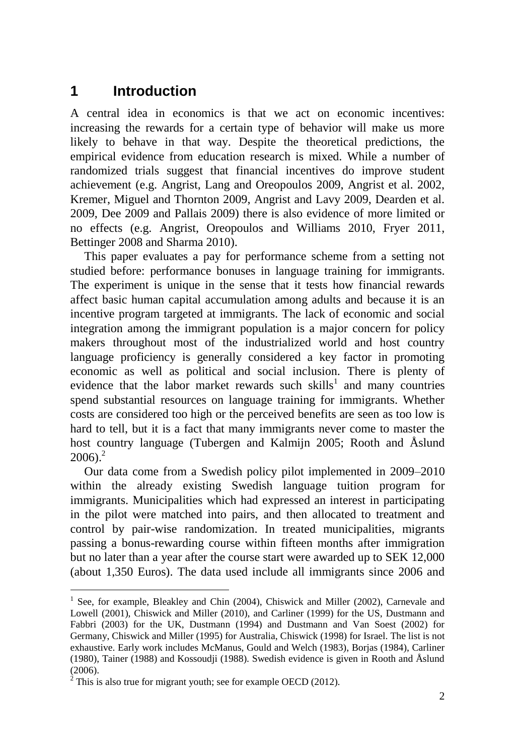# 1 Introduction

A central idea in economics is that we act on economic incentives: increasing the rewards for a certain type of behavior will make us more likely to behave in that way. Despite the theoretical predictions, the empirical evidence from education research is mixed. While a number of randomized trials suggest that financial incentives do improve student achievement (e.g. Angrist, Lang and Oreopoulos 2009, Angrist et al. 2002, Kremer, Miguel and Thornton 2009, Angrist and Lavy 2009, Dearden et al. 2009, Dee 2009 and Pallais 2009) there is also evidence of more limited or no effects (e.g. Angrist, Oreopoulos and Williams 2010, Fryer 2011, Bettinger 2008 and Sharma 2010).

This paper evaluates a pay for performance scheme from a setting not studied before: performance bonuses in language training for immigrants. The experiment is unique in the sense that it tests how financial rewards affect basic human capital accumulation among adults and because it is an incentive program targeted at immigrants. The lack of economic and social integration among the immigrant population is a major concern for policy makers throughout most of the industrialized world and host country language proficiency is generally considered a key factor in promoting economic as well as political and social inclusion. There is plenty of evidence that the labor market rewards such skills[1] and many countries spend substantial resources on language training for immigrants. Whether costs are considered too high or the perceived benefits are seen as too low is hard to tell, but it is a fact that many immigrants never come to master the host country language (Tubergen and Kalmijn 2005; Rooth and Åslund 2006).[2]

Our data come from a Swedish policy pilot implemented in 2009–2010 within the already existing Swedish language tuition program for immigrants. Municipalities which had expressed an interest in participating in the pilot were matched into pairs, and then allocated to treatment and control by pair-wise randomization. In treated municipalities, migrants passing a bonus-rewarding course within fifteen months after immigration but no later than a year after the course start were awarded up to SEK 12,000 (about 1,350 Euros). The data used include all immigrants since 2006 and

---

[1] See, for example, Bleakley and Chin (2004), Chiswick and Miller (2002), Carnevale and Lowell (2001), Chiswick and Miller (2010), and Carliner (1999) for the US, Dustmann and Fabbri (2003) for the UK, Dustmann (1994) and Dustmann and Van Soest (2002) for Germany, Chiswick and Miller (1995) for Australia, Chiswick (1998) for Israel. The list is not exhaustive. Early work includes McManus, Gould and Welch (1983), Borjas (1984), Carliner (1980), Tainer (1988) and Kossoudji (1988). Swedish evidence is given in Rooth and Åslund (2006).

[2] This is also true for migrant youth; see for example OECD (2012).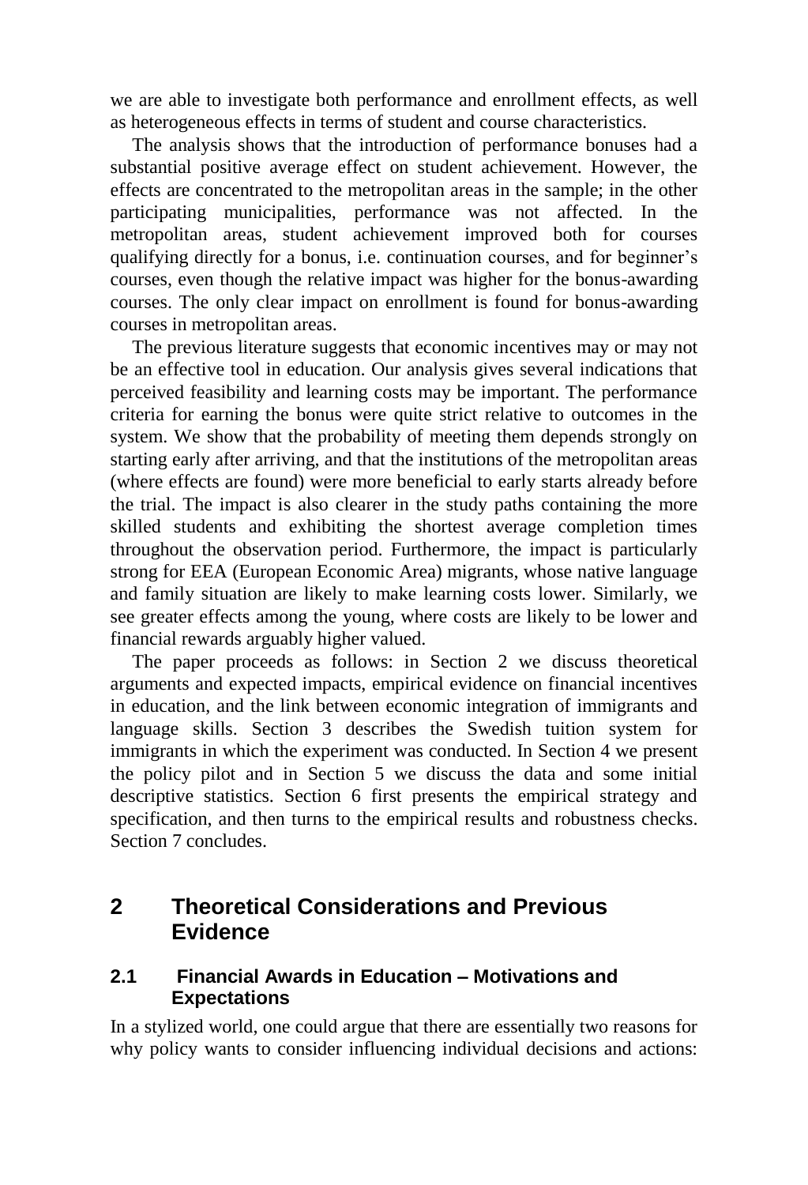we are able to investigate both performance and enrollment effects, as well as heterogeneous effects in terms of student and course characteristics.

The analysis shows that the introduction of performance bonuses had a substantial positive average effect on student achievement. However, the effects are concentrated to the metropolitan areas in the sample; in the other participating municipalities, performance was not affected. In the metropolitan areas, student achievement improved both for courses qualifying directly for a bonus, i.e. continuation courses, and for beginner's courses, even though the relative impact was higher for the bonus-awarding courses. The only clear impact on enrollment is found for bonus-awarding courses in metropolitan areas.

The previous literature suggests that economic incentives may or may not be an effective tool in education. Our analysis gives several indications that perceived feasibility and learning costs may be important. The performance criteria for earning the bonus were quite strict relative to outcomes in the system. We show that the probability of meeting them depends strongly on starting early after arriving, and that the institutions of the metropolitan areas (where effects are found) were more beneficial to early starts already before the trial. The impact is also clearer in the study paths containing the more skilled students and exhibiting the shortest average completion times throughout the observation period. Furthermore, the impact is particularly strong for EEA (European Economic Area) migrants, whose native language and family situation are likely to make learning costs lower. Similarly, we see greater effects among the young, where costs are likely to be lower and financial rewards arguably higher valued.

The paper proceeds as follows: in Section 2 we discuss theoretical arguments and expected impacts, empirical evidence on financial incentives in education, and the link between economic integration of immigrants and language skills. Section 3 describes the Swedish tuition system for immigrants in which the experiment was conducted. In Section 4 we present the policy pilot and in Section 5 we discuss the data and some initial descriptive statistics. Section 6 first presents the empirical strategy and specification, and then turns to the empirical results and robustness checks. Section 7 concludes.

# 2 Theoretical Considerations and Previous Evidence

## 2.1 Financial Awards in Education – Motivations and Expectations

In a stylized world, one could argue that there are essentially two reasons for why policy wants to consider influencing individual decisions and actions: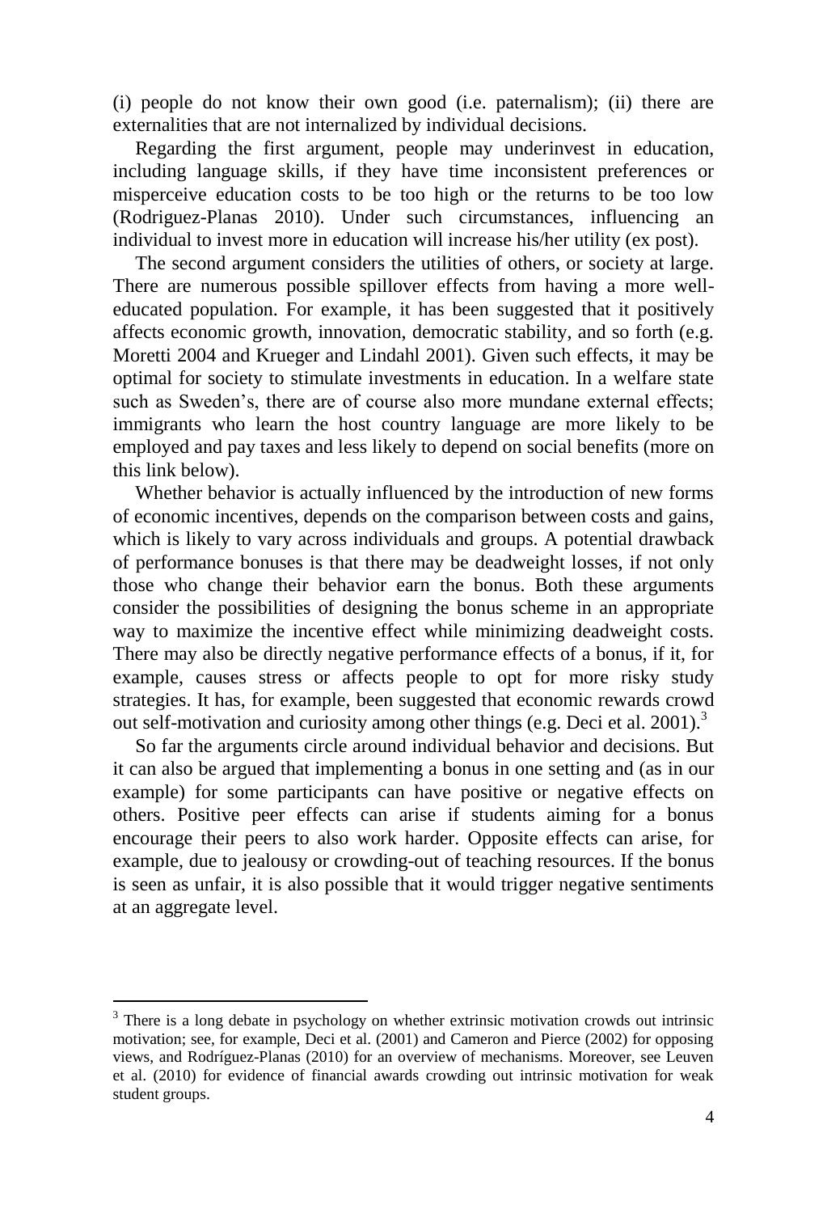(i) people do not know their own good (i.e. paternalism); (ii) there are externalities that are not internalized by individual decisions.

Regarding the first argument, people may underinvest in education, including language skills, if they have time inconsistent preferences or misperceive education costs to be too high or the returns to be too low (Rodriguez-Planas 2010). Under such circumstances, influencing an individual to invest more in education will increase his/her utility (ex post).

The second argument considers the utilities of others, or society at large. There are numerous possible spillover effects from having a more well-educated population. For example, it has been suggested that it positively affects economic growth, innovation, democratic stability, and so forth (e.g. Moretti 2004 and Krueger and Lindahl 2001). Given such effects, it may be optimal for society to stimulate investments in education. In a welfare state such as Sweden's, there are of course also more mundane external effects; immigrants who learn the host country language are more likely to be employed and pay taxes and less likely to depend on social benefits (more on this link below).

Whether behavior is actually influenced by the introduction of new forms of economic incentives, depends on the comparison between costs and gains, which is likely to vary across individuals and groups. A potential drawback of performance bonuses is that there may be deadweight losses, if not only those who change their behavior earn the bonus. Both these arguments consider the possibilities of designing the bonus scheme in an appropriate way to maximize the incentive effect while minimizing deadweight costs. There may also be directly negative performance effects of a bonus, if it, for example, causes stress or affects people to opt for more risky study strategies. It has, for example, been suggested that economic rewards crowd out self-motivation and curiosity among other things (e.g. Deci et al. 2001).[3]

So far the arguments circle around individual behavior and decisions. But it can also be argued that implementing a bonus in one setting and (as in our example) for some participants can have positive or negative effects on others. Positive peer effects can arise if students aiming for a bonus encourage their peers to also work harder. Opposite effects can arise, for example, due to jealousy or crowding-out of teaching resources. If the bonus is seen as unfair, it is also possible that it would trigger negative sentiments at an aggregate level.

[3] There is a long debate in psychology on whether extrinsic motivation crowds out intrinsic motivation; see, for example, Deci et al. (2001) and Cameron and Pierce (2002) for opposing views, and Rodríguez-Planas (2010) for an overview of mechanisms. Moreover, see Leuven et al. (2010) for evidence of financial awards crowding out intrinsic motivation for weak student groups.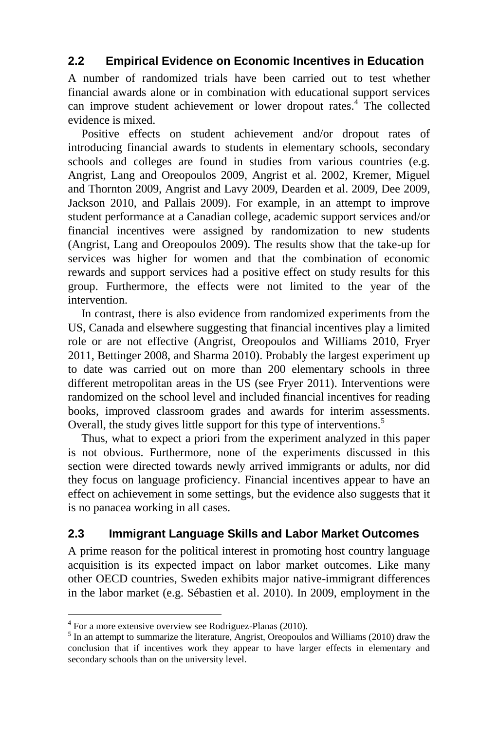## 2.2 Empirical Evidence on Economic Incentives in Education

A number of randomized trials have been carried out to test whether financial awards alone or in combination with educational support services can improve student achievement or lower dropout rates.[4] The collected evidence is mixed.

Positive effects on student achievement and/or dropout rates of introducing financial awards to students in elementary schools, secondary schools and colleges are found in studies from various countries (e.g. Angrist, Lang and Oreopoulos 2009, Angrist et al. 2002, Kremer, Miguel and Thornton 2009, Angrist and Lavy 2009, Dearden et al. 2009, Dee 2009, Jackson 2010, and Pallais 2009). For example, in an attempt to improve student performance at a Canadian college, academic support services and/or financial incentives were assigned by randomization to new students (Angrist, Lang and Oreopoulos 2009). The results show that the take-up for services was higher for women and that the combination of economic rewards and support services had a positive effect on study results for this group. Furthermore, the effects were not limited to the year of the intervention.

In contrast, there is also evidence from randomized experiments from the US, Canada and elsewhere suggesting that financial incentives play a limited role or are not effective (Angrist, Oreopoulos and Williams 2010, Fryer 2011, Bettinger 2008, and Sharma 2010). Probably the largest experiment up to date was carried out on more than 200 elementary schools in three different metropolitan areas in the US (see Fryer 2011). Interventions were randomized on the school level and included financial incentives for reading books, improved classroom grades and awards for interim assessments. Overall, the study gives little support for this type of interventions.[5]

Thus, what to expect a priori from the experiment analyzed in this paper is not obvious. Furthermore, none of the experiments discussed in this section were directed towards newly arrived immigrants or adults, nor did they focus on language proficiency. Financial incentives appear to have an effect on achievement in some settings, but the evidence also suggests that it is no panacea working in all cases.

## 2.3 Immigrant Language Skills and Labor Market Outcomes

A prime reason for the political interest in promoting host country language acquisition is its expected impact on labor market outcomes. Like many other OECD countries, Sweden exhibits major native-immigrant differences in the labor market (e.g. Sébastien et al. 2010). In 2009, employment in the

---

[4] For a more extensive overview see Rodriguez-Planas (2010).

[5] In an attempt to summarize the literature, Angrist, Oreopoulos and Williams (2010) draw the conclusion that if incentives work they appear to have larger effects in elementary and secondary schools than on the university level.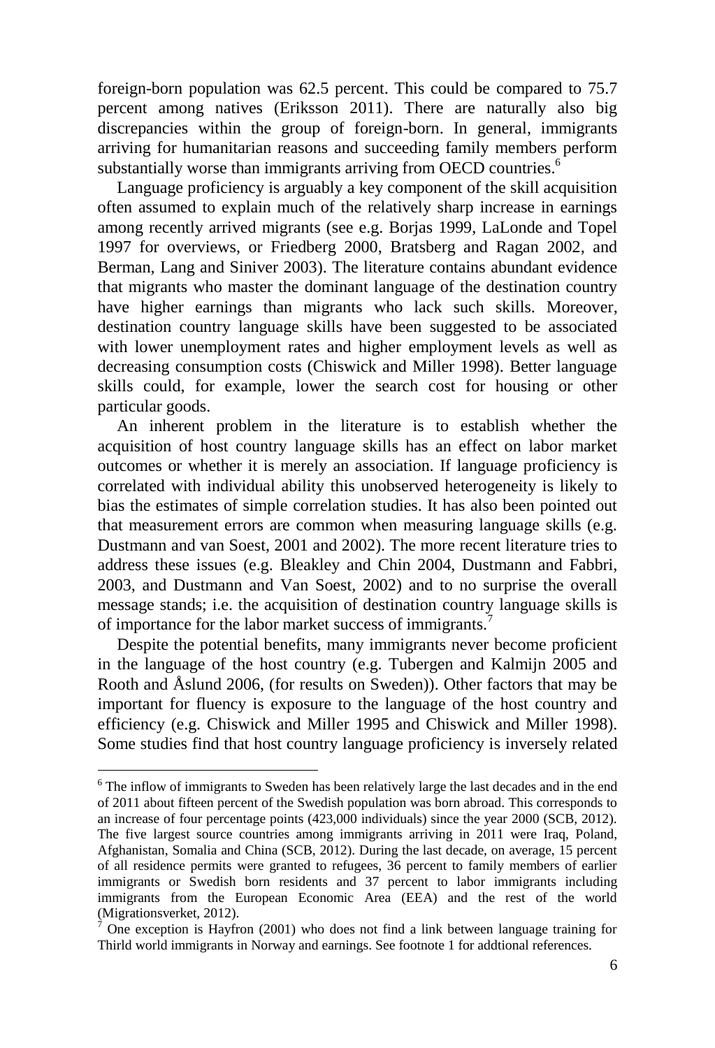foreign-born population was 62.5 percent. This could be compared to 75.7 percent among natives (Eriksson 2011). There are naturally also big discrepancies within the group of foreign-born. In general, immigrants arriving for humanitarian reasons and succeeding family members perform substantially worse than immigrants arriving from OECD countries.[6]

Language proficiency is arguably a key component of the skill acquisition often assumed to explain much of the relatively sharp increase in earnings among recently arrived migrants (see e.g. Borjas 1999, LaLonde and Topel 1997 for overviews, or Friedberg 2000, Bratsberg and Ragan 2002, and Berman, Lang and Siniver 2003). The literature contains abundant evidence that migrants who master the dominant language of the destination country have higher earnings than migrants who lack such skills. Moreover, destination country language skills have been suggested to be associated with lower unemployment rates and higher employment levels as well as decreasing consumption costs (Chiswick and Miller 1998). Better language skills could, for example, lower the search cost for housing or other particular goods.

An inherent problem in the literature is to establish whether the acquisition of host country language skills has an effect on labor market outcomes or whether it is merely an association. If language proficiency is correlated with individual ability this unobserved heterogeneity is likely to bias the estimates of simple correlation studies. It has also been pointed out that measurement errors are common when measuring language skills (e.g. Dustmann and van Soest, 2001 and 2002). The more recent literature tries to address these issues (e.g. Bleakley and Chin 2004, Dustmann and Fabbri, 2003, and Dustmann and Van Soest, 2002) and to no surprise the overall message stands; i.e. the acquisition of destination country language skills is of importance for the labor market success of immigrants.[7]

Despite the potential benefits, many immigrants never become proficient in the language of the host country (e.g. Tubergen and Kalmijn 2005 and Rooth and Åslund 2006, (for results on Sweden)). Other factors that may be important for fluency is exposure to the language of the host country and efficiency (e.g. Chiswick and Miller 1995 and Chiswick and Miller 1998). Some studies find that host country language proficiency is inversely related

---

[6] The inflow of immigrants to Sweden has been relatively large the last decades and in the end of 2011 about fifteen percent of the Swedish population was born abroad. This corresponds to an increase of four percentage points (423,000 individuals) since the year 2000 (SCB, 2012). The five largest source countries among immigrants arriving in 2011 were Iraq, Poland, Afghanistan, Somalia and China (SCB, 2012). During the last decade, on average, 15 percent of all residence permits were granted to refugees, 36 percent to family members of earlier immigrants or Swedish born residents and 37 percent to labor immigrants including immigrants from the European Economic Area (EEA) and the rest of the world (Migrationsverket, 2012).

[7] One exception is Hayfron (2001) who does not find a link between language training for Thirld world immigrants in Norway and earnings. See footnote 1 for addtional references.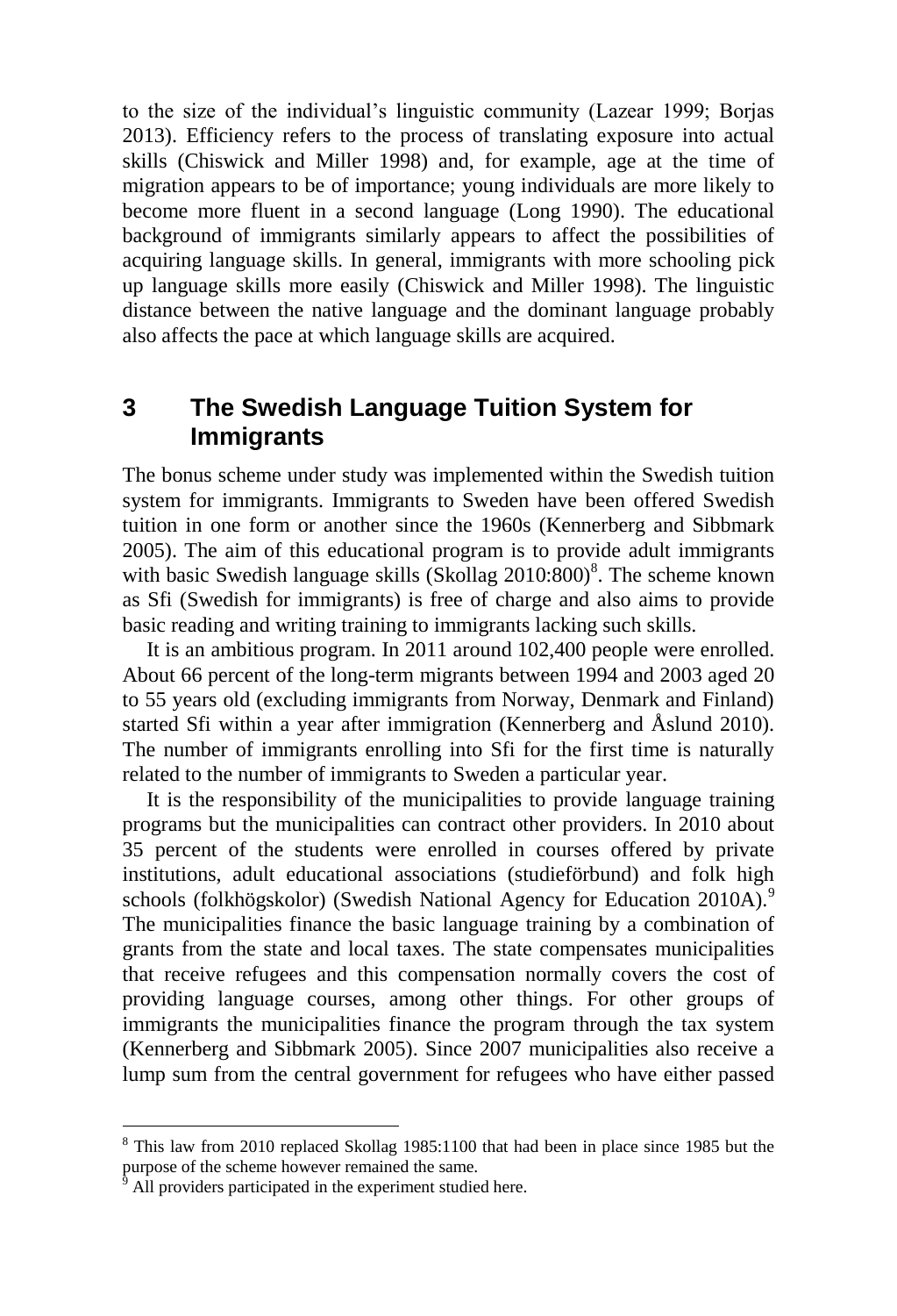to the size of the individual's linguistic community (Lazear 1999; Borjas 2013). Efficiency refers to the process of translating exposure into actual skills (Chiswick and Miller 1998) and, for example, age at the time of migration appears to be of importance; young individuals are more likely to become more fluent in a second language (Long 1990). The educational background of immigrants similarly appears to affect the possibilities of acquiring language skills. In general, immigrants with more schooling pick up language skills more easily (Chiswick and Miller 1998). The linguistic distance between the native language and the dominant language probably also affects the pace at which language skills are acquired.

## 3 The Swedish Language Tuition System for Immigrants

The bonus scheme under study was implemented within the Swedish tuition system for immigrants. Immigrants to Sweden have been offered Swedish tuition in one form or another since the 1960s (Kennerberg and Sibbmark 2005). The aim of this educational program is to provide adult immigrants with basic Swedish language skills (Skollag 2010:800)[8]. The scheme known as Sfi (Swedish for immigrants) is free of charge and also aims to provide basic reading and writing training to immigrants lacking such skills.

It is an ambitious program. In 2011 around 102,400 people were enrolled. About 66 percent of the long-term migrants between 1994 and 2003 aged 20 to 55 years old (excluding immigrants from Norway, Denmark and Finland) started Sfi within a year after immigration (Kennerberg and Åslund 2010). The number of immigrants enrolling into Sfi for the first time is naturally related to the number of immigrants to Sweden a particular year.

It is the responsibility of the municipalities to provide language training programs but the municipalities can contract other providers. In 2010 about 35 percent of the students were enrolled in courses offered by private institutions, adult educational associations (studieförbund) and folk high schools (folkhögskolor) (Swedish National Agency for Education 2010A).[9] The municipalities finance the basic language training by a combination of grants from the state and local taxes. The state compensates municipalities that receive refugees and this compensation normally covers the cost of providing language courses, among other things. For other groups of immigrants the municipalities finance the program through the tax system (Kennerberg and Sibbmark 2005). Since 2007 municipalities also receive a lump sum from the central government for refugees who have either passed

[8] This law from 2010 replaced Skollag 1985:1100 that had been in place since 1985 but the purpose of the scheme however remained the same.

[9] All providers participated in the experiment studied here.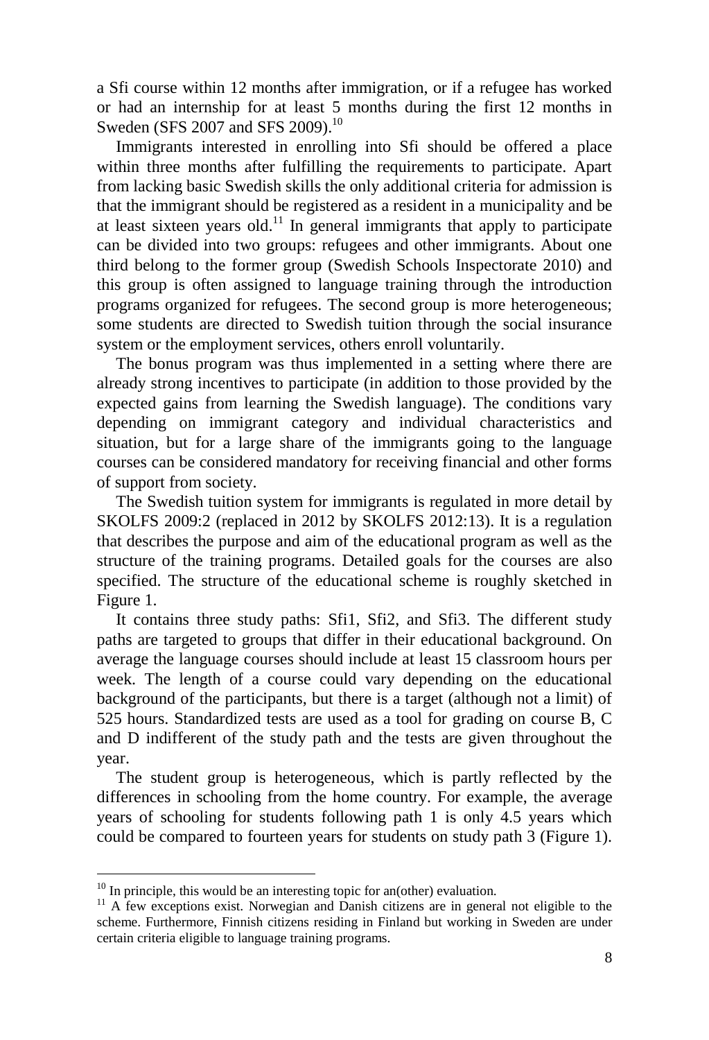a Sfi course within 12 months after immigration, or if a refugee has worked or had an internship for at least 5 months during the first 12 months in Sweden (SFS 2007 and SFS 2009).[10]

Immigrants interested in enrolling into Sfi should be offered a place within three months after fulfilling the requirements to participate. Apart from lacking basic Swedish skills the only additional criteria for admission is that the immigrant should be registered as a resident in a municipality and be at least sixteen years old.[11] In general immigrants that apply to participate can be divided into two groups: refugees and other immigrants. About one third belong to the former group (Swedish Schools Inspectorate 2010) and this group is often assigned to language training through the introduction programs organized for refugees. The second group is more heterogeneous; some students are directed to Swedish tuition through the social insurance system or the employment services, others enroll voluntarily.

The bonus program was thus implemented in a setting where there are already strong incentives to participate (in addition to those provided by the expected gains from learning the Swedish language). The conditions vary depending on immigrant category and individual characteristics and situation, but for a large share of the immigrants going to the language courses can be considered mandatory for receiving financial and other forms of support from society.

The Swedish tuition system for immigrants is regulated in more detail by SKOLFS 2009:2 (replaced in 2012 by SKOLFS 2012:13). It is a regulation that describes the purpose and aim of the educational program as well as the structure of the training programs. Detailed goals for the courses are also specified. The structure of the educational scheme is roughly sketched in Figure 1.

It contains three study paths: Sfi1, Sfi2, and Sfi3. The different study paths are targeted to groups that differ in their educational background. On average the language courses should include at least 15 classroom hours per week. The length of a course could vary depending on the educational background of the participants, but there is a target (although not a limit) of 525 hours. Standardized tests are used as a tool for grading on course B, C and D indifferent of the study path and the tests are given throughout the year.

The student group is heterogeneous, which is partly reflected by the differences in schooling from the home country. For example, the average years of schooling for students following path 1 is only 4.5 years which could be compared to fourteen years for students on study path 3 (Figure 1).

[10] In principle, this would be an interesting topic for an(other) evaluation.

[11] A few exceptions exist. Norwegian and Danish citizens are in general not eligible to the scheme. Furthermore, Finnish citizens residing in Finland but working in Sweden are under certain criteria eligible to language training programs.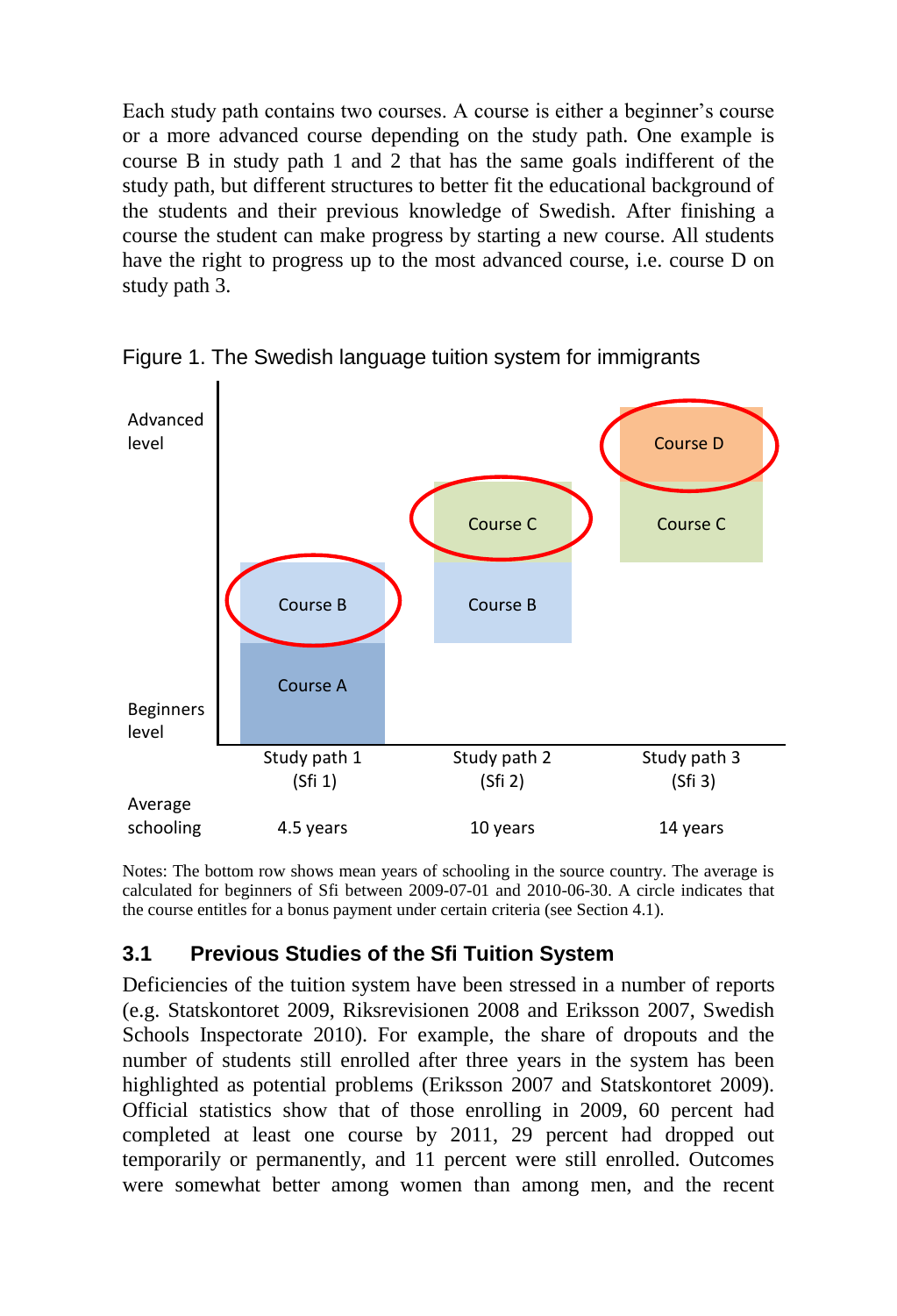Each study path contains two courses. A course is either a beginner's course or a more advanced course depending on the study path. One example is course B in study path 1 and 2 that has the same goals indifferent of the study path, but different structures to better fit the educational background of the students and their previous knowledge of Swedish. After finishing a course the student can make progress by starting a new course. All students have the right to progress up to the most advanced course, i.e. course D on study path 3.

Figure 1. The Swedish language tuition system for immigrants

| | Study path 1 (Sfi 1) | Study path 2 (Sfi 2) | Study path 3 (Sfi 3) |
|---|---|---|---|
| Advanced level | | | Course D (circled) |
| | | Course C (circled) | Course C |
| | Course B (circled) | Course B | |
| Beginners level | Course A | | |
| Average schooling | 4.5 years | 10 years | 14 years |

Notes: The bottom row shows mean years of schooling in the source country. The average is calculated for beginners of Sfi between 2009-07-01 and 2010-06-30. A circle indicates that the course entitles for a bonus payment under certain criteria (see Section 4.1).

### 3.1 Previous Studies of the Sfi Tuition System

Deficiencies of the tuition system have been stressed in a number of reports (e.g. Statskontoret 2009, Riksrevisionen 2008 and Eriksson 2007, Swedish Schools Inspectorate 2010). For example, the share of dropouts and the number of students still enrolled after three years in the system has been highlighted as potential problems (Eriksson 2007 and Statskontoret 2009). Official statistics show that of those enrolling in 2009, 60 percent had completed at least one course by 2011, 29 percent had dropped out temporarily or permanently, and 11 percent were still enrolled. Outcomes were somewhat better among women than among men, and the recent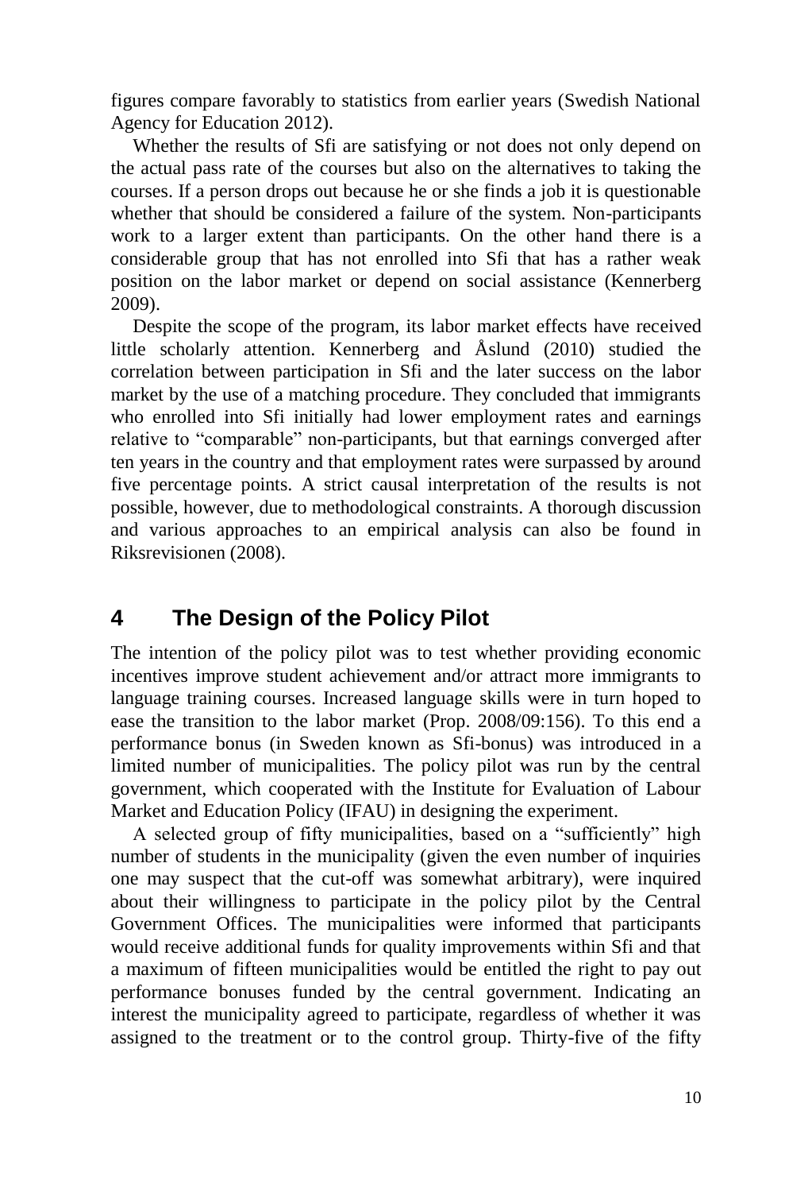figures compare favorably to statistics from earlier years (Swedish National Agency for Education 2012).

Whether the results of Sfi are satisfying or not does not only depend on the actual pass rate of the courses but also on the alternatives to taking the courses. If a person drops out because he or she finds a job it is questionable whether that should be considered a failure of the system. Non-participants work to a larger extent than participants. On the other hand there is a considerable group that has not enrolled into Sfi that has a rather weak position on the labor market or depend on social assistance (Kennerberg 2009).

Despite the scope of the program, its labor market effects have received little scholarly attention. Kennerberg and Åslund (2010) studied the correlation between participation in Sfi and the later success on the labor market by the use of a matching procedure. They concluded that immigrants who enrolled into Sfi initially had lower employment rates and earnings relative to "comparable" non-participants, but that earnings converged after ten years in the country and that employment rates were surpassed by around five percentage points. A strict causal interpretation of the results is not possible, however, due to methodological constraints. A thorough discussion and various approaches to an empirical analysis can also be found in Riksrevisionen (2008).

## 4 The Design of the Policy Pilot

The intention of the policy pilot was to test whether providing economic incentives improve student achievement and/or attract more immigrants to language training courses. Increased language skills were in turn hoped to ease the transition to the labor market (Prop. 2008/09:156). To this end a performance bonus (in Sweden known as Sfi-bonus) was introduced in a limited number of municipalities. The policy pilot was run by the central government, which cooperated with the Institute for Evaluation of Labour Market and Education Policy (IFAU) in designing the experiment.

A selected group of fifty municipalities, based on a "sufficiently" high number of students in the municipality (given the even number of inquiries one may suspect that the cut-off was somewhat arbitrary), were inquired about their willingness to participate in the policy pilot by the Central Government Offices. The municipalities were informed that participants would receive additional funds for quality improvements within Sfi and that a maximum of fifteen municipalities would be entitled the right to pay out performance bonuses funded by the central government. Indicating an interest the municipality agreed to participate, regardless of whether it was assigned to the treatment or to the control group. Thirty-five of the fifty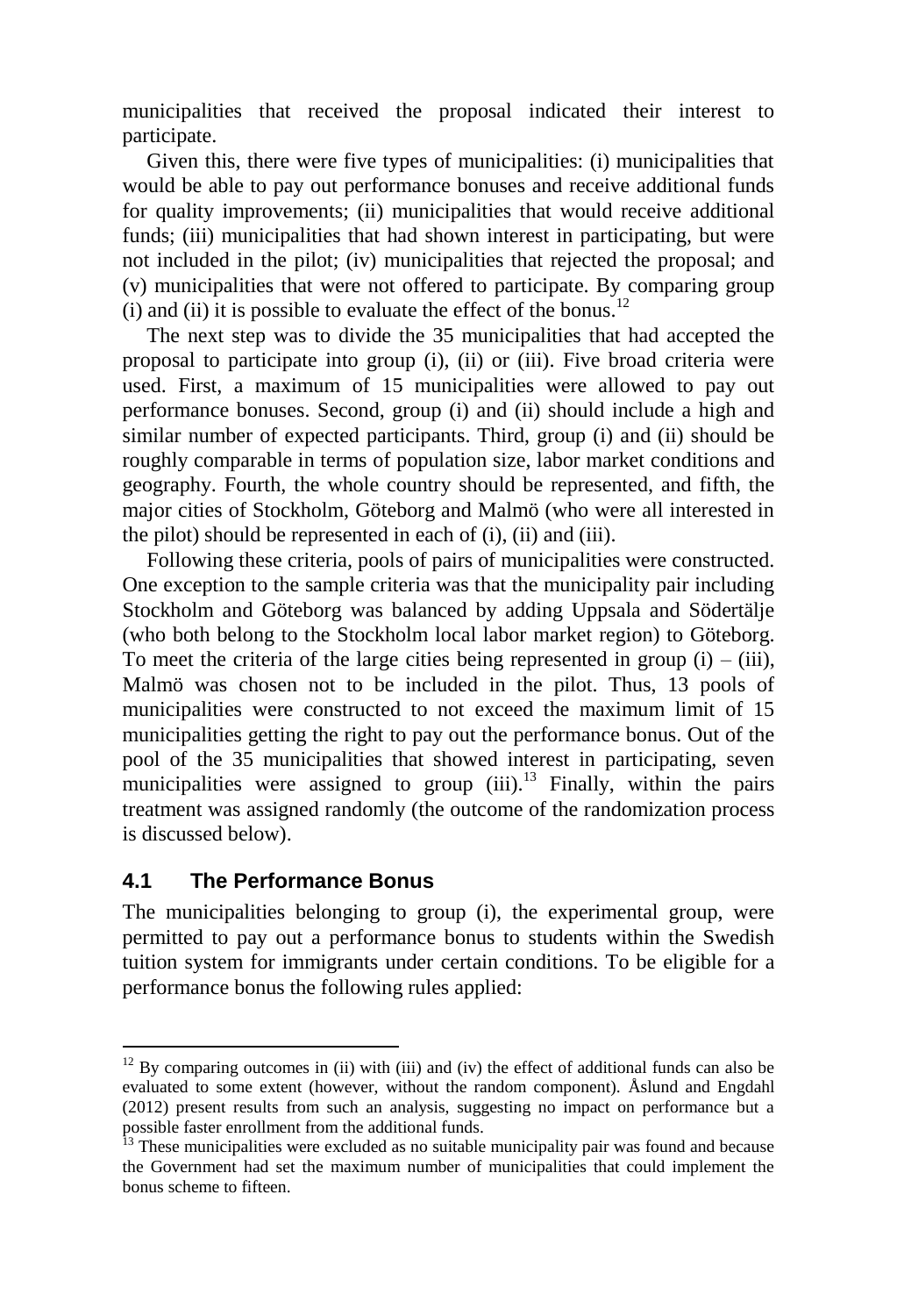municipalities that received the proposal indicated their interest to participate.

Given this, there were five types of municipalities: (i) municipalities that would be able to pay out performance bonuses and receive additional funds for quality improvements; (ii) municipalities that would receive additional funds; (iii) municipalities that had shown interest in participating, but were not included in the pilot; (iv) municipalities that rejected the proposal; and (v) municipalities that were not offered to participate. By comparing group (i) and (ii) it is possible to evaluate the effect of the bonus.[12]

The next step was to divide the 35 municipalities that had accepted the proposal to participate into group (i), (ii) or (iii). Five broad criteria were used. First, a maximum of 15 municipalities were allowed to pay out performance bonuses. Second, group (i) and (ii) should include a high and similar number of expected participants. Third, group (i) and (ii) should be roughly comparable in terms of population size, labor market conditions and geography. Fourth, the whole country should be represented, and fifth, the major cities of Stockholm, Göteborg and Malmö (who were all interested in the pilot) should be represented in each of (i), (ii) and (iii).

Following these criteria, pools of pairs of municipalities were constructed. One exception to the sample criteria was that the municipality pair including Stockholm and Göteborg was balanced by adding Uppsala and Södertälje (who both belong to the Stockholm local labor market region) to Göteborg. To meet the criteria of the large cities being represented in group (i) – (iii), Malmö was chosen not to be included in the pilot. Thus, 13 pools of municipalities were constructed to not exceed the maximum limit of 15 municipalities getting the right to pay out the performance bonus. Out of the pool of the 35 municipalities that showed interest in participating, seven municipalities were assigned to group (iii).[13] Finally, within the pairs treatment was assigned randomly (the outcome of the randomization process is discussed below).

## 4.1 The Performance Bonus

The municipalities belonging to group (i), the experimental group, were permitted to pay out a performance bonus to students within the Swedish tuition system for immigrants under certain conditions. To be eligible for a performance bonus the following rules applied:

---

[12] By comparing outcomes in (ii) with (iii) and (iv) the effect of additional funds can also be evaluated to some extent (however, without the random component). Åslund and Engdahl (2012) present results from such an analysis, suggesting no impact on performance but a possible faster enrollment from the additional funds.

[13] These municipalities were excluded as no suitable municipality pair was found and because the Government had set the maximum number of municipalities that could implement the bonus scheme to fifteen.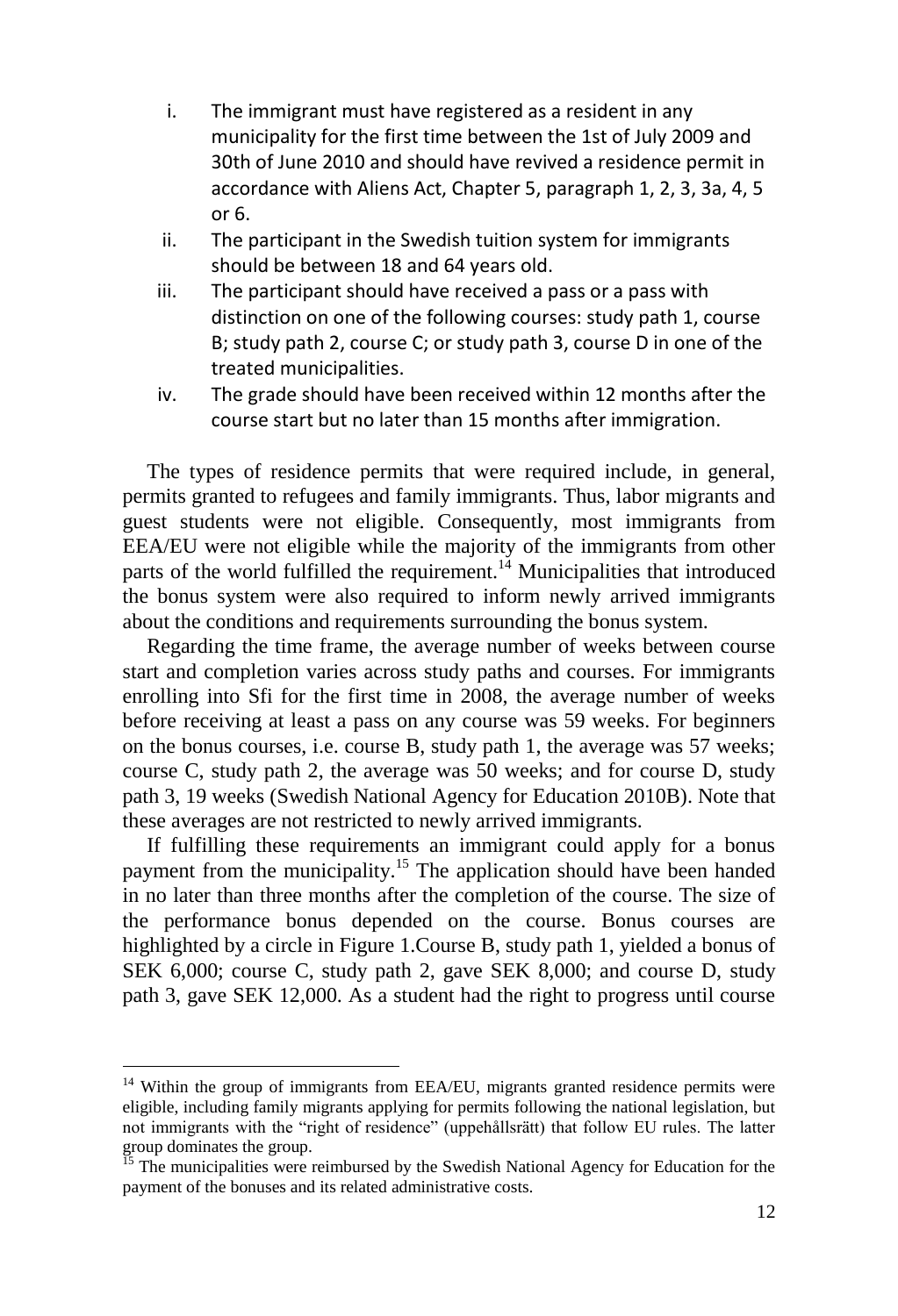i. The immigrant must have registered as a resident in any municipality for the first time between the 1st of July 2009 and 30th of June 2010 and should have revived a residence permit in accordance with Aliens Act, Chapter 5, paragraph 1, 2, 3, 3a, 4, 5 or 6.
ii. The participant in the Swedish tuition system for immigrants should be between 18 and 64 years old.
iii. The participant should have received a pass or a pass with distinction on one of the following courses: study path 1, course B; study path 2, course C; or study path 3, course D in one of the treated municipalities.
iv. The grade should have been received within 12 months after the course start but no later than 15 months after immigration.

The types of residence permits that were required include, in general, permits granted to refugees and family immigrants. Thus, labor migrants and guest students were not eligible. Consequently, most immigrants from EEA/EU were not eligible while the majority of the immigrants from other parts of the world fulfilled the requirement.[14] Municipalities that introduced the bonus system were also required to inform newly arrived immigrants about the conditions and requirements surrounding the bonus system.

Regarding the time frame, the average number of weeks between course start and completion varies across study paths and courses. For immigrants enrolling into Sfi for the first time in 2008, the average number of weeks before receiving at least a pass on any course was 59 weeks. For beginners on the bonus courses, i.e. course B, study path 1, the average was 57 weeks; course C, study path 2, the average was 50 weeks; and for course D, study path 3, 19 weeks (Swedish National Agency for Education 2010B). Note that these averages are not restricted to newly arrived immigrants.

If fulfilling these requirements an immigrant could apply for a bonus payment from the municipality.[15] The application should have been handed in no later than three months after the completion of the course. The size of the performance bonus depended on the course. Bonus courses are highlighted by a circle in Figure 1.Course B, study path 1, yielded a bonus of SEK 6,000; course C, study path 2, gave SEK 8,000; and course D, study path 3, gave SEK 12,000. As a student had the right to progress until course

[14] Within the group of immigrants from EEA/EU, migrants granted residence permits were eligible, including family migrants applying for permits following the national legislation, but not immigrants with the "right of residence" (uppehållsrätt) that follow EU rules. The latter group dominates the group.

[15] The municipalities were reimbursed by the Swedish National Agency for Education for the payment of the bonuses and its related administrative costs.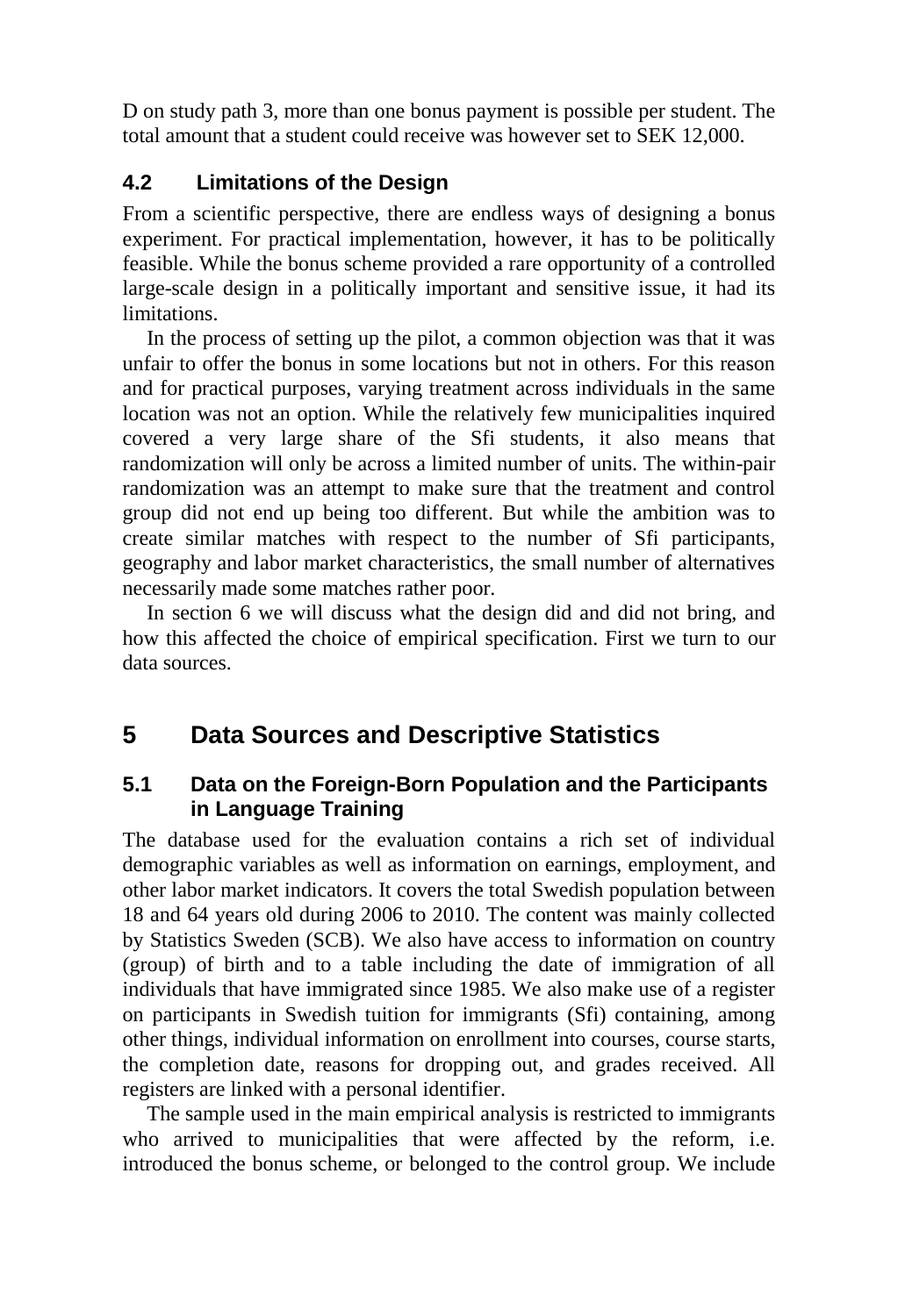D on study path 3, more than one bonus payment is possible per student. The total amount that a student could receive was however set to SEK 12,000.

### 4.2 Limitations of the Design

From a scientific perspective, there are endless ways of designing a bonus experiment. For practical implementation, however, it has to be politically feasible. While the bonus scheme provided a rare opportunity of a controlled large-scale design in a politically important and sensitive issue, it had its limitations.

In the process of setting up the pilot, a common objection was that it was unfair to offer the bonus in some locations but not in others. For this reason and for practical purposes, varying treatment across individuals in the same location was not an option. While the relatively few municipalities inquired covered a very large share of the Sfi students, it also means that randomization will only be across a limited number of units. The within-pair randomization was an attempt to make sure that the treatment and control group did not end up being too different. But while the ambition was to create similar matches with respect to the number of Sfi participants, geography and labor market characteristics, the small number of alternatives necessarily made some matches rather poor.

In section 6 we will discuss what the design did and did not bring, and how this affected the choice of empirical specification. First we turn to our data sources.

## 5 Data Sources and Descriptive Statistics

### 5.1 Data on the Foreign-Born Population and the Participants in Language Training

The database used for the evaluation contains a rich set of individual demographic variables as well as information on earnings, employment, and other labor market indicators. It covers the total Swedish population between 18 and 64 years old during 2006 to 2010. The content was mainly collected by Statistics Sweden (SCB). We also have access to information on country (group) of birth and to a table including the date of immigration of all individuals that have immigrated since 1985. We also make use of a register on participants in Swedish tuition for immigrants (Sfi) containing, among other things, individual information on enrollment into courses, course starts, the completion date, reasons for dropping out, and grades received. All registers are linked with a personal identifier.

The sample used in the main empirical analysis is restricted to immigrants who arrived to municipalities that were affected by the reform, i.e. introduced the bonus scheme, or belonged to the control group. We include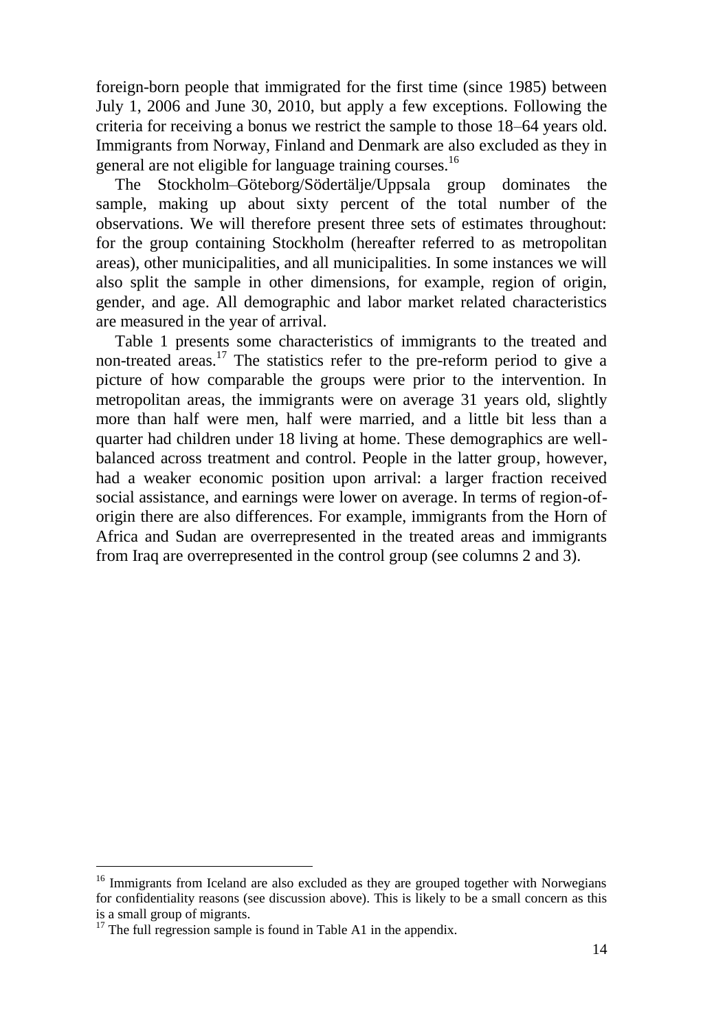foreign-born people that immigrated for the first time (since 1985) between July 1, 2006 and June 30, 2010, but apply a few exceptions. Following the criteria for receiving a bonus we restrict the sample to those 18–64 years old. Immigrants from Norway, Finland and Denmark are also excluded as they in general are not eligible for language training courses.[16]

The Stockholm–Göteborg/Södertälje/Uppsala group dominates the sample, making up about sixty percent of the total number of the observations. We will therefore present three sets of estimates throughout: for the group containing Stockholm (hereafter referred to as metropolitan areas), other municipalities, and all municipalities. In some instances we will also split the sample in other dimensions, for example, region of origin, gender, and age. All demographic and labor market related characteristics are measured in the year of arrival.

Table 1 presents some characteristics of immigrants to the treated and non-treated areas.[17] The statistics refer to the pre-reform period to give a picture of how comparable the groups were prior to the intervention. In metropolitan areas, the immigrants were on average 31 years old, slightly more than half were men, half were married, and a little bit less than a quarter had children under 18 living at home. These demographics are well-balanced across treatment and control. People in the latter group, however, had a weaker economic position upon arrival: a larger fraction received social assistance, and earnings were lower on average. In terms of region-of-origin there are also differences. For example, immigrants from the Horn of Africa and Sudan are overrepresented in the treated areas and immigrants from Iraq are overrepresented in the control group (see columns 2 and 3).

[16] Immigrants from Iceland are also excluded as they are grouped together with Norwegians for confidentiality reasons (see discussion above). This is likely to be a small concern as this is a small group of migrants.

[17] The full regression sample is found in Table A1 in the appendix.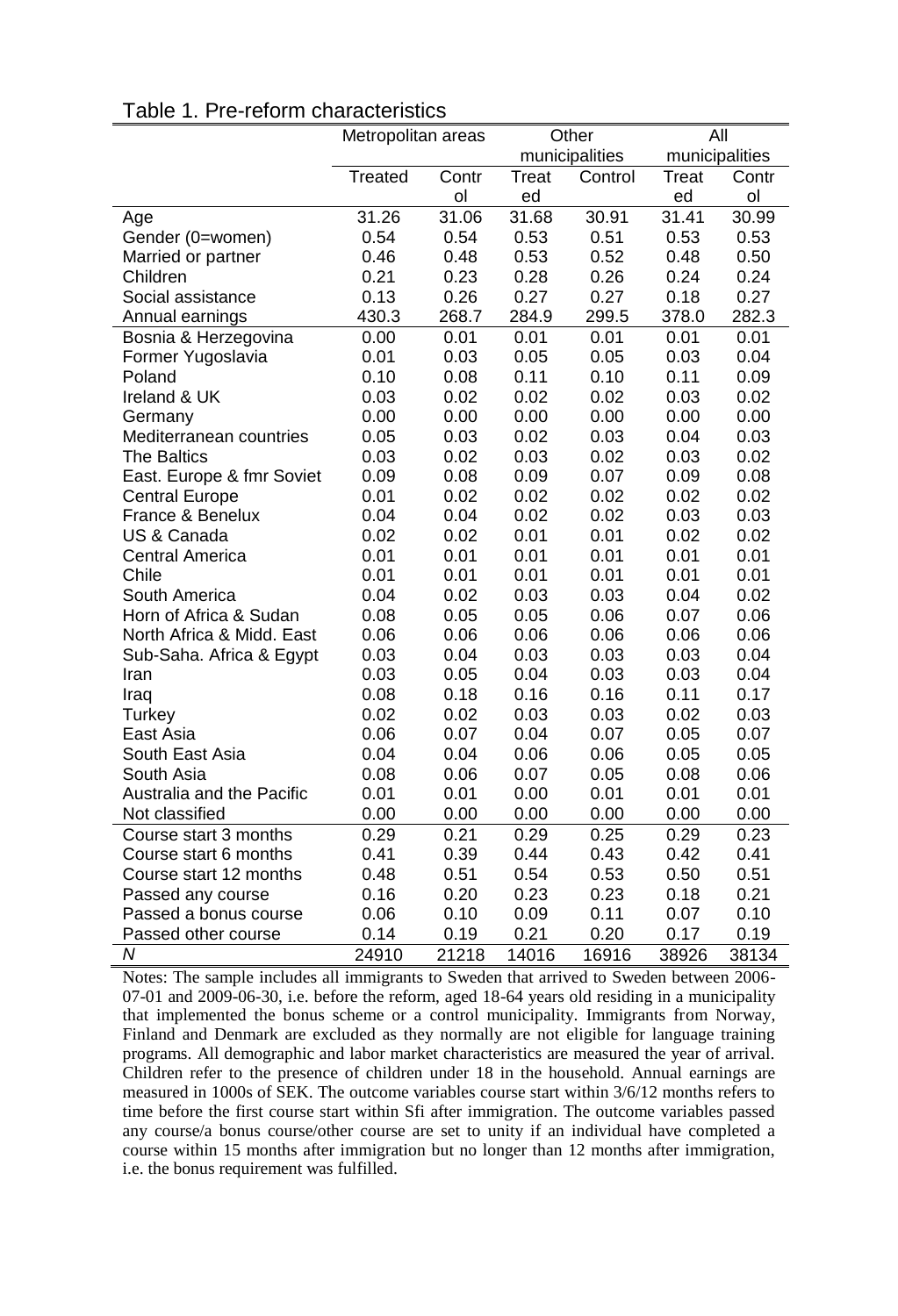Table 1. Pre-reform characteristics

| | Metropolitan areas | | Other municipalities | | All municipalities | |
|---|---|---|---|---|---|---|
| | Treated | Control | Treated | Control | Treated | Control |
| Age | 31.26 | 31.06 | 31.68 | 30.91 | 31.41 | 30.99 |
| Gender (0=women) | 0.54 | 0.54 | 0.53 | 0.51 | 0.53 | 0.53 |
| Married or partner | 0.46 | 0.48 | 0.53 | 0.52 | 0.48 | 0.50 |
| Children | 0.21 | 0.23 | 0.28 | 0.26 | 0.24 | 0.24 |
| Social assistance | 0.13 | 0.26 | 0.27 | 0.27 | 0.18 | 0.27 |
| Annual earnings | 430.3 | 268.7 | 284.9 | 299.5 | 378.0 | 282.3 |
| Bosnia & Herzegovina | 0.00 | 0.01 | 0.01 | 0.01 | 0.01 | 0.01 |
| Former Yugoslavia | 0.01 | 0.03 | 0.05 | 0.05 | 0.03 | 0.04 |
| Poland | 0.10 | 0.08 | 0.11 | 0.10 | 0.11 | 0.09 |
| Ireland & UK | 0.03 | 0.02 | 0.02 | 0.02 | 0.03 | 0.02 |
| Germany | 0.00 | 0.00 | 0.00 | 0.00 | 0.00 | 0.00 |
| Mediterranean countries | 0.05 | 0.03 | 0.02 | 0.03 | 0.04 | 0.03 |
| The Baltics | 0.03 | 0.02 | 0.03 | 0.02 | 0.03 | 0.02 |
| East. Europe & fmr Soviet | 0.09 | 0.08 | 0.09 | 0.07 | 0.09 | 0.08 |
| Central Europe | 0.01 | 0.02 | 0.02 | 0.02 | 0.02 | 0.02 |
| France & Benelux | 0.04 | 0.04 | 0.02 | 0.02 | 0.03 | 0.03 |
| US & Canada | 0.02 | 0.02 | 0.01 | 0.01 | 0.02 | 0.02 |
| Central America | 0.01 | 0.01 | 0.01 | 0.01 | 0.01 | 0.01 |
| Chile | 0.01 | 0.01 | 0.01 | 0.01 | 0.01 | 0.01 |
| South America | 0.04 | 0.02 | 0.03 | 0.03 | 0.04 | 0.02 |
| Horn of Africa & Sudan | 0.08 | 0.05 | 0.05 | 0.06 | 0.07 | 0.06 |
| North Africa & Midd. East | 0.06 | 0.06 | 0.06 | 0.06 | 0.06 | 0.06 |
| Sub-Saha. Africa & Egypt | 0.03 | 0.04 | 0.03 | 0.03 | 0.03 | 0.04 |
| Iran | 0.03 | 0.05 | 0.04 | 0.03 | 0.03 | 0.04 |
| Iraq | 0.08 | 0.18 | 0.16 | 0.16 | 0.11 | 0.17 |
| Turkey | 0.02 | 0.02 | 0.03 | 0.03 | 0.02 | 0.03 |
| East Asia | 0.06 | 0.07 | 0.04 | 0.07 | 0.05 | 0.07 |
| South East Asia | 0.04 | 0.04 | 0.06 | 0.06 | 0.05 | 0.05 |
| South Asia | 0.08 | 0.06 | 0.07 | 0.05 | 0.08 | 0.06 |
| Australia and the Pacific | 0.01 | 0.01 | 0.00 | 0.01 | 0.01 | 0.01 |
| Not classified | 0.00 | 0.00 | 0.00 | 0.00 | 0.00 | 0.00 |
| Course start 3 months | 0.29 | 0.21 | 0.29 | 0.25 | 0.29 | 0.23 |
| Course start 6 months | 0.41 | 0.39 | 0.44 | 0.43 | 0.42 | 0.41 |
| Course start 12 months | 0.48 | 0.51 | 0.54 | 0.53 | 0.50 | 0.51 |
| Passed any course | 0.16 | 0.20 | 0.23 | 0.23 | 0.18 | 0.21 |
| Passed a bonus course | 0.06 | 0.10 | 0.09 | 0.11 | 0.07 | 0.10 |
| Passed other course | 0.14 | 0.19 | 0.21 | 0.20 | 0.17 | 0.19 |
| *N* | 24910 | 21218 | 14016 | 16916 | 38926 | 38134 |

Notes: The sample includes all immigrants to Sweden that arrived to Sweden between 2006-07-01 and 2009-06-30, i.e. before the reform, aged 18-64 years old residing in a municipality that implemented the bonus scheme or a control municipality. Immigrants from Norway, Finland and Denmark are excluded as they normally are not eligible for language training programs. All demographic and labor market characteristics are measured the year of arrival. Children refer to the presence of children under 18 in the household. Annual earnings are measured in 1000s of SEK. The outcome variables course start within 3/6/12 months refers to time before the first course start within Sfi after immigration. The outcome variables passed any course/a bonus course/other course are set to unity if an individual have completed a course within 15 months after immigration but no longer than 12 months after immigration, i.e. the bonus requirement was fulfilled.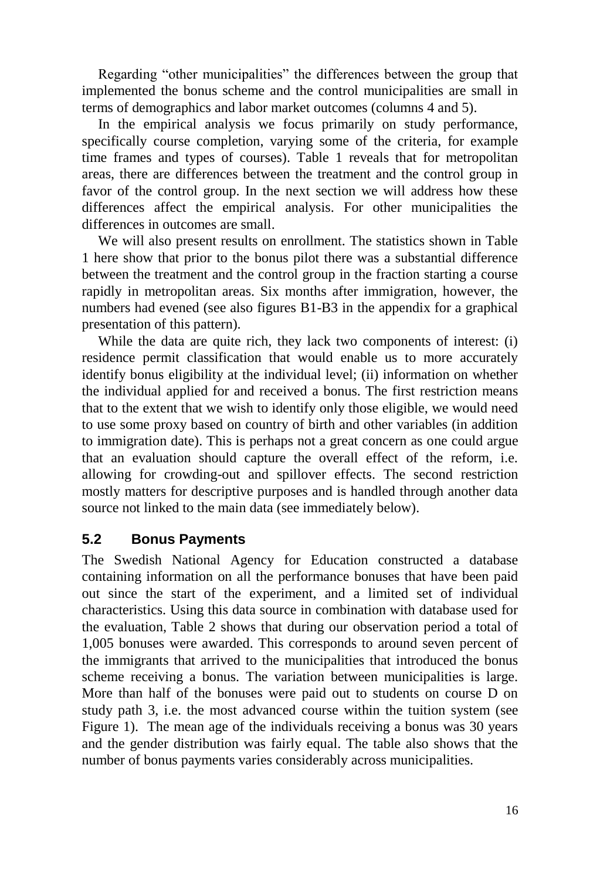Regarding “other municipalities” the differences between the group that implemented the bonus scheme and the control municipalities are small in terms of demographics and labor market outcomes (columns 4 and 5).

In the empirical analysis we focus primarily on study performance, specifically course completion, varying some of the criteria, for example time frames and types of courses). Table 1 reveals that for metropolitan areas, there are differences between the treatment and the control group in favor of the control group. In the next section we will address how these differences affect the empirical analysis. For other municipalities the differences in outcomes are small.

We will also present results on enrollment. The statistics shown in Table 1 here show that prior to the bonus pilot there was a substantial difference between the treatment and the control group in the fraction starting a course rapidly in metropolitan areas. Six months after immigration, however, the numbers had evened (see also figures B1-B3 in the appendix for a graphical presentation of this pattern).

While the data are quite rich, they lack two components of interest: (i) residence permit classification that would enable us to more accurately identify bonus eligibility at the individual level; (ii) information on whether the individual applied for and received a bonus. The first restriction means that to the extent that we wish to identify only those eligible, we would need to use some proxy based on country of birth and other variables (in addition to immigration date). This is perhaps not a great concern as one could argue that an evaluation should capture the overall effect of the reform, i.e. allowing for crowding-out and spillover effects. The second restriction mostly matters for descriptive purposes and is handled through another data source not linked to the main data (see immediately below).

## 5.2 Bonus Payments

The Swedish National Agency for Education constructed a database containing information on all the performance bonuses that have been paid out since the start of the experiment, and a limited set of individual characteristics. Using this data source in combination with database used for the evaluation, Table 2 shows that during our observation period a total of 1,005 bonuses were awarded. This corresponds to around seven percent of the immigrants that arrived to the municipalities that introduced the bonus scheme receiving a bonus. The variation between municipalities is large. More than half of the bonuses were paid out to students on course D on study path 3, i.e. the most advanced course within the tuition system (see Figure 1). The mean age of the individuals receiving a bonus was 30 years and the gender distribution was fairly equal. The table also shows that the number of bonus payments varies considerably across municipalities.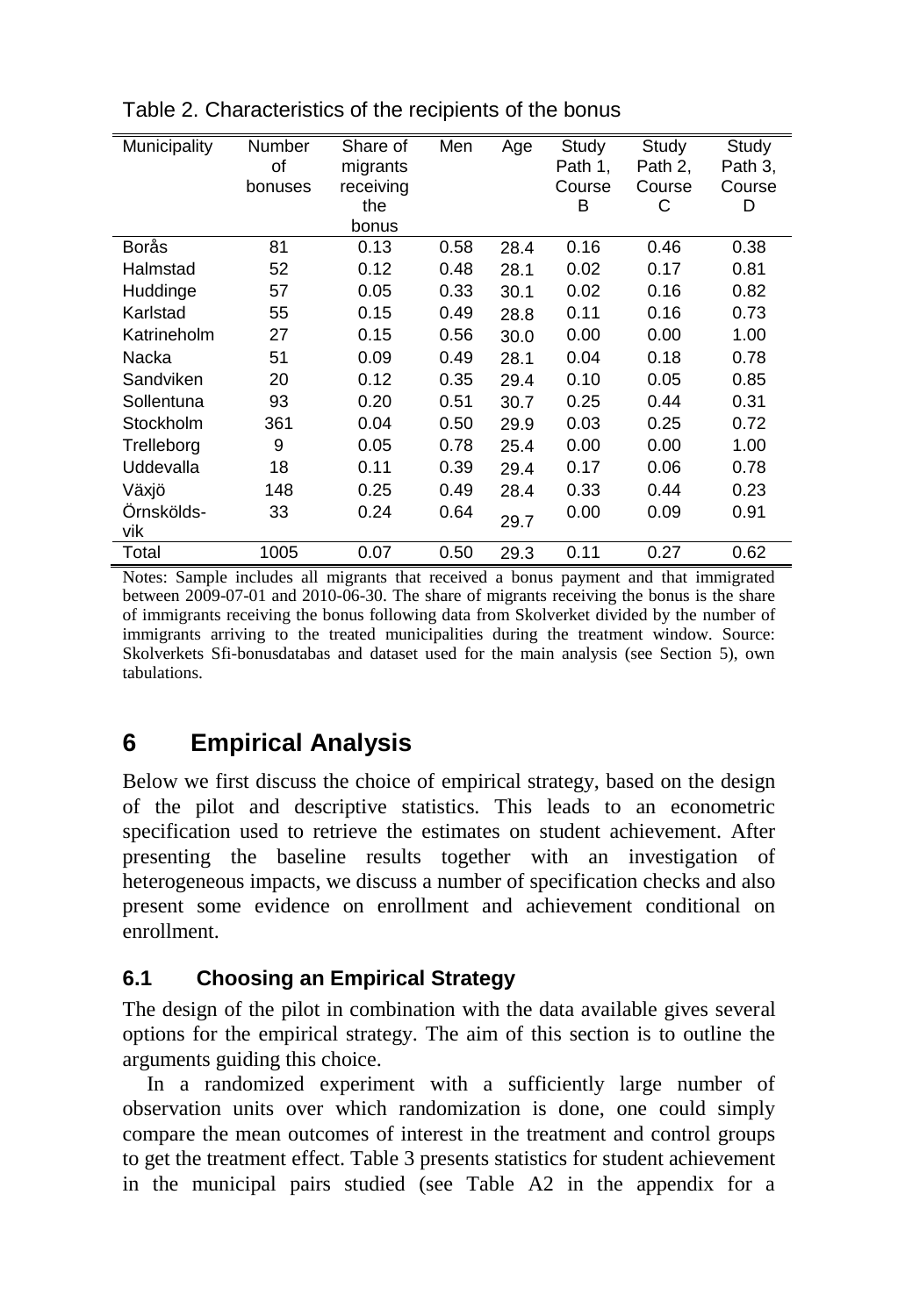Table 2. Characteristics of the recipients of the bonus

| Municipality | Number of bonuses | Share of migrants receiving the bonus | Men | Age | Study Path 1, Course B | Study Path 2, Course C | Study Path 3, Course D |
|---|---|---|---|---|---|---|---|
| Borås | 81 | 0.13 | 0.58 | 28.4 | 0.16 | 0.46 | 0.38 |
| Halmstad | 52 | 0.12 | 0.48 | 28.1 | 0.02 | 0.17 | 0.81 |
| Huddinge | 57 | 0.05 | 0.33 | 30.1 | 0.02 | 0.16 | 0.82 |
| Karlstad | 55 | 0.15 | 0.49 | 28.8 | 0.11 | 0.16 | 0.73 |
| Katrineholm | 27 | 0.15 | 0.56 | 30.0 | 0.00 | 0.00 | 1.00 |
| Nacka | 51 | 0.09 | 0.49 | 28.1 | 0.04 | 0.18 | 0.78 |
| Sandviken | 20 | 0.12 | 0.35 | 29.4 | 0.10 | 0.05 | 0.85 |
| Sollentuna | 93 | 0.20 | 0.51 | 30.7 | 0.25 | 0.44 | 0.31 |
| Stockholm | 361 | 0.04 | 0.50 | 29.9 | 0.03 | 0.25 | 0.72 |
| Trelleborg | 9 | 0.05 | 0.78 | 25.4 | 0.00 | 0.00 | 1.00 |
| Uddevalla | 18 | 0.11 | 0.39 | 29.4 | 0.17 | 0.06 | 0.78 |
| Växjö | 148 | 0.25 | 0.49 | 28.4 | 0.33 | 0.44 | 0.23 |
| Örnsköldsvik | 33 | 0.24 | 0.64 | 29.7 | 0.00 | 0.09 | 0.91 |
| Total | 1005 | 0.07 | 0.50 | 29.3 | 0.11 | 0.27 | 0.62 |

Notes: Sample includes all migrants that received a bonus payment and that immigrated between 2009-07-01 and 2010-06-30. The share of migrants receiving the bonus is the share of immigrants receiving the bonus following data from Skolverket divided by the number of immigrants arriving to the treated municipalities during the treatment window. Source: Skolverkets Sfi-bonusdatabas and dataset used for the main analysis (see Section 5), own tabulations.

# 6 Empirical Analysis

Below we first discuss the choice of empirical strategy, based on the design of the pilot and descriptive statistics. This leads to an econometric specification used to retrieve the estimates on student achievement. After presenting the baseline results together with an investigation of heterogeneous impacts, we discuss a number of specification checks and also present some evidence on enrollment and achievement conditional on enrollment.

## 6.1 Choosing an Empirical Strategy

The design of the pilot in combination with the data available gives several options for the empirical strategy. The aim of this section is to outline the arguments guiding this choice.

In a randomized experiment with a sufficiently large number of observation units over which randomization is done, one could simply compare the mean outcomes of interest in the treatment and control groups to get the treatment effect. Table 3 presents statistics for student achievement in the municipal pairs studied (see Table A2 in the appendix for a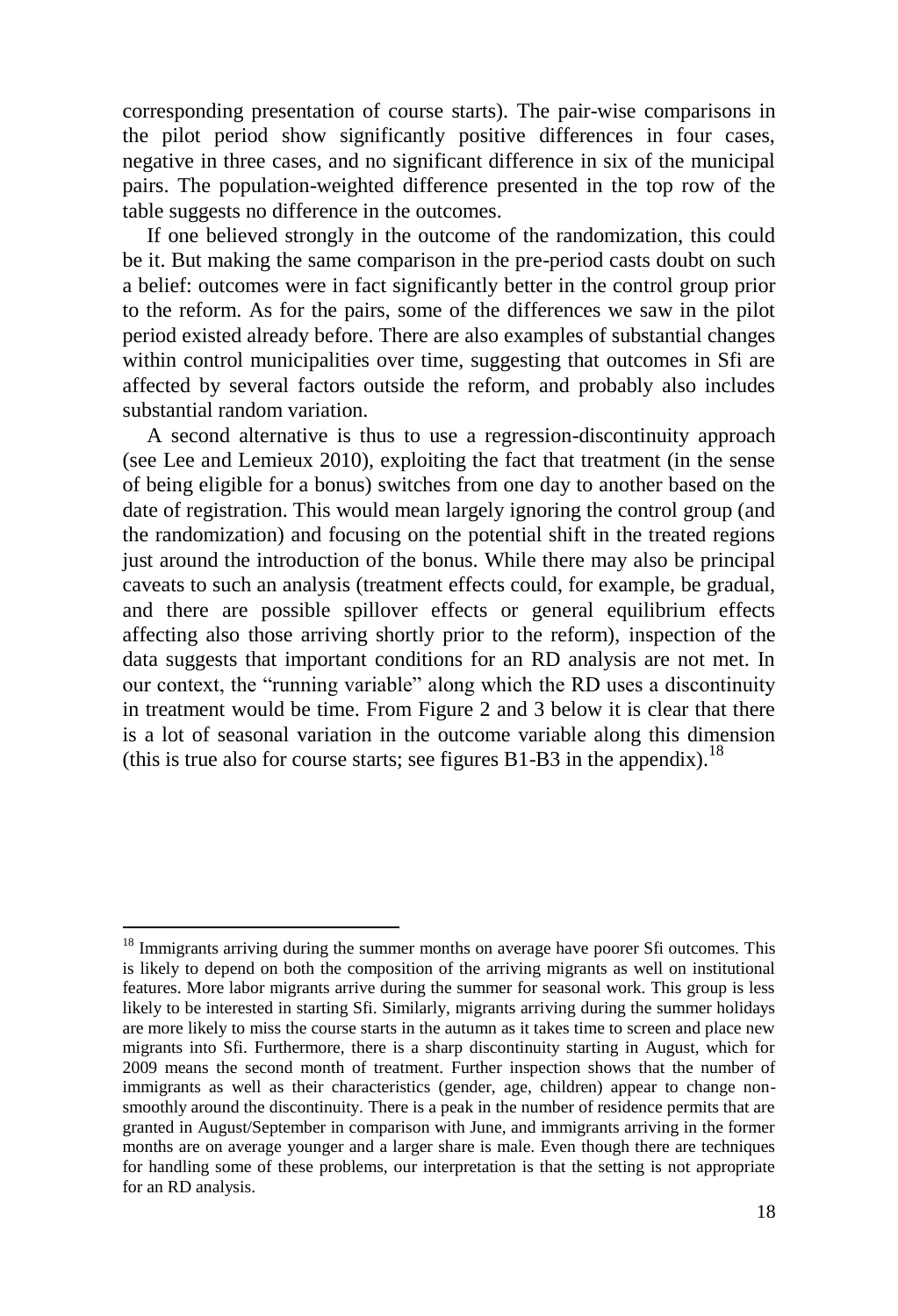corresponding presentation of course starts). The pair-wise comparisons in the pilot period show significantly positive differences in four cases, negative in three cases, and no significant difference in six of the municipal pairs. The population-weighted difference presented in the top row of the table suggests no difference in the outcomes.

If one believed strongly in the outcome of the randomization, this could be it. But making the same comparison in the pre-period casts doubt on such a belief: outcomes were in fact significantly better in the control group prior to the reform. As for the pairs, some of the differences we saw in the pilot period existed already before. There are also examples of substantial changes within control municipalities over time, suggesting that outcomes in Sfi are affected by several factors outside the reform, and probably also includes substantial random variation.

A second alternative is thus to use a regression-discontinuity approach (see Lee and Lemieux 2010), exploiting the fact that treatment (in the sense of being eligible for a bonus) switches from one day to another based on the date of registration. This would mean largely ignoring the control group (and the randomization) and focusing on the potential shift in the treated regions just around the introduction of the bonus. While there may also be principal caveats to such an analysis (treatment effects could, for example, be gradual, and there are possible spillover effects or general equilibrium effects affecting also those arriving shortly prior to the reform), inspection of the data suggests that important conditions for an RD analysis are not met. In our context, the "running variable" along which the RD uses a discontinuity in treatment would be time. From Figure 2 and 3 below it is clear that there is a lot of seasonal variation in the outcome variable along this dimension (this is true also for course starts; see figures B1-B3 in the appendix).[18]

[18] Immigrants arriving during the summer months on average have poorer Sfi outcomes. This is likely to depend on both the composition of the arriving migrants as well on institutional features. More labor migrants arrive during the summer for seasonal work. This group is less likely to be interested in starting Sfi. Similarly, migrants arriving during the summer holidays are more likely to miss the course starts in the autumn as it takes time to screen and place new migrants into Sfi. Furthermore, there is a sharp discontinuity starting in August, which for 2009 means the second month of treatment. Further inspection shows that the number of immigrants as well as their characteristics (gender, age, children) appear to change non-smoothly around the discontinuity. There is a peak in the number of residence permits that are granted in August/September in comparison with June, and immigrants arriving in the former months are on average younger and a larger share is male. Even though there are techniques for handling some of these problems, our interpretation is that the setting is not appropriate for an RD analysis.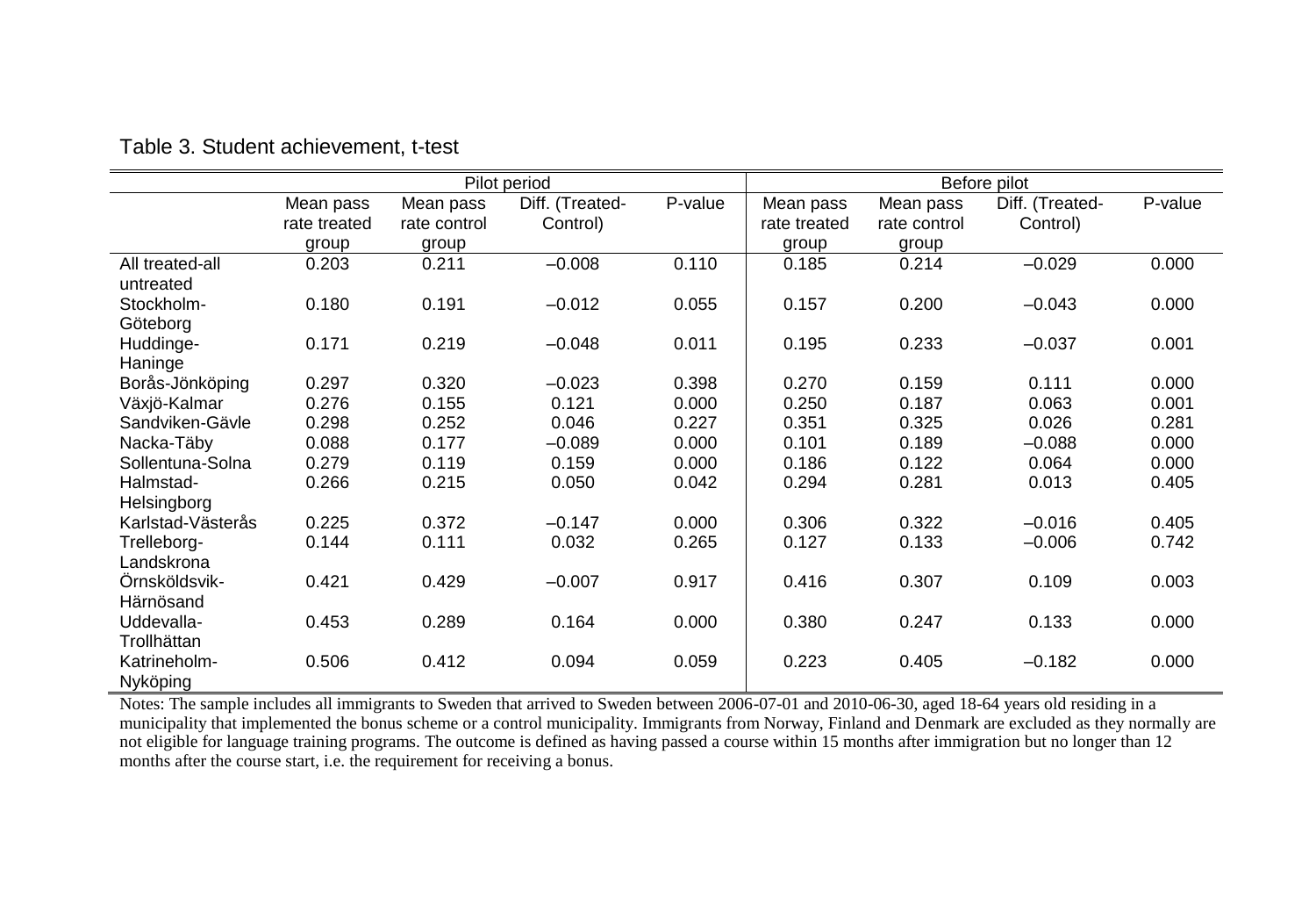Table 3. Student achievement, t-test

| | Pilot period | | | | Before pilot | | | |
|---|---|---|---|---|---|---|---|---|
| | Mean pass rate treated group | Mean pass rate control group | Diff. (Treated-Control) | P-value | Mean pass rate treated group | Mean pass rate control group | Diff. (Treated-Control) | P-value |
| All treated-all untreated | 0.203 | 0.211 | –0.008 | 0.110 | 0.185 | 0.214 | –0.029 | 0.000 |
| Stockholm-Göteborg | 0.180 | 0.191 | –0.012 | 0.055 | 0.157 | 0.200 | –0.043 | 0.000 |
| Huddinge-Haninge | 0.171 | 0.219 | –0.048 | 0.011 | 0.195 | 0.233 | –0.037 | 0.001 |
| Borås-Jönköping | 0.297 | 0.320 | –0.023 | 0.398 | 0.270 | 0.159 | 0.111 | 0.000 |
| Växjö-Kalmar | 0.276 | 0.155 | 0.121 | 0.000 | 0.250 | 0.187 | 0.063 | 0.001 |
| Sandviken-Gävle | 0.298 | 0.252 | 0.046 | 0.227 | 0.351 | 0.325 | 0.026 | 0.281 |
| Nacka-Täby | 0.088 | 0.177 | –0.089 | 0.000 | 0.101 | 0.189 | –0.088 | 0.000 |
| Sollentuna-Solna | 0.279 | 0.119 | 0.159 | 0.000 | 0.186 | 0.122 | 0.064 | 0.000 |
| Halmstad-Helsingborg | 0.266 | 0.215 | 0.050 | 0.042 | 0.294 | 0.281 | 0.013 | 0.405 |
| Karlstad-Västerås | 0.225 | 0.372 | –0.147 | 0.000 | 0.306 | 0.322 | –0.016 | 0.405 |
| Trelleborg-Landskrona | 0.144 | 0.111 | 0.032 | 0.265 | 0.127 | 0.133 | –0.006 | 0.742 |
| Örnsköldsvik-Härnösand | 0.421 | 0.429 | –0.007 | 0.917 | 0.416 | 0.307 | 0.109 | 0.003 |
| Uddevalla-Trollhättan | 0.453 | 0.289 | 0.164 | 0.000 | 0.380 | 0.247 | 0.133 | 0.000 |
| Katrineholm-Nyköping | 0.506 | 0.412 | 0.094 | 0.059 | 0.223 | 0.405 | –0.182 | 0.000 |

Notes: The sample includes all immigrants to Sweden that arrived to Sweden between 2006-07-01 and 2010-06-30, aged 18-64 years old residing in a municipality that implemented the bonus scheme or a control municipality. Immigrants from Norway, Finland and Denmark are excluded as they normally are not eligible for language training programs. The outcome is defined as having passed a course within 15 months after immigration but no longer than 12 months after the course start, i.e. the requirement for receiving a bonus.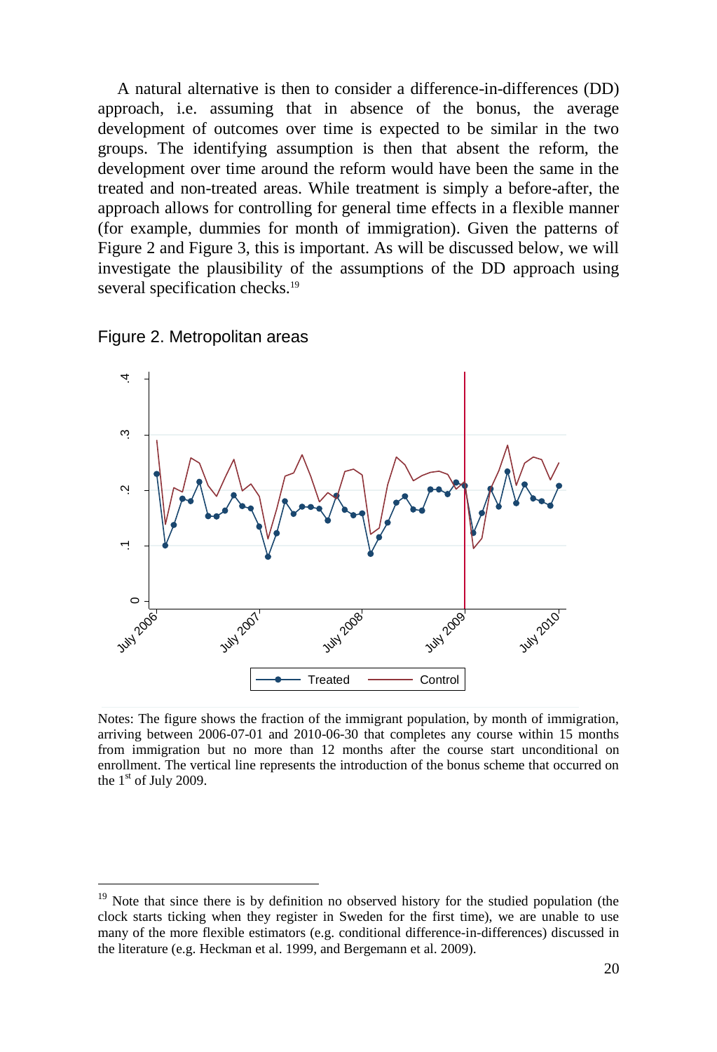A natural alternative is then to consider a difference-in-differences (DD) approach, i.e. assuming that in absence of the bonus, the average development of outcomes over time is expected to be similar in the two groups. The identifying assumption is then that absent the reform, the development over time around the reform would have been the same in the treated and non-treated areas. While treatment is simply a before-after, the approach allows for controlling for general time effects in a flexible manner (for example, dummies for month of immigration). Given the patterns of Figure 2 and Figure 3, this is important. As will be discussed below, we will investigate the plausibility of the assumptions of the DD approach using several specification checks.[19]

Figure 2. Metropolitan areas

Notes: The figure shows the fraction of the immigrant population, by month of immigration, arriving between 2006-07-01 and 2010-06-30 that completes any course within 15 months from immigration but no more than 12 months after the course start unconditional on enrollment. The vertical line represents the introduction of the bonus scheme that occurred on the 1st of July 2009.

[19] Note that since there is by definition no observed history for the studied population (the clock starts ticking when they register in Sweden for the first time), we are unable to use many of the more flexible estimators (e.g. conditional difference-in-differences) discussed in the literature (e.g. Heckman et al. 1999, and Bergemann et al. 2009).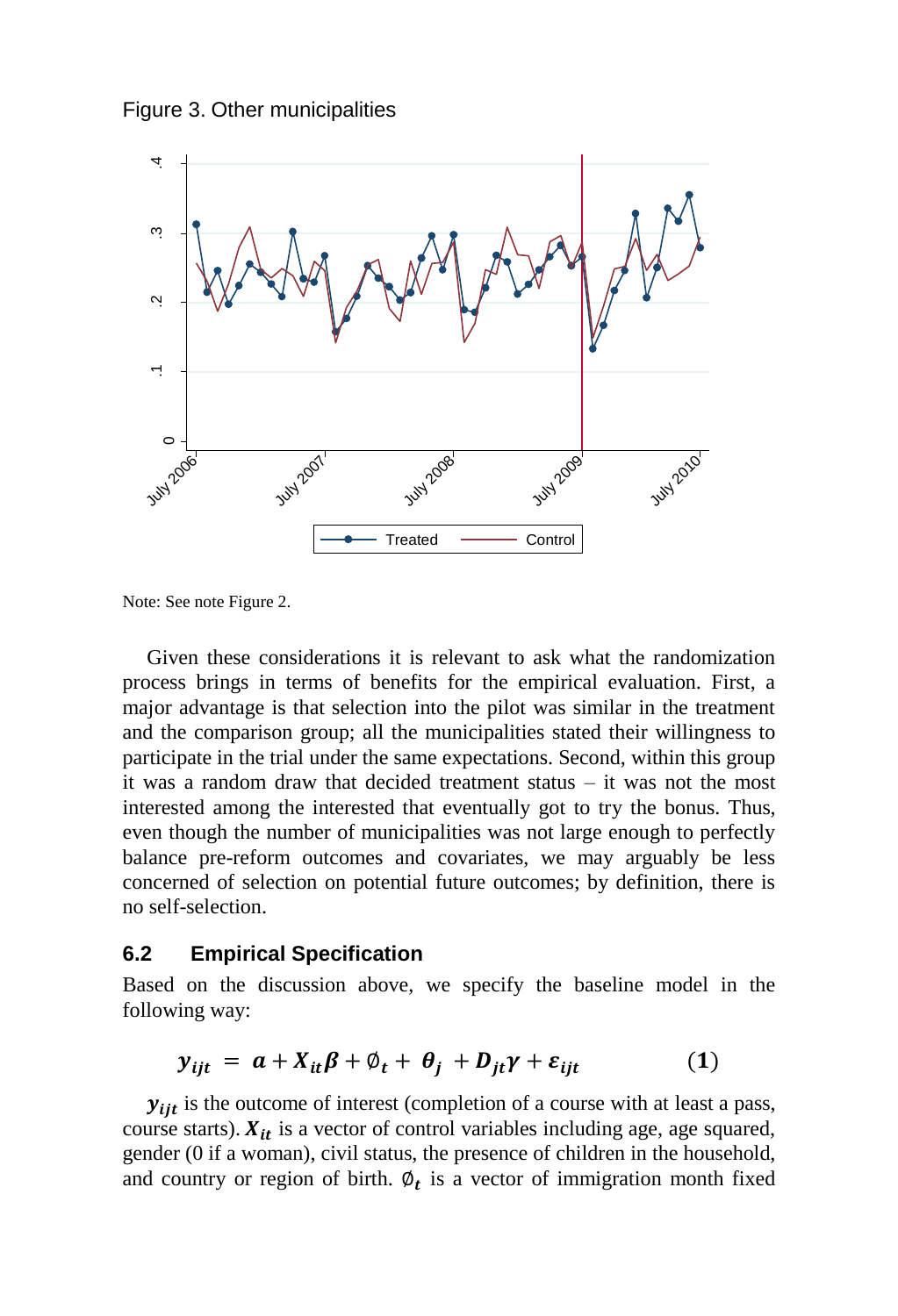Figure 3. Other municipalities

Note: See note Figure 2.

Given these considerations it is relevant to ask what the randomization process brings in terms of benefits for the empirical evaluation. First, a major advantage is that selection into the pilot was similar in the treatment and the comparison group; all the municipalities stated their willingness to participate in the trial under the same expectations. Second, within this group it was a random draw that decided treatment status – it was not the most interested among the interested that eventually got to try the bonus. Thus, even though the number of municipalities was not large enough to perfectly balance pre-reform outcomes and covariates, we may arguably be less concerned of selection on potential future outcomes; by definition, there is no self-selection.

### 6.2 Empirical Specification

Based on the discussion above, we specify the baseline model in the following way:

$$y_{ijt} = a + X_{it}\beta + \emptyset_t + \theta_j + D_{jt}\gamma + \varepsilon_{ijt} \qquad (1)$$

$y_{ijt}$ is the outcome of interest (completion of a course with at least a pass, course starts). $X_{it}$ is a vector of control variables including age, age squared, gender (0 if a woman), civil status, the presence of children in the household, and country or region of birth. $\emptyset_t$ is a vector of immigration month fixed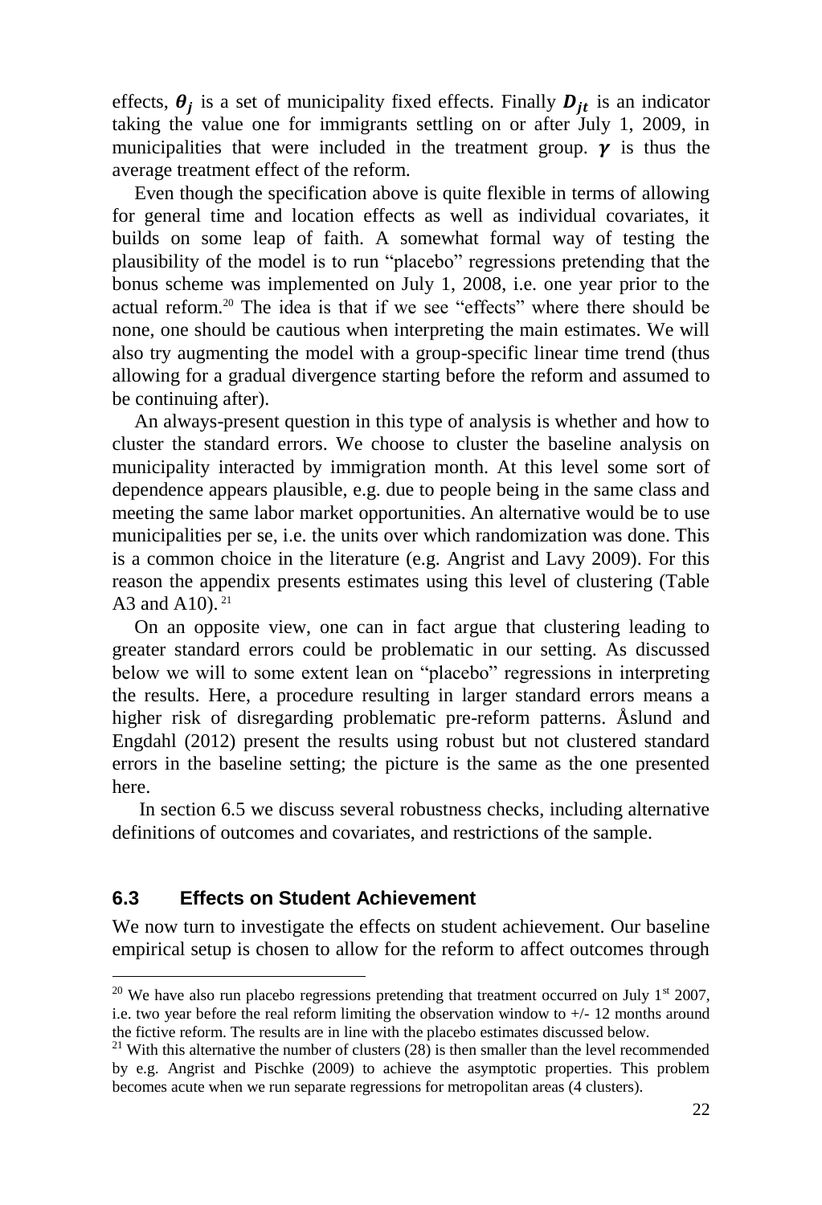effects, $\boldsymbol{\theta_j}$ is a set of municipality fixed effects. Finally $\boldsymbol{D_{jt}}$ is an indicator taking the value one for immigrants settling on or after July 1, 2009, in municipalities that were included in the treatment group. $\boldsymbol{\gamma}$ is thus the average treatment effect of the reform.

Even though the specification above is quite flexible in terms of allowing for general time and location effects as well as individual covariates, it builds on some leap of faith. A somewhat formal way of testing the plausibility of the model is to run "placebo" regressions pretending that the bonus scheme was implemented on July 1, 2008, i.e. one year prior to the actual reform.[20] The idea is that if we see "effects" where there should be none, one should be cautious when interpreting the main estimates. We will also try augmenting the model with a group-specific linear time trend (thus allowing for a gradual divergence starting before the reform and assumed to be continuing after).

An always-present question in this type of analysis is whether and how to cluster the standard errors. We choose to cluster the baseline analysis on municipality interacted by immigration month. At this level some sort of dependence appears plausible, e.g. due to people being in the same class and meeting the same labor market opportunities. An alternative would be to use municipalities per se, i.e. the units over which randomization was done. This is a common choice in the literature (e.g. Angrist and Lavy 2009). For this reason the appendix presents estimates using this level of clustering (Table A3 and A10).[21]

On an opposite view, one can in fact argue that clustering leading to greater standard errors could be problematic in our setting. As discussed below we will to some extent lean on "placebo" regressions in interpreting the results. Here, a procedure resulting in larger standard errors means a higher risk of disregarding problematic pre-reform patterns. Åslund and Engdahl (2012) present the results using robust but not clustered standard errors in the baseline setting; the picture is the same as the one presented here.

In section 6.5 we discuss several robustness checks, including alternative definitions of outcomes and covariates, and restrictions of the sample.

### 6.3 Effects on Student Achievement

We now turn to investigate the effects on student achievement. Our baseline empirical setup is chosen to allow for the reform to affect outcomes through

---

[20] We have also run placebo regressions pretending that treatment occurred on July 1st 2007, i.e. two year before the real reform limiting the observation window to +/- 12 months around the fictive reform. The results are in line with the placebo estimates discussed below.

[21] With this alternative the number of clusters (28) is then smaller than the level recommended by e.g. Angrist and Pischke (2009) to achieve the asymptotic properties. This problem becomes acute when we run separate regressions for metropolitan areas (4 clusters).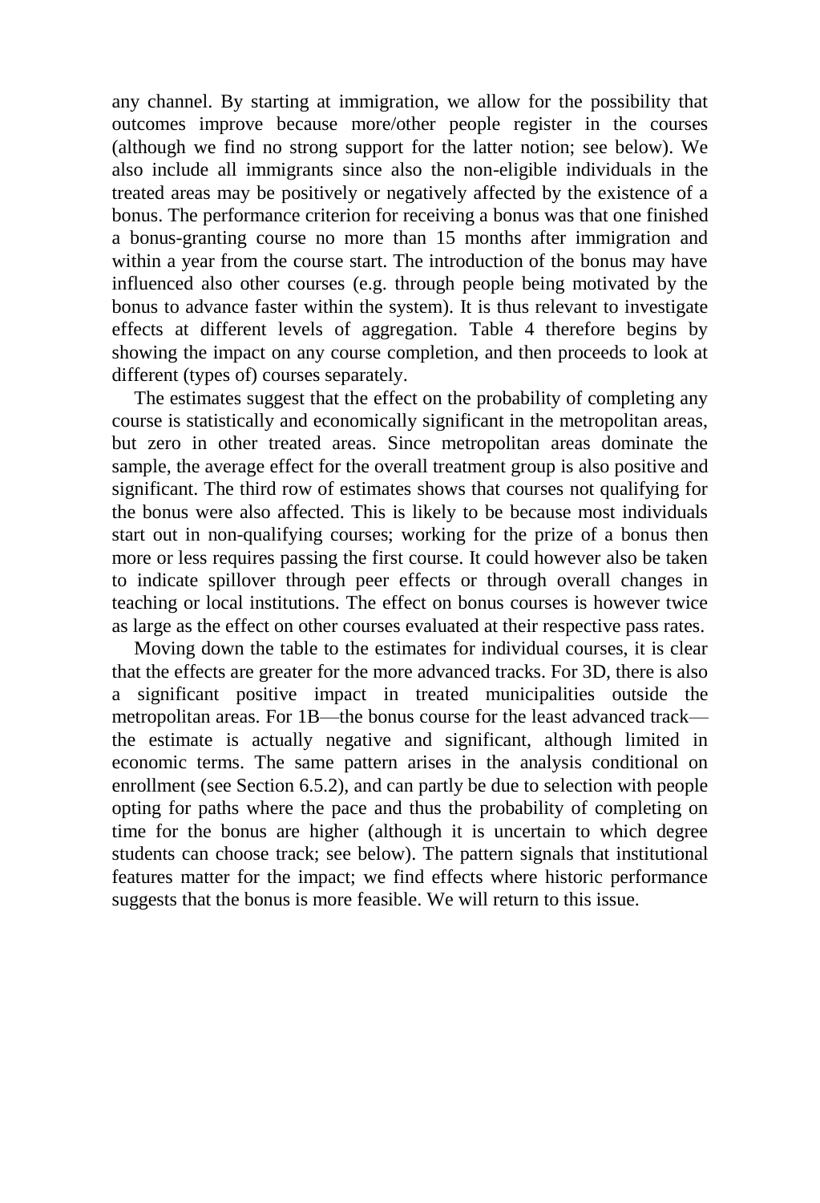any channel. By starting at immigration, we allow for the possibility that outcomes improve because more/other people register in the courses (although we find no strong support for the latter notion; see below). We also include all immigrants since also the non-eligible individuals in the treated areas may be positively or negatively affected by the existence of a bonus. The performance criterion for receiving a bonus was that one finished a bonus-granting course no more than 15 months after immigration and within a year from the course start. The introduction of the bonus may have influenced also other courses (e.g. through people being motivated by the bonus to advance faster within the system). It is thus relevant to investigate effects at different levels of aggregation. Table 4 therefore begins by showing the impact on any course completion, and then proceeds to look at different (types of) courses separately.

The estimates suggest that the effect on the probability of completing any course is statistically and economically significant in the metropolitan areas, but zero in other treated areas. Since metropolitan areas dominate the sample, the average effect for the overall treatment group is also positive and significant. The third row of estimates shows that courses not qualifying for the bonus were also affected. This is likely to be because most individuals start out in non-qualifying courses; working for the prize of a bonus then more or less requires passing the first course. It could however also be taken to indicate spillover through peer effects or through overall changes in teaching or local institutions. The effect on bonus courses is however twice as large as the effect on other courses evaluated at their respective pass rates.

Moving down the table to the estimates for individual courses, it is clear that the effects are greater for the more advanced tracks. For 3D, there is also a significant positive impact in treated municipalities outside the metropolitan areas. For 1B—the bonus course for the least advanced track—the estimate is actually negative and significant, although limited in economic terms. The same pattern arises in the analysis conditional on enrollment (see Section 6.5.2), and can partly be due to selection with people opting for paths where the pace and thus the probability of completing on time for the bonus are higher (although it is uncertain to which degree students can choose track; see below). The pattern signals that institutional features matter for the impact; we find effects where historic performance suggests that the bonus is more feasible. We will return to this issue.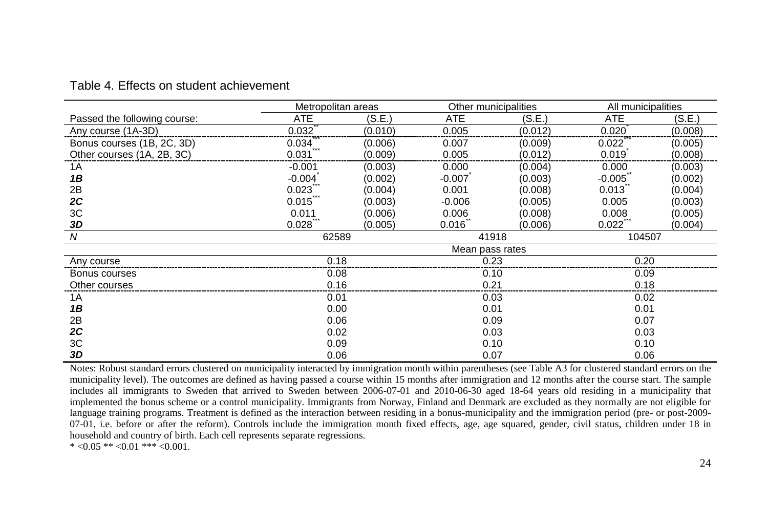Table 4. Effects on student achievement

| | Metropolitan areas | | Other municipalities | | All municipalities | |
|---|---|---|---|---|---|---|
| Passed the following course: | ATE | (S.E.) | ATE | (S.E.) | ATE | (S.E.) |
| Any course (1A-3D) | 0.032** | (0.010) | 0.005 | (0.012) | 0.020* | (0.008) |
| Bonus courses (1B, 2C, 3D) | 0.034*** | (0.006) | 0.007 | (0.009) | 0.022*** | (0.005) |
| Other courses (1A, 2B, 3C) | 0.031*** | (0.009) | 0.005 | (0.012) | 0.019* | (0.008) |
| 1A | -0.001 | (0.003) | 0.000 | (0.004) | 0.000 | (0.003) |
| ***1B*** | -0.004* | (0.002) | -0.007* | (0.003) | -0.005** | (0.002) |
| 2B | 0.023*** | (0.004) | 0.001 | (0.008) | 0.013** | (0.004) |
| ***2C*** | 0.015*** | (0.003) | -0.006 | (0.005) | 0.005 | (0.003) |
| 3C | 0.011 | (0.006) | 0.006 | (0.008) | 0.008 | (0.005) |
| ***3D*** | 0.028*** | (0.005) | 0.016** | (0.006) | 0.022*** | (0.004) |
| *N* | 62589 | | 41918 | | 104507 | |
| | | | Mean pass rates | | | |
| Any course | 0.18 | | 0.23 | | 0.20 | |
| Bonus courses | 0.08 | | 0.10 | | 0.09 | |
| Other courses | 0.16 | | 0.21 | | 0.18 | |
| 1A | 0.01 | | 0.03 | | 0.02 | |
| ***1B*** | 0.00 | | 0.01 | | 0.01 | |
| 2B | 0.06 | | 0.09 | | 0.07 | |
| ***2C*** | 0.02 | | 0.03 | | 0.03 | |
| 3C | 0.09 | | 0.10 | | 0.10 | |
| ***3D*** | 0.06 | | 0.07 | | 0.06 | |

Notes: Robust standard errors clustered on municipality interacted by immigration month within parentheses (see Table A3 for clustered standard errors on the municipality level). The outcomes are defined as having passed a course within 15 months after immigration and 12 months after the course start. The sample includes all immigrants to Sweden that arrived to Sweden between 2006-07-01 and 2010-06-30 aged 18-64 years old residing in a municipality that implemented the bonus scheme or a control municipality. Immigrants from Norway, Finland and Denmark are excluded as they normally are not eligible for language training programs. Treatment is defined as the interaction between residing in a bonus-municipality and the immigration period (pre- or post-2009-07-01, i.e. before or after the reform). Controls include the immigration month fixed effects, age, age squared, gender, civil status, children under 18 in household and country of birth. Each cell represents separate regressions.

* <0.05 ** <0.01 *** <0.001.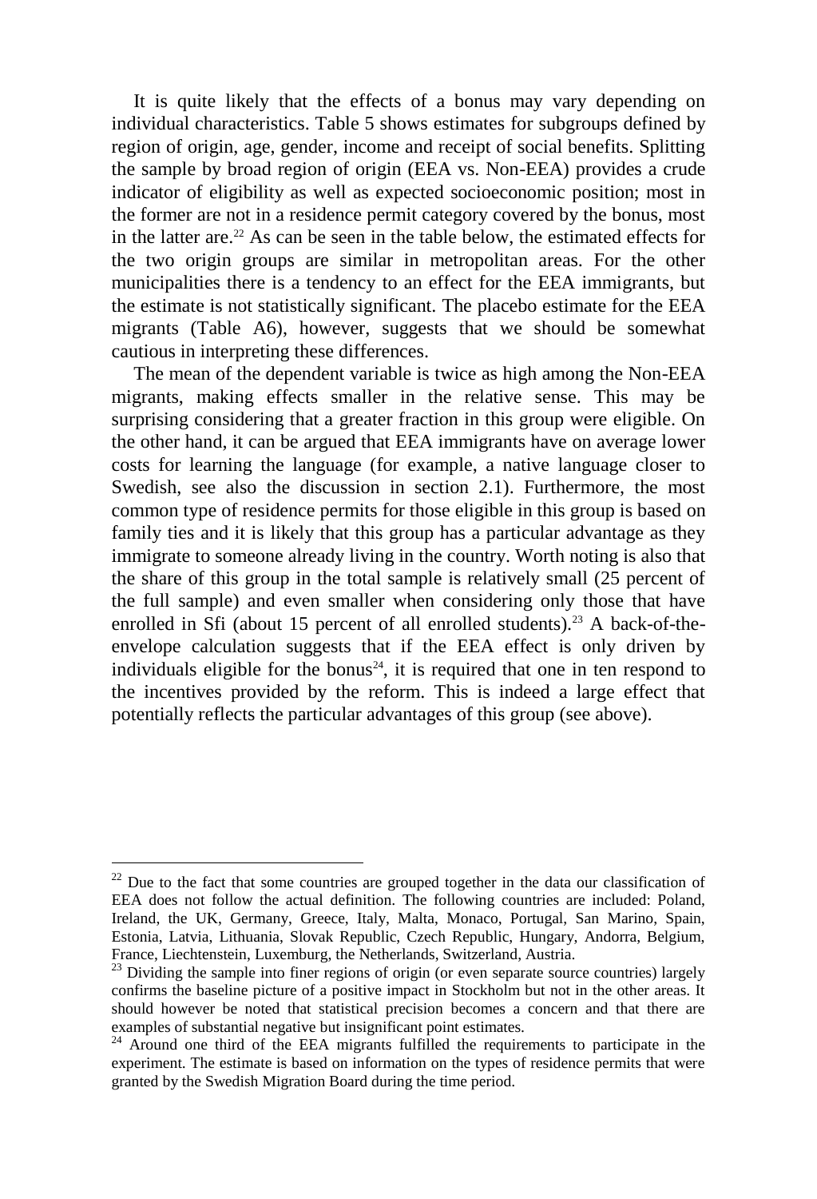It is quite likely that the effects of a bonus may vary depending on individual characteristics. Table 5 shows estimates for subgroups defined by region of origin, age, gender, income and receipt of social benefits. Splitting the sample by broad region of origin (EEA vs. Non-EEA) provides a crude indicator of eligibility as well as expected socioeconomic position; most in the former are not in a residence permit category covered by the bonus, most in the latter are.[22] As can be seen in the table below, the estimated effects for the two origin groups are similar in metropolitan areas. For the other municipalities there is a tendency to an effect for the EEA immigrants, but the estimate is not statistically significant. The placebo estimate for the EEA migrants (Table A6), however, suggests that we should be somewhat cautious in interpreting these differences.

The mean of the dependent variable is twice as high among the Non-EEA migrants, making effects smaller in the relative sense. This may be surprising considering that a greater fraction in this group were eligible. On the other hand, it can be argued that EEA immigrants have on average lower costs for learning the language (for example, a native language closer to Swedish, see also the discussion in section 2.1). Furthermore, the most common type of residence permits for those eligible in this group is based on family ties and it is likely that this group has a particular advantage as they immigrate to someone already living in the country. Worth noting is also that the share of this group in the total sample is relatively small (25 percent of the full sample) and even smaller when considering only those that have enrolled in Sfi (about 15 percent of all enrolled students).[23] A back-of-the-envelope calculation suggests that if the EEA effect is only driven by individuals eligible for the bonus[24], it is required that one in ten respond to the incentives provided by the reform. This is indeed a large effect that potentially reflects the particular advantages of this group (see above).

---

[22] Due to the fact that some countries are grouped together in the data our classification of EEA does not follow the actual definition. The following countries are included: Poland, Ireland, the UK, Germany, Greece, Italy, Malta, Monaco, Portugal, San Marino, Spain, Estonia, Latvia, Lithuania, Slovak Republic, Czech Republic, Hungary, Andorra, Belgium, France, Liechtenstein, Luxemburg, the Netherlands, Switzerland, Austria.

[23] Dividing the sample into finer regions of origin (or even separate source countries) largely confirms the baseline picture of a positive impact in Stockholm but not in the other areas. It should however be noted that statistical precision becomes a concern and that there are examples of substantial negative but insignificant point estimates.

[24] Around one third of the EEA migrants fulfilled the requirements to participate in the experiment. The estimate is based on information on the types of residence permits that were granted by the Swedish Migration Board during the time period.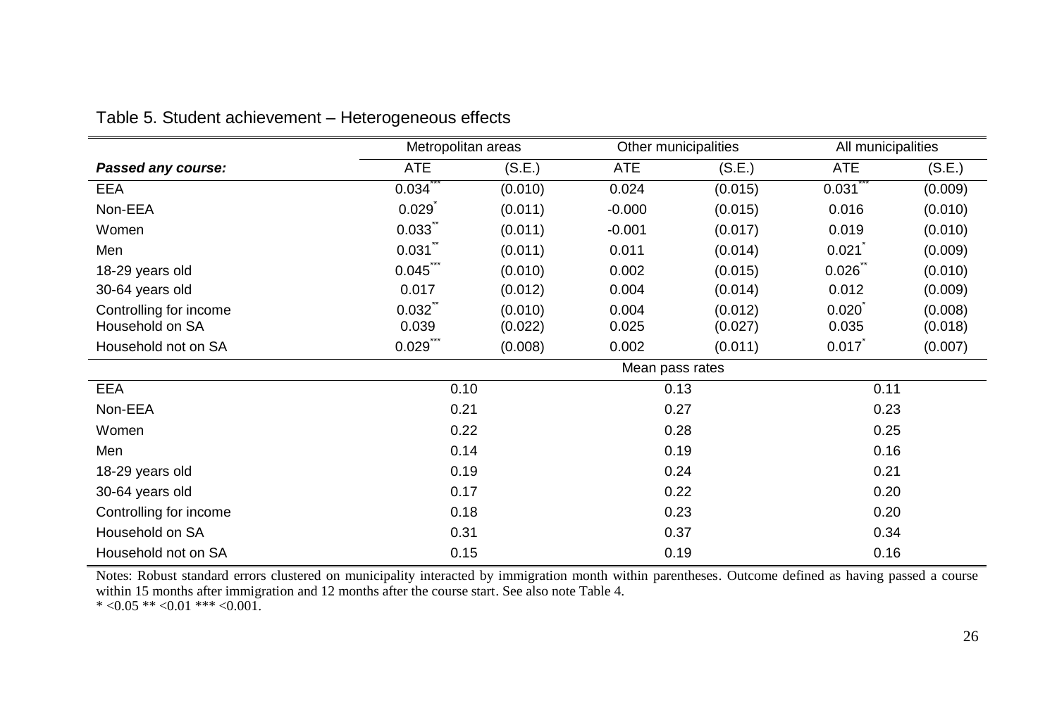Table 5. Student achievement – Heterogeneous effects

| | Metropolitan areas | | Other municipalities | | All municipalities | |
|---|---|---|---|---|---|---|
| ***Passed any course:*** | ATE | (S.E.) | ATE | (S.E.) | ATE | (S.E.) |
| EEA | 0.034*** | (0.010) | 0.024 | (0.015) | 0.031*** | (0.009) |
| Non-EEA | 0.029* | (0.011) | -0.000 | (0.015) | 0.016 | (0.010) |
| Women | 0.033** | (0.011) | -0.001 | (0.017) | 0.019 | (0.010) |
| Men | 0.031** | (0.011) | 0.011 | (0.014) | 0.021* | (0.009) |
| 18-29 years old | 0.045*** | (0.010) | 0.002 | (0.015) | 0.026** | (0.010) |
| 30-64 years old | 0.017 | (0.012) | 0.004 | (0.014) | 0.012 | (0.009) |
| Controlling for income | 0.032** | (0.010) | 0.004 | (0.012) | 0.020* | (0.008) |
| Household on SA | 0.039 | (0.022) | 0.025 | (0.027) | 0.035 | (0.018) |
| Household not on SA | 0.029*** | (0.008) | 0.002 | (0.011) | 0.017* | (0.007) |
| | Mean pass rates | | | | | |
| EEA | 0.10 | | 0.13 | | 0.11 | |
| Non-EEA | 0.21 | | 0.27 | | 0.23 | |
| Women | 0.22 | | 0.28 | | 0.25 | |
| Men | 0.14 | | 0.19 | | 0.16 | |
| 18-29 years old | 0.19 | | 0.24 | | 0.21 | |
| 30-64 years old | 0.17 | | 0.22 | | 0.20 | |
| Controlling for income | 0.18 | | 0.23 | | 0.20 | |
| Household on SA | 0.31 | | 0.37 | | 0.34 | |
| Household not on SA | 0.15 | | 0.19 | | 0.16 | |

Notes: Robust standard errors clustered on municipality interacted by immigration month within parentheses. Outcome defined as having passed a course within 15 months after immigration and 12 months after the course start. See also note Table 4.
\* <0.05 ** <0.01 *** <0.001.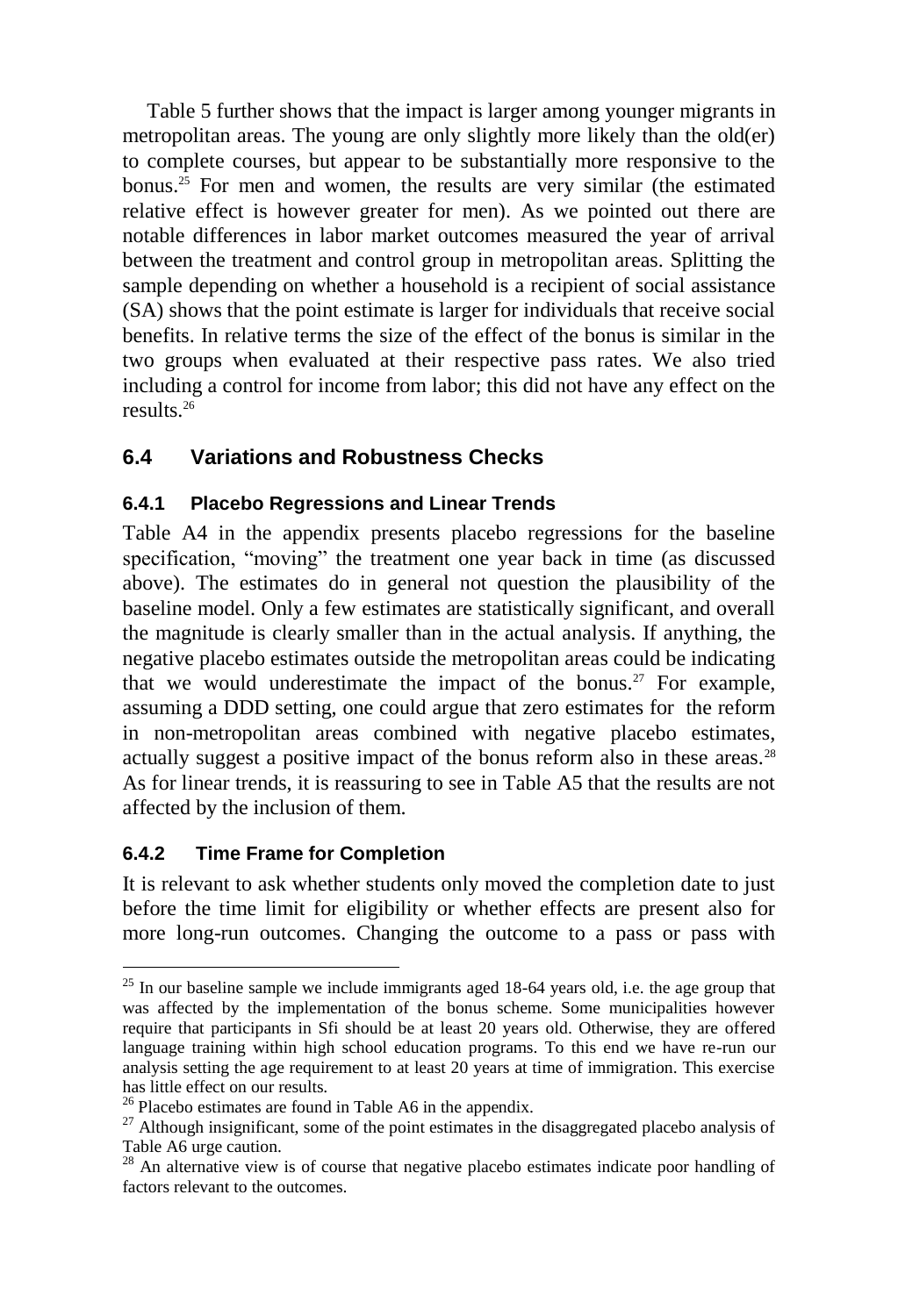Table 5 further shows that the impact is larger among younger migrants in metropolitan areas. The young are only slightly more likely than the old(er) to complete courses, but appear to be substantially more responsive to the bonus.[25] For men and women, the results are very similar (the estimated relative effect is however greater for men). As we pointed out there are notable differences in labor market outcomes measured the year of arrival between the treatment and control group in metropolitan areas. Splitting the sample depending on whether a household is a recipient of social assistance (SA) shows that the point estimate is larger for individuals that receive social benefits. In relative terms the size of the effect of the bonus is similar in the two groups when evaluated at their respective pass rates. We also tried including a control for income from labor; this did not have any effect on the results.[26]

## 6.4 Variations and Robustness Checks

### 6.4.1 Placebo Regressions and Linear Trends

Table A4 in the appendix presents placebo regressions for the baseline specification, "moving" the treatment one year back in time (as discussed above). The estimates do in general not question the plausibility of the baseline model. Only a few estimates are statistically significant, and overall the magnitude is clearly smaller than in the actual analysis. If anything, the negative placebo estimates outside the metropolitan areas could be indicating that we would underestimate the impact of the bonus.[27] For example, assuming a DDD setting, one could argue that zero estimates for the reform in non-metropolitan areas combined with negative placebo estimates, actually suggest a positive impact of the bonus reform also in these areas.[28] As for linear trends, it is reassuring to see in Table A5 that the results are not affected by the inclusion of them.

### 6.4.2 Time Frame for Completion

It is relevant to ask whether students only moved the completion date to just before the time limit for eligibility or whether effects are present also for more long-run outcomes. Changing the outcome to a pass or pass with

---

[25] In our baseline sample we include immigrants aged 18-64 years old, i.e. the age group that was affected by the implementation of the bonus scheme. Some municipalities however require that participants in Sfi should be at least 20 years old. Otherwise, they are offered language training within high school education programs. To this end we have re-run our analysis setting the age requirement to at least 20 years at time of immigration. This exercise has little effect on our results.

[26] Placebo estimates are found in Table A6 in the appendix.

[27] Although insignificant, some of the point estimates in the disaggregated placebo analysis of Table A6 urge caution.

[28] An alternative view is of course that negative placebo estimates indicate poor handling of factors relevant to the outcomes.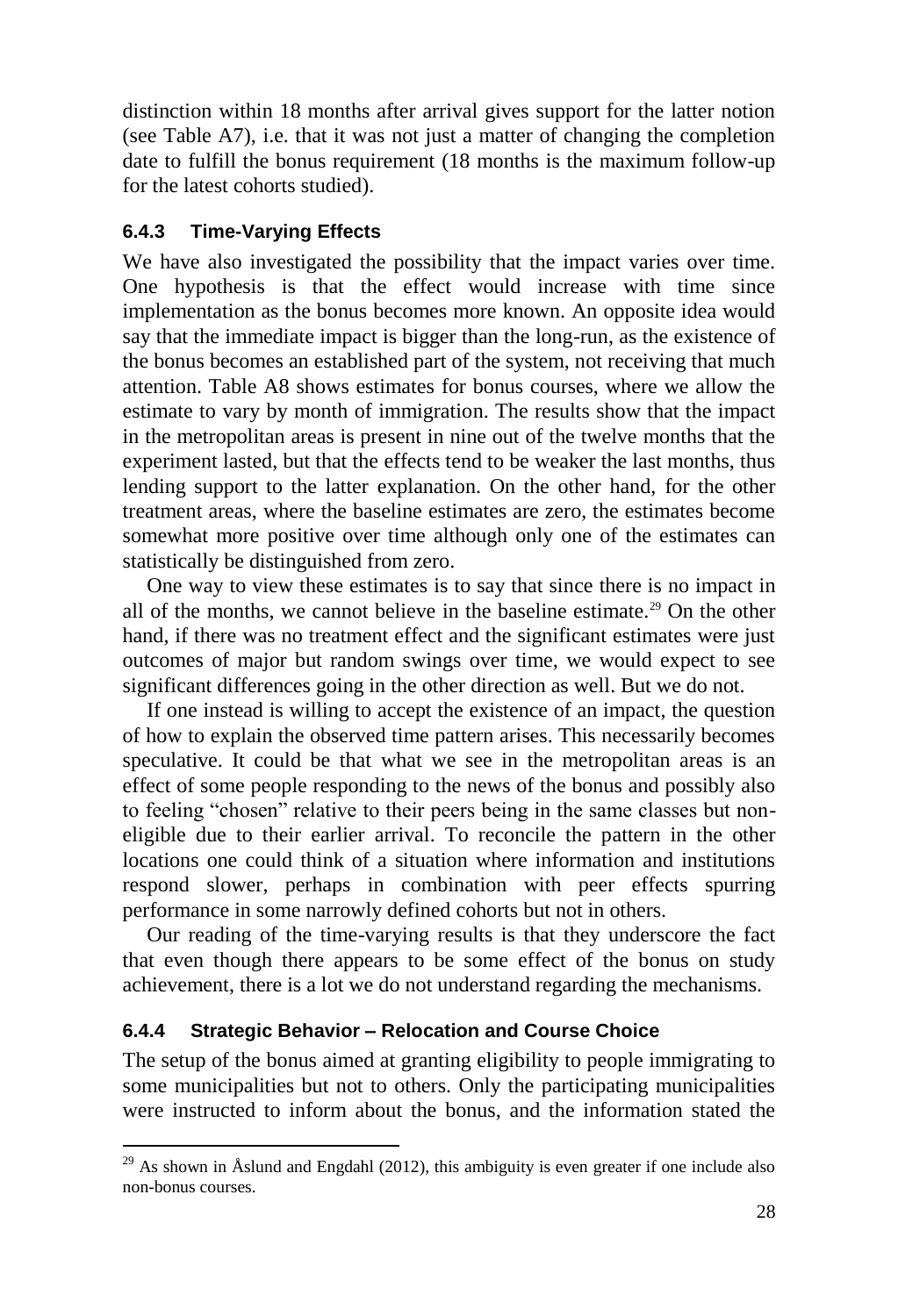distinction within 18 months after arrival gives support for the latter notion (see Table A7), i.e. that it was not just a matter of changing the completion date to fulfill the bonus requirement (18 months is the maximum follow-up for the latest cohorts studied).

### 6.4.3 Time-Varying Effects

We have also investigated the possibility that the impact varies over time. One hypothesis is that the effect would increase with time since implementation as the bonus becomes more known. An opposite idea would say that the immediate impact is bigger than the long-run, as the existence of the bonus becomes an established part of the system, not receiving that much attention. Table A8 shows estimates for bonus courses, where we allow the estimate to vary by month of immigration. The results show that the impact in the metropolitan areas is present in nine out of the twelve months that the experiment lasted, but that the effects tend to be weaker the last months, thus lending support to the latter explanation. On the other hand, for the other treatment areas, where the baseline estimates are zero, the estimates become somewhat more positive over time although only one of the estimates can statistically be distinguished from zero.

One way to view these estimates is to say that since there is no impact in all of the months, we cannot believe in the baseline estimate.[29] On the other hand, if there was no treatment effect and the significant estimates were just outcomes of major but random swings over time, we would expect to see significant differences going in the other direction as well. But we do not.

If one instead is willing to accept the existence of an impact, the question of how to explain the observed time pattern arises. This necessarily becomes speculative. It could be that what we see in the metropolitan areas is an effect of some people responding to the news of the bonus and possibly also to feeling "chosen" relative to their peers being in the same classes but non-eligible due to their earlier arrival. To reconcile the pattern in the other locations one could think of a situation where information and institutions respond slower, perhaps in combination with peer effects spurring performance in some narrowly defined cohorts but not in others.

Our reading of the time-varying results is that they underscore the fact that even though there appears to be some effect of the bonus on study achievement, there is a lot we do not understand regarding the mechanisms.

### 6.4.4 Strategic Behavior – Relocation and Course Choice

The setup of the bonus aimed at granting eligibility to people immigrating to some municipalities but not to others. Only the participating municipalities were instructed to inform about the bonus, and the information stated the

[29] As shown in Åslund and Engdahl (2012), this ambiguity is even greater if one include also non-bonus courses.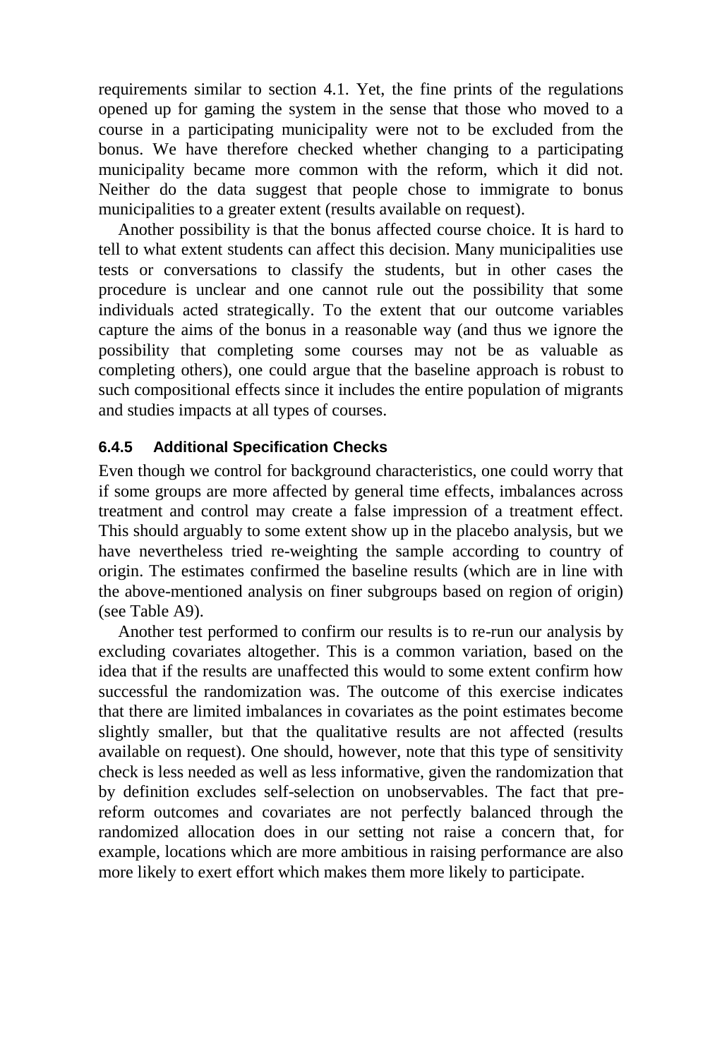requirements similar to section 4.1. Yet, the fine prints of the regulations opened up for gaming the system in the sense that those who moved to a course in a participating municipality were not to be excluded from the bonus. We have therefore checked whether changing to a participating municipality became more common with the reform, which it did not. Neither do the data suggest that people chose to immigrate to bonus municipalities to a greater extent (results available on request).

Another possibility is that the bonus affected course choice. It is hard to tell to what extent students can affect this decision. Many municipalities use tests or conversations to classify the students, but in other cases the procedure is unclear and one cannot rule out the possibility that some individuals acted strategically. To the extent that our outcome variables capture the aims of the bonus in a reasonable way (and thus we ignore the possibility that completing some courses may not be as valuable as completing others), one could argue that the baseline approach is robust to such compositional effects since it includes the entire population of migrants and studies impacts at all types of courses.

### 6.4.5 Additional Specification Checks

Even though we control for background characteristics, one could worry that if some groups are more affected by general time effects, imbalances across treatment and control may create a false impression of a treatment effect. This should arguably to some extent show up in the placebo analysis, but we have nevertheless tried re-weighting the sample according to country of origin. The estimates confirmed the baseline results (which are in line with the above-mentioned analysis on finer subgroups based on region of origin) (see Table A9).

Another test performed to confirm our results is to re-run our analysis by excluding covariates altogether. This is a common variation, based on the idea that if the results are unaffected this would to some extent confirm how successful the randomization was. The outcome of this exercise indicates that there are limited imbalances in covariates as the point estimates become slightly smaller, but that the qualitative results are not affected (results available on request). One should, however, note that this type of sensitivity check is less needed as well as less informative, given the randomization that by definition excludes self-selection on unobservables. The fact that pre-reform outcomes and covariates are not perfectly balanced through the randomized allocation does in our setting not raise a concern that, for example, locations which are more ambitious in raising performance are also more likely to exert effort which makes them more likely to participate.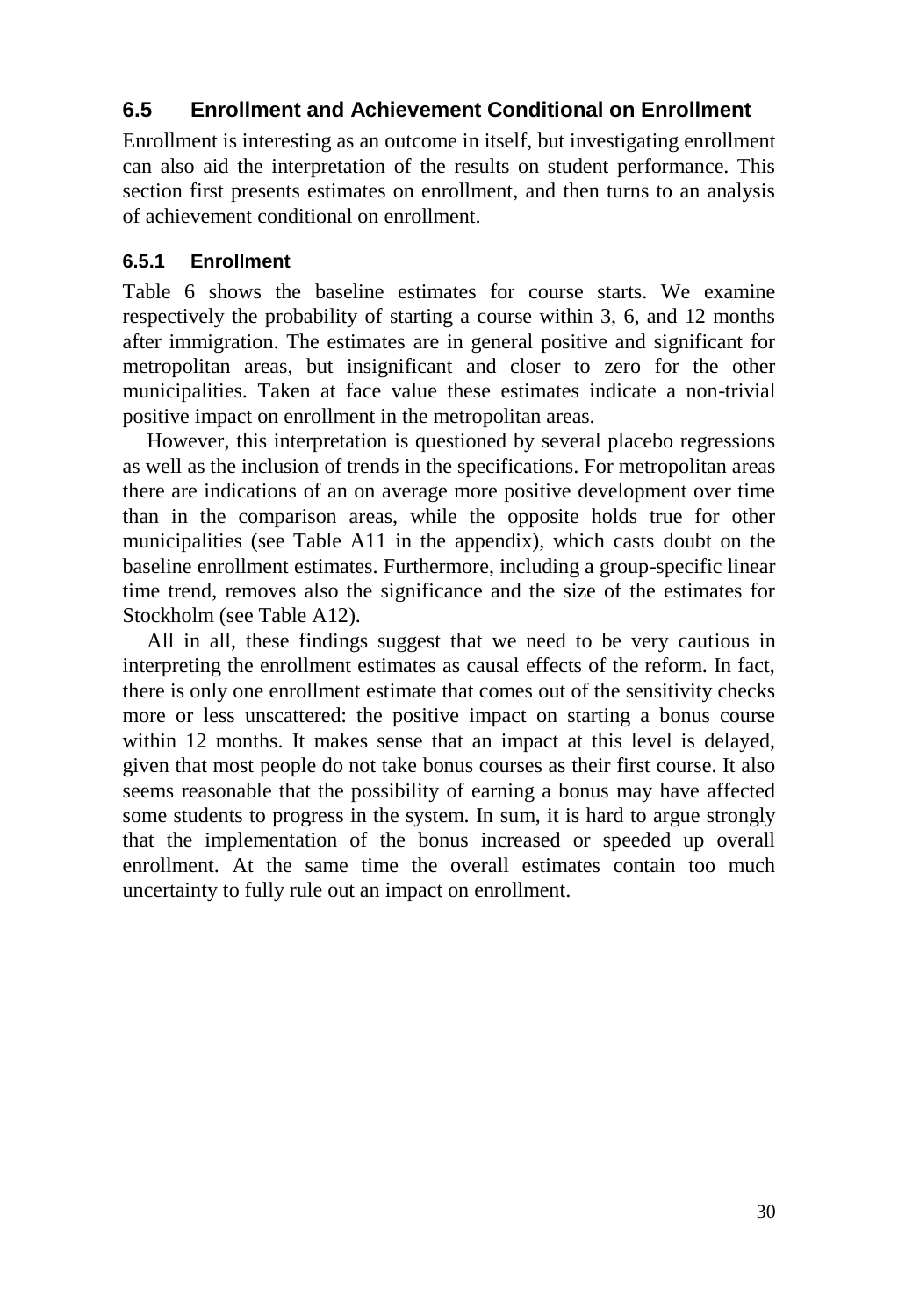## 6.5 Enrollment and Achievement Conditional on Enrollment

Enrollment is interesting as an outcome in itself, but investigating enrollment can also aid the interpretation of the results on student performance. This section first presents estimates on enrollment, and then turns to an analysis of achievement conditional on enrollment.

### 6.5.1 Enrollment

Table 6 shows the baseline estimates for course starts. We examine respectively the probability of starting a course within 3, 6, and 12 months after immigration. The estimates are in general positive and significant for metropolitan areas, but insignificant and closer to zero for the other municipalities. Taken at face value these estimates indicate a non-trivial positive impact on enrollment in the metropolitan areas.

However, this interpretation is questioned by several placebo regressions as well as the inclusion of trends in the specifications. For metropolitan areas there are indications of an on average more positive development over time than in the comparison areas, while the opposite holds true for other municipalities (see Table A11 in the appendix), which casts doubt on the baseline enrollment estimates. Furthermore, including a group-specific linear time trend, removes also the significance and the size of the estimates for Stockholm (see Table A12).

All in all, these findings suggest that we need to be very cautious in interpreting the enrollment estimates as causal effects of the reform. In fact, there is only one enrollment estimate that comes out of the sensitivity checks more or less unscattered: the positive impact on starting a bonus course within 12 months. It makes sense that an impact at this level is delayed, given that most people do not take bonus courses as their first course. It also seems reasonable that the possibility of earning a bonus may have affected some students to progress in the system. In sum, it is hard to argue strongly that the implementation of the bonus increased or speeded up overall enrollment. At the same time the overall estimates contain too much uncertainty to fully rule out an impact on enrollment.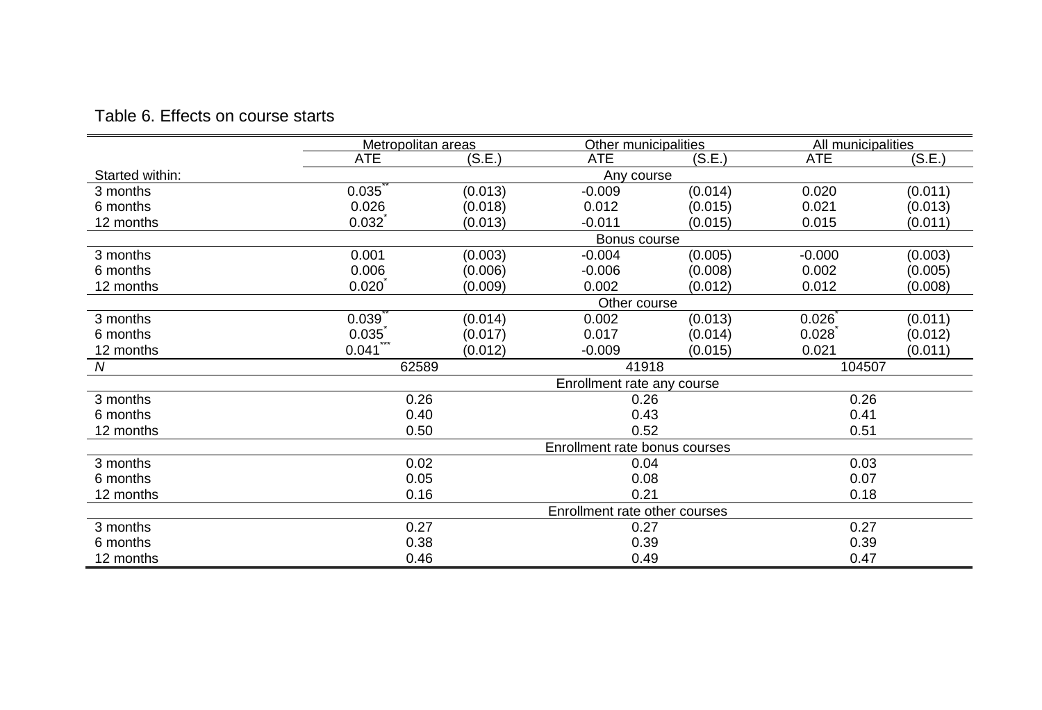Table 6. Effects on course starts

| | Metropolitan areas | | Other municipalities | | All municipalities | |
|---|---|---|---|---|---|---|
| | ATE | (S.E.) | ATE | (S.E.) | ATE | (S.E.) |
| Started within: | | | Any course | | | |
| 3 months | 0.035** | (0.013) | -0.009 | (0.014) | 0.020 | (0.011) |
| 6 months | 0.026 | (0.018) | 0.012 | (0.015) | 0.021 | (0.013) |
| 12 months | 0.032* | (0.013) | -0.011 | (0.015) | 0.015 | (0.011) |
| | | | Bonus course | | | |
| 3 months | 0.001 | (0.003) | -0.004 | (0.005) | -0.000 | (0.003) |
| 6 months | 0.006 | (0.006) | -0.006 | (0.008) | 0.002 | (0.005) |
| 12 months | 0.020* | (0.009) | 0.002 | (0.012) | 0.012 | (0.008) |
| | | | Other course | | | |
| 3 months | 0.039** | (0.014) | 0.002 | (0.013) | 0.026* | (0.011) |
| 6 months | 0.035* | (0.017) | 0.017 | (0.014) | 0.028* | (0.012) |
| 12 months | 0.041*** | (0.012) | -0.009 | (0.015) | 0.021 | (0.011) |
| *N* | 62589 | | 41918 | | 104507 | |
| | | | Enrollment rate any course | | | |
| 3 months | 0.26 | | 0.26 | | 0.26 | |
| 6 months | 0.40 | | 0.43 | | 0.41 | |
| 12 months | 0.50 | | 0.52 | | 0.51 | |
| | | | Enrollment rate bonus courses | | | |
| 3 months | 0.02 | | 0.04 | | 0.03 | |
| 6 months | 0.05 | | 0.08 | | 0.07 | |
| 12 months | 0.16 | | 0.21 | | 0.18 | |
| | | | Enrollment rate other courses | | | |
| 3 months | 0.27 | | 0.27 | | 0.27 | |
| 6 months | 0.38 | | 0.39 | | 0.39 | |
| 12 months | 0.46 | | 0.49 | | 0.47 | |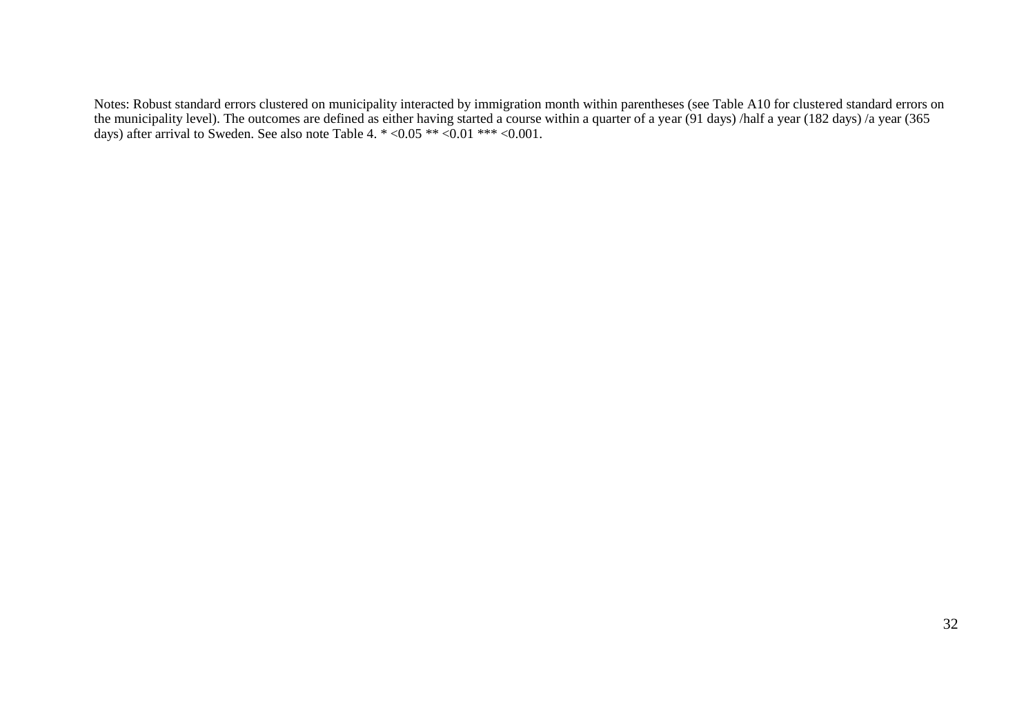Notes: Robust standard errors clustered on municipality interacted by immigration month within parentheses (see Table A10 for clustered standard errors on the municipality level). The outcomes are defined as either having started a course within a quarter of a year (91 days) /half a year (182 days) /a year (365 days) after arrival to Sweden. See also note Table 4. * <0.05 ** <0.01 *** <0.001.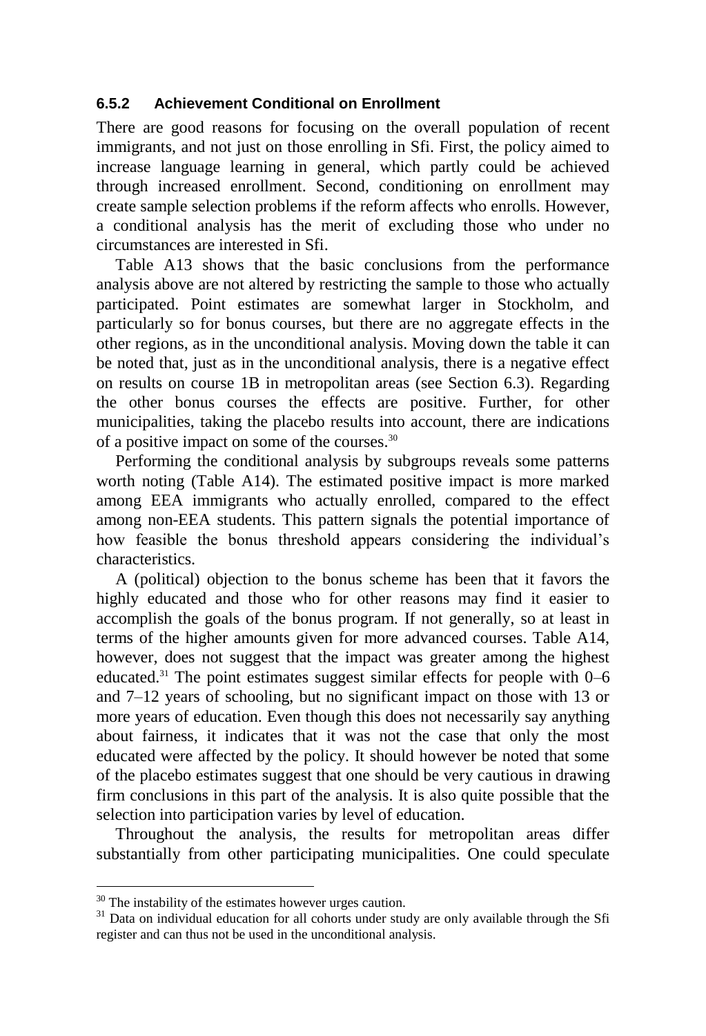### 6.5.2 Achievement Conditional on Enrollment

There are good reasons for focusing on the overall population of recent immigrants, and not just on those enrolling in Sfi. First, the policy aimed to increase language learning in general, which partly could be achieved through increased enrollment. Second, conditioning on enrollment may create sample selection problems if the reform affects who enrolls. However, a conditional analysis has the merit of excluding those who under no circumstances are interested in Sfi.

Table A13 shows that the basic conclusions from the performance analysis above are not altered by restricting the sample to those who actually participated. Point estimates are somewhat larger in Stockholm, and particularly so for bonus courses, but there are no aggregate effects in the other regions, as in the unconditional analysis. Moving down the table it can be noted that, just as in the unconditional analysis, there is a negative effect on results on course 1B in metropolitan areas (see Section 6.3). Regarding the other bonus courses the effects are positive. Further, for other municipalities, taking the placebo results into account, there are indications of a positive impact on some of the courses.[30]

Performing the conditional analysis by subgroups reveals some patterns worth noting (Table A14). The estimated positive impact is more marked among EEA immigrants who actually enrolled, compared to the effect among non-EEA students. This pattern signals the potential importance of how feasible the bonus threshold appears considering the individual's characteristics.

A (political) objection to the bonus scheme has been that it favors the highly educated and those who for other reasons may find it easier to accomplish the goals of the bonus program. If not generally, so at least in terms of the higher amounts given for more advanced courses. Table A14, however, does not suggest that the impact was greater among the highest educated.[31] The point estimates suggest similar effects for people with 0–6 and 7–12 years of schooling, but no significant impact on those with 13 or more years of education. Even though this does not necessarily say anything about fairness, it indicates that it was not the case that only the most educated were affected by the policy. It should however be noted that some of the placebo estimates suggest that one should be very cautious in drawing firm conclusions in this part of the analysis. It is also quite possible that the selection into participation varies by level of education.

Throughout the analysis, the results for metropolitan areas differ substantially from other participating municipalities. One could speculate

[30] The instability of the estimates however urges caution.

[31] Data on individual education for all cohorts under study are only available through the Sfi register and can thus not be used in the unconditional analysis.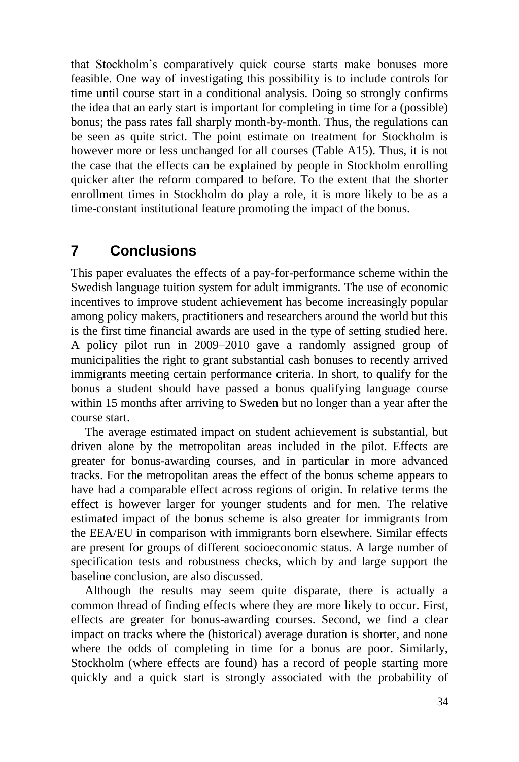that Stockholm's comparatively quick course starts make bonuses more feasible. One way of investigating this possibility is to include controls for time until course start in a conditional analysis. Doing so strongly confirms the idea that an early start is important for completing in time for a (possible) bonus; the pass rates fall sharply month-by-month. Thus, the regulations can be seen as quite strict. The point estimate on treatment for Stockholm is however more or less unchanged for all courses (Table A15). Thus, it is not the case that the effects can be explained by people in Stockholm enrolling quicker after the reform compared to before. To the extent that the shorter enrollment times in Stockholm do play a role, it is more likely to be as a time-constant institutional feature promoting the impact of the bonus.

## 7 Conclusions

This paper evaluates the effects of a pay-for-performance scheme within the Swedish language tuition system for adult immigrants. The use of economic incentives to improve student achievement has become increasingly popular among policy makers, practitioners and researchers around the world but this is the first time financial awards are used in the type of setting studied here. A policy pilot run in 2009–2010 gave a randomly assigned group of municipalities the right to grant substantial cash bonuses to recently arrived immigrants meeting certain performance criteria. In short, to qualify for the bonus a student should have passed a bonus qualifying language course within 15 months after arriving to Sweden but no longer than a year after the course start.

The average estimated impact on student achievement is substantial, but driven alone by the metropolitan areas included in the pilot. Effects are greater for bonus-awarding courses, and in particular in more advanced tracks. For the metropolitan areas the effect of the bonus scheme appears to have had a comparable effect across regions of origin. In relative terms the effect is however larger for younger students and for men. The relative estimated impact of the bonus scheme is also greater for immigrants from the EEA/EU in comparison with immigrants born elsewhere. Similar effects are present for groups of different socioeconomic status. A large number of specification tests and robustness checks, which by and large support the baseline conclusion, are also discussed.

Although the results may seem quite disparate, there is actually a common thread of finding effects where they are more likely to occur. First, effects are greater for bonus-awarding courses. Second, we find a clear impact on tracks where the (historical) average duration is shorter, and none where the odds of completing in time for a bonus are poor. Similarly, Stockholm (where effects are found) has a record of people starting more quickly and a quick start is strongly associated with the probability of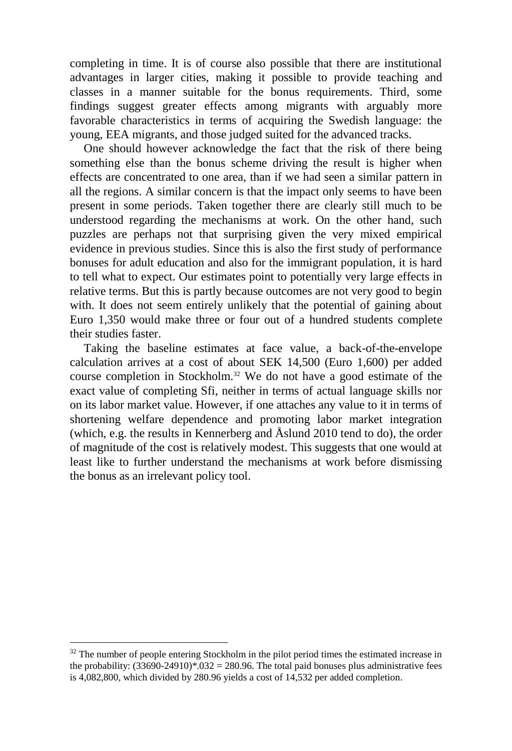completing in time. It is of course also possible that there are institutional advantages in larger cities, making it possible to provide teaching and classes in a manner suitable for the bonus requirements. Third, some findings suggest greater effects among migrants with arguably more favorable characteristics in terms of acquiring the Swedish language: the young, EEA migrants, and those judged suited for the advanced tracks.

One should however acknowledge the fact that the risk of there being something else than the bonus scheme driving the result is higher when effects are concentrated to one area, than if we had seen a similar pattern in all the regions. A similar concern is that the impact only seems to have been present in some periods. Taken together there are clearly still much to be understood regarding the mechanisms at work. On the other hand, such puzzles are perhaps not that surprising given the very mixed empirical evidence in previous studies. Since this is also the first study of performance bonuses for adult education and also for the immigrant population, it is hard to tell what to expect. Our estimates point to potentially very large effects in relative terms. But this is partly because outcomes are not very good to begin with. It does not seem entirely unlikely that the potential of gaining about Euro 1,350 would make three or four out of a hundred students complete their studies faster.

Taking the baseline estimates at face value, a back-of-the-envelope calculation arrives at a cost of about SEK 14,500 (Euro 1,600) per added course completion in Stockholm.[32] We do not have a good estimate of the exact value of completing Sfi, neither in terms of actual language skills nor on its labor market value. However, if one attaches any value to it in terms of shortening welfare dependence and promoting labor market integration (which, e.g. the results in Kennerberg and Åslund 2010 tend to do), the order of magnitude of the cost is relatively modest. This suggests that one would at least like to further understand the mechanisms at work before dismissing the bonus as an irrelevant policy tool.

[32] The number of people entering Stockholm in the pilot period times the estimated increase in the probability: (33690-24910)*.032 = 280.96. The total paid bonuses plus administrative fees is 4,082,800, which divided by 280.96 yields a cost of 14,532 per added completion.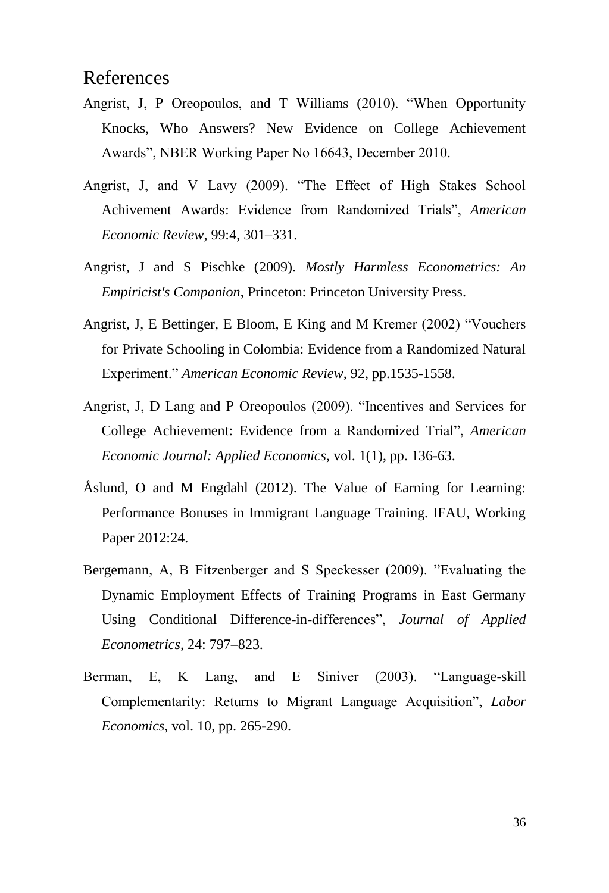# References

Angrist, J, P Oreopoulos, and T Williams (2010). "When Opportunity Knocks, Who Answers? New Evidence on College Achievement Awards", NBER Working Paper No 16643, December 2010.

Angrist, J, and V Lavy (2009). "The Effect of High Stakes School Achivement Awards: Evidence from Randomized Trials", *American Economic Review*, 99:4, 301–331.

Angrist, J and S Pischke (2009). *Mostly Harmless Econometrics: An Empiricist's Companion*, Princeton: Princeton University Press.

Angrist, J, E Bettinger, E Bloom, E King and M Kremer (2002) "Vouchers for Private Schooling in Colombia: Evidence from a Randomized Natural Experiment." *American Economic Review*, 92, pp.1535-1558.

Angrist, J, D Lang and P Oreopoulos (2009). "Incentives and Services for College Achievement: Evidence from a Randomized Trial", *American Economic Journal: Applied Economics*, vol. 1(1), pp. 136-63.

Åslund, O and M Engdahl (2012). The Value of Earning for Learning: Performance Bonuses in Immigrant Language Training. IFAU, Working Paper 2012:24.

Bergemann, A, B Fitzenberger and S Speckesser (2009). "Evaluating the Dynamic Employment Effects of Training Programs in East Germany Using Conditional Difference-in-differences", *Journal of Applied Econometrics*, 24: 797–823.

Berman, E, K Lang, and E Siniver (2003). "Language-skill Complementarity: Returns to Migrant Language Acquisition", *Labor Economics*, vol. 10, pp. 265-290.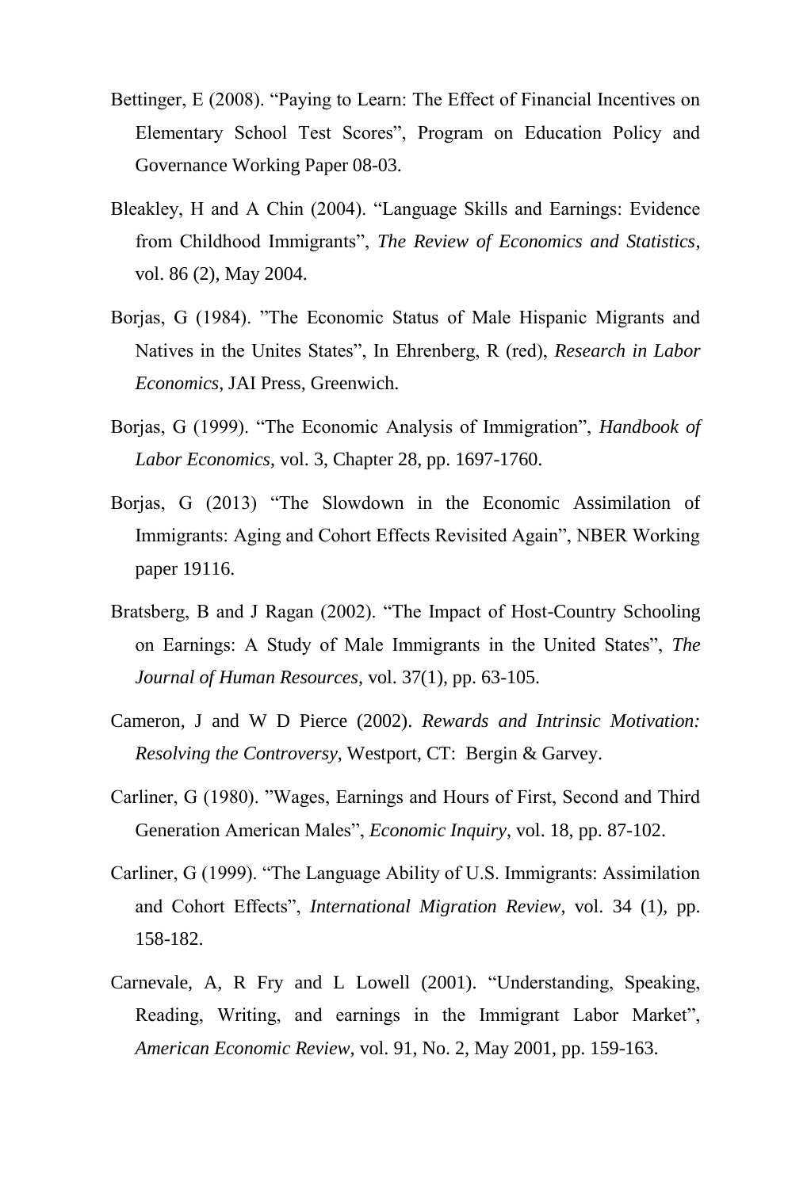Bettinger, E (2008). "Paying to Learn: The Effect of Financial Incentives on Elementary School Test Scores", Program on Education Policy and Governance Working Paper 08-03.

Bleakley, H and A Chin (2004). "Language Skills and Earnings: Evidence from Childhood Immigrants", *The Review of Economics and Statistics*, vol. 86 (2), May 2004.

Borjas, G (1984). "The Economic Status of Male Hispanic Migrants and Natives in the Unites States", In Ehrenberg, R (red), *Research in Labor Economics*, JAI Press, Greenwich.

Borjas, G (1999). "The Economic Analysis of Immigration", *Handbook of Labor Economics*, vol. 3, Chapter 28, pp. 1697-1760.

Borjas, G (2013) "The Slowdown in the Economic Assimilation of Immigrants: Aging and Cohort Effects Revisited Again", NBER Working paper 19116.

Bratsberg, B and J Ragan (2002). "The Impact of Host-Country Schooling on Earnings: A Study of Male Immigrants in the United States", *The Journal of Human Resources*, vol. 37(1), pp. 63-105.

Cameron, J and W D Pierce (2002). *Rewards and Intrinsic Motivation: Resolving the Controversy*, Westport, CT: Bergin & Garvey.

Carliner, G (1980). "Wages, Earnings and Hours of First, Second and Third Generation American Males", *Economic Inquiry*, vol. 18, pp. 87-102.

Carliner, G (1999). "The Language Ability of U.S. Immigrants: Assimilation and Cohort Effects", *International Migration Review*, vol. 34 (1), pp. 158-182.

Carnevale, A, R Fry and L Lowell (2001). "Understanding, Speaking, Reading, Writing, and earnings in the Immigrant Labor Market", *American Economic Review*, vol. 91, No. 2, May 2001, pp. 159-163.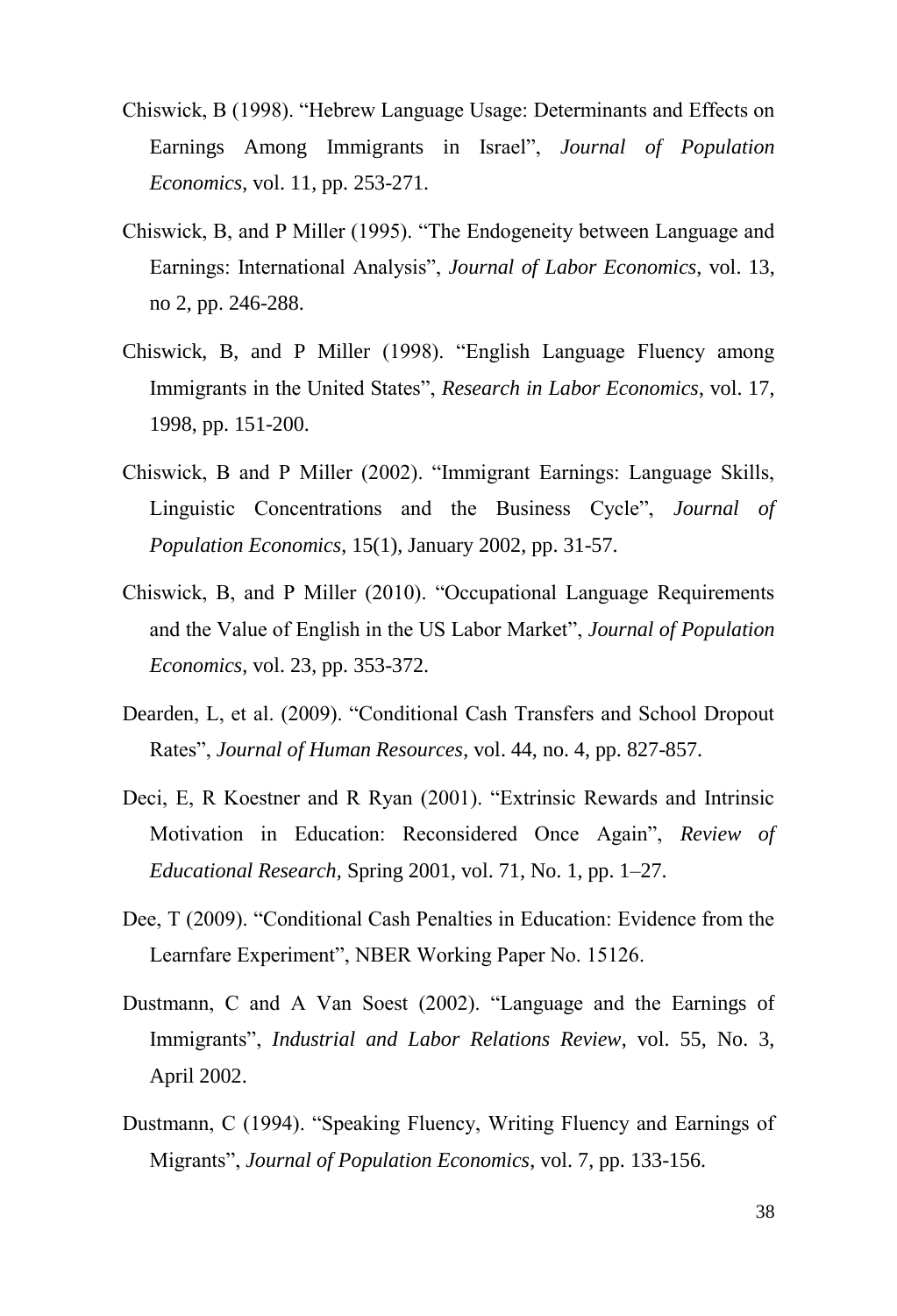Chiswick, B (1998). "Hebrew Language Usage: Determinants and Effects on Earnings Among Immigrants in Israel", *Journal of Population Economics*, vol. 11, pp. 253-271.

Chiswick, B, and P Miller (1995). "The Endogeneity between Language and Earnings: International Analysis", *Journal of Labor Economics*, vol. 13, no 2, pp. 246-288.

Chiswick, B, and P Miller (1998). "English Language Fluency among Immigrants in the United States", *Research in Labor Economics*, vol. 17, 1998, pp. 151-200.

Chiswick, B and P Miller (2002). "Immigrant Earnings: Language Skills, Linguistic Concentrations and the Business Cycle", *Journal of Population Economics*, 15(1), January 2002, pp. 31-57.

Chiswick, B, and P Miller (2010). "Occupational Language Requirements and the Value of English in the US Labor Market", *Journal of Population Economics*, vol. 23, pp. 353-372.

Dearden, L, et al. (2009). "Conditional Cash Transfers and School Dropout Rates", *Journal of Human Resources*, vol. 44, no. 4, pp. 827-857.

Deci, E, R Koestner and R Ryan (2001). "Extrinsic Rewards and Intrinsic Motivation in Education: Reconsidered Once Again", *Review of Educational Research,* Spring 2001, vol. 71, No. 1, pp. 1–27.

Dee, T (2009). "Conditional Cash Penalties in Education: Evidence from the Learnfare Experiment", NBER Working Paper No. 15126.

Dustmann, C and A Van Soest (2002). "Language and the Earnings of Immigrants", *Industrial and Labor Relations Review*, vol. 55, No. 3, April 2002.

Dustmann, C (1994). "Speaking Fluency, Writing Fluency and Earnings of Migrants", *Journal of Population Economics*, vol. 7, pp. 133-156.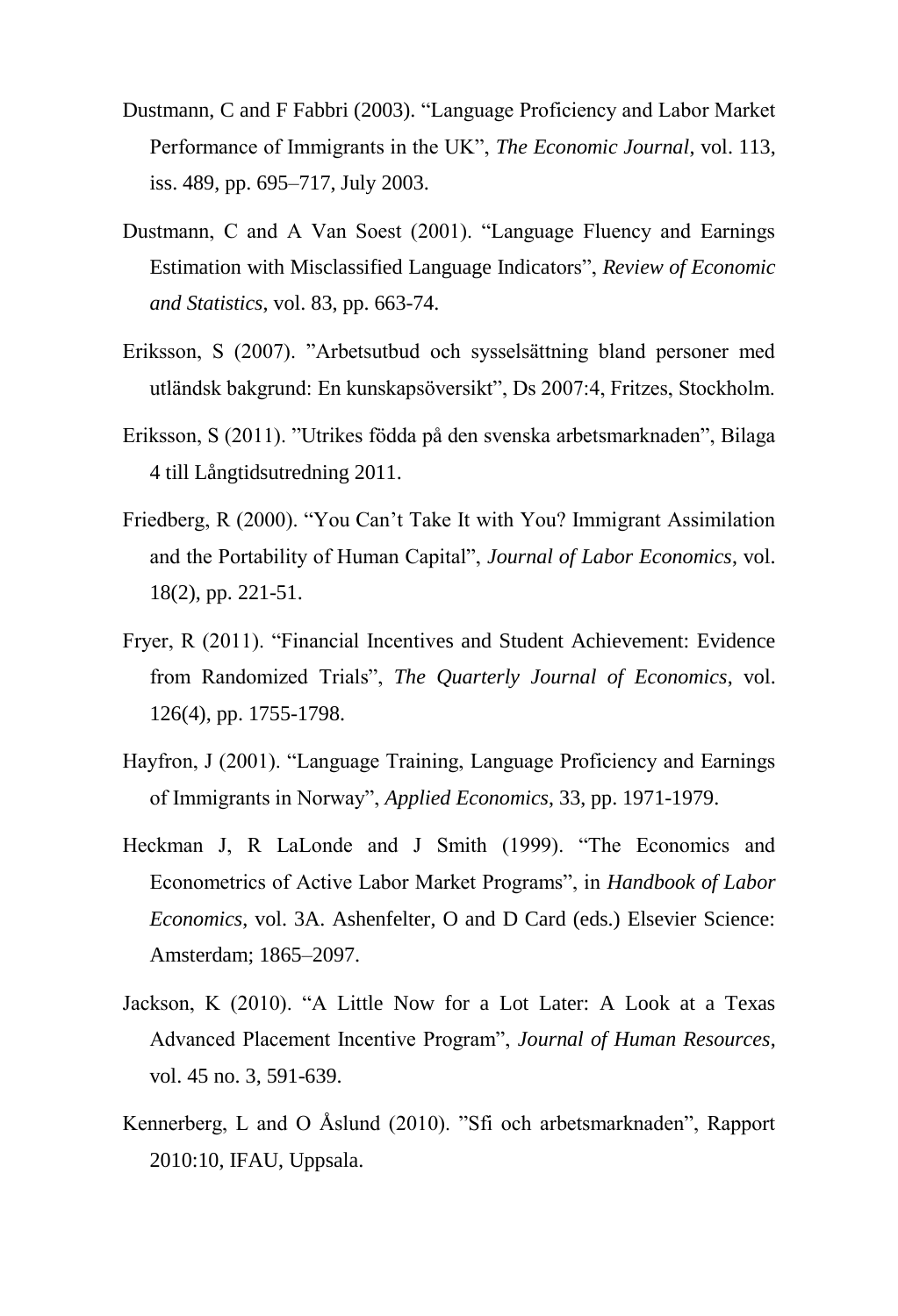Dustmann, C and F Fabbri (2003). “Language Proficiency and Labor Market Performance of Immigrants in the UK”, *The Economic Journal*, vol. 113, iss. 489, pp. 695–717, July 2003.

Dustmann, C and A Van Soest (2001). “Language Fluency and Earnings Estimation with Misclassified Language Indicators”, *Review of Economic and Statistics*, vol. 83, pp. 663-74.

Eriksson, S (2007). ”Arbetsutbud och sysselsättning bland personer med utländsk bakgrund: En kunskapsöversikt”, Ds 2007:4, Fritzes, Stockholm.

Eriksson, S (2011). ”Utrikes födda på den svenska arbetsmarknaden”, Bilaga 4 till Långtidsutredning 2011.

Friedberg, R (2000). “You Can’t Take It with You? Immigrant Assimilation and the Portability of Human Capital”, *Journal of Labor Economics*, vol. 18(2), pp. 221-51.

Fryer, R (2011). “Financial Incentives and Student Achievement: Evidence from Randomized Trials”, *The Quarterly Journal of Economics*, vol. 126(4), pp. 1755-1798.

Hayfron, J (2001). “Language Training, Language Proficiency and Earnings of Immigrants in Norway”, *Applied Economics*, 33, pp. 1971-1979.

Heckman J, R LaLonde and J Smith (1999). “The Economics and Econometrics of Active Labor Market Programs”, in *Handbook of Labor Economics*, vol. 3A. Ashenfelter, O and D Card (eds.) Elsevier Science: Amsterdam; 1865–2097.

Jackson, K (2010). “A Little Now for a Lot Later: A Look at a Texas Advanced Placement Incentive Program”, *Journal of Human Resources*, vol. 45 no. 3, 591-639.

Kennerberg, L and O Åslund (2010). ”Sfi och arbetsmarknaden”, Rapport 2010:10, IFAU, Uppsala.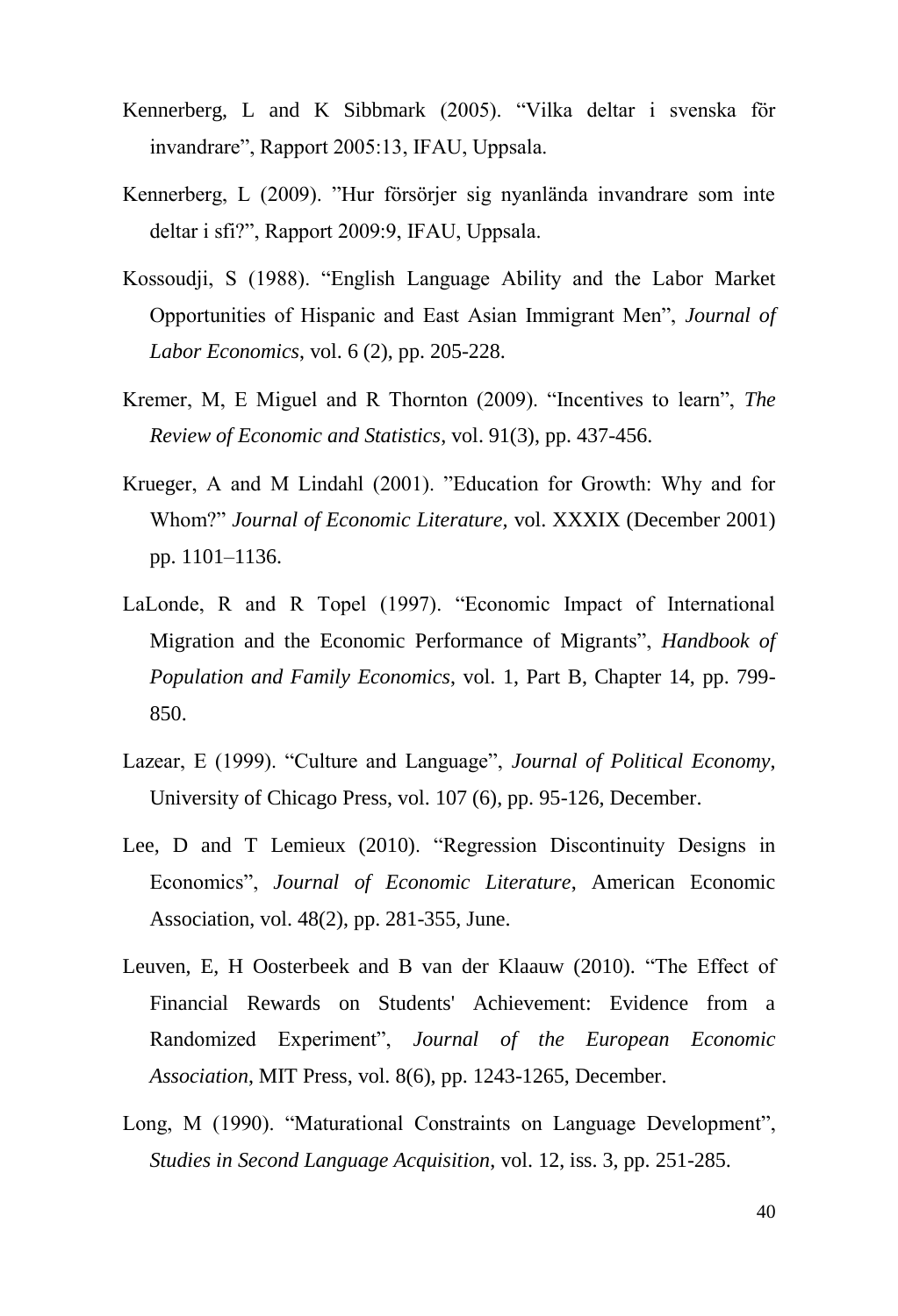Kennerberg, L and K Sibbmark (2005). “Vilka deltar i svenska för invandrare”, Rapport 2005:13, IFAU, Uppsala.

Kennerberg, L (2009). ”Hur försörjer sig nyanlända invandrare som inte deltar i sfi?”, Rapport 2009:9, IFAU, Uppsala.

Kossoudji, S (1988). “English Language Ability and the Labor Market Opportunities of Hispanic and East Asian Immigrant Men”, *Journal of Labor Economics*, vol. 6 (2), pp. 205-228.

Kremer, M, E Miguel and R Thornton (2009). “Incentives to learn”, *The Review of Economic and Statistics*, vol. 91(3), pp. 437-456.

Krueger, A and M Lindahl (2001). ”Education for Growth: Why and for Whom?” *Journal of Economic Literature,* vol. XXXIX (December 2001) pp. 1101–1136.

LaLonde, R and R Topel (1997). “Economic Impact of International Migration and the Economic Performance of Migrants”, *Handbook of Population and Family Economics*, vol. 1, Part B, Chapter 14, pp. 799-850.

Lazear, E (1999). “Culture and Language”, *Journal of Political Economy*, University of Chicago Press, vol. 107 (6), pp. 95-126, December.

Lee, D and T Lemieux (2010). “Regression Discontinuity Designs in Economics”, *Journal of Economic Literature,* American Economic Association, vol. 48(2), pp. 281-355, June.

Leuven, E, H Oosterbeek and B van der Klaauw (2010). “The Effect of Financial Rewards on Students' Achievement: Evidence from a Randomized Experiment”, *Journal of the European Economic Association*, MIT Press, vol. 8(6), pp. 1243-1265, December.

Long, M (1990). “Maturational Constraints on Language Development”, *Studies in Second Language Acquisition*, vol. 12, iss. 3, pp. 251-285.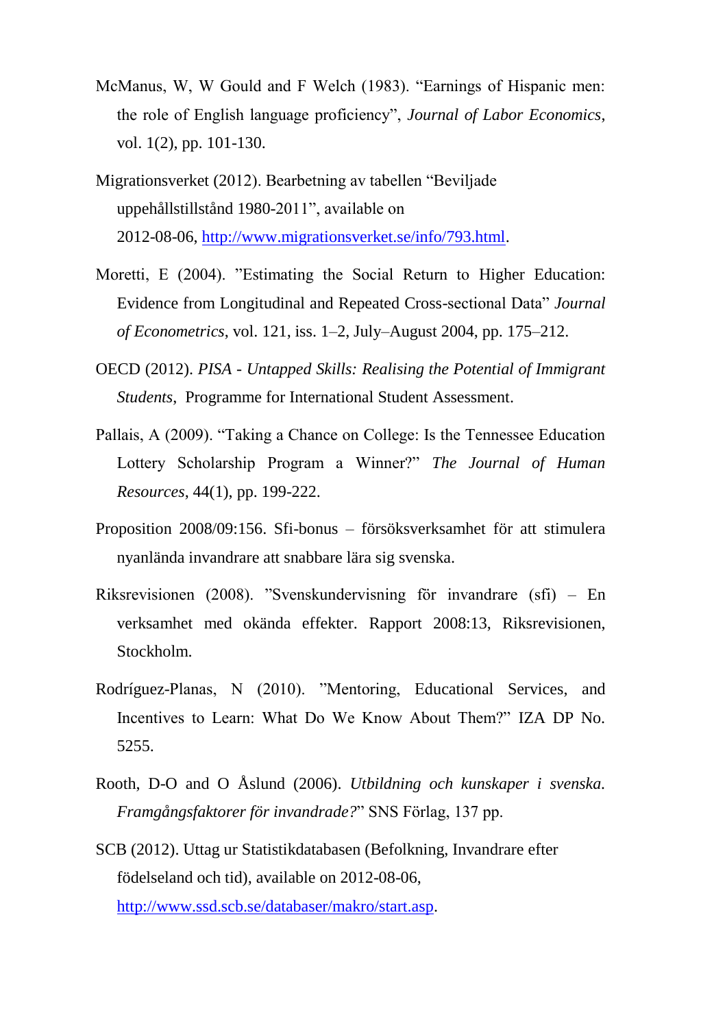McManus, W, W Gould and F Welch (1983). "Earnings of Hispanic men: the role of English language proficiency", *Journal of Labor Economics*, vol. 1(2), pp. 101-130.

Migrationsverket (2012). Bearbetning av tabellen "Beviljade uppehållstillstånd 1980-2011", available on 2012-08-06, http://www.migrationsverket.se/info/793.html.

Moretti, E (2004). "Estimating the Social Return to Higher Education: Evidence from Longitudinal and Repeated Cross-sectional Data" *Journal of Econometrics*, vol. 121, iss. 1–2, July–August 2004, pp. 175–212.

OECD (2012). *PISA - Untapped Skills: Realising the Potential of Immigrant Students*, Programme for International Student Assessment.

Pallais, A (2009). "Taking a Chance on College: Is the Tennessee Education Lottery Scholarship Program a Winner?" *The Journal of Human Resources*, 44(1), pp. 199-222.

Proposition 2008/09:156. Sfi-bonus – försöksverksamhet för att stimulera nyanlända invandrare att snabbare lära sig svenska.

Riksrevisionen (2008). "Svenskundervisning för invandrare (sfi) – En verksamhet med okända effekter. Rapport 2008:13, Riksrevisionen, Stockholm.

Rodríguez-Planas, N (2010). "Mentoring, Educational Services, and Incentives to Learn: What Do We Know About Them?" IZA DP No. 5255.

Rooth, D-O and O Åslund (2006). *Utbildning och kunskaper i svenska. Framgångsfaktorer för invandrade?*" SNS Förlag, 137 pp.

SCB (2012). Uttag ur Statistikdatabasen (Befolkning, Invandrare efter födelseland och tid), available on 2012-08-06, http://www.ssd.scb.se/databaser/makro/start.asp.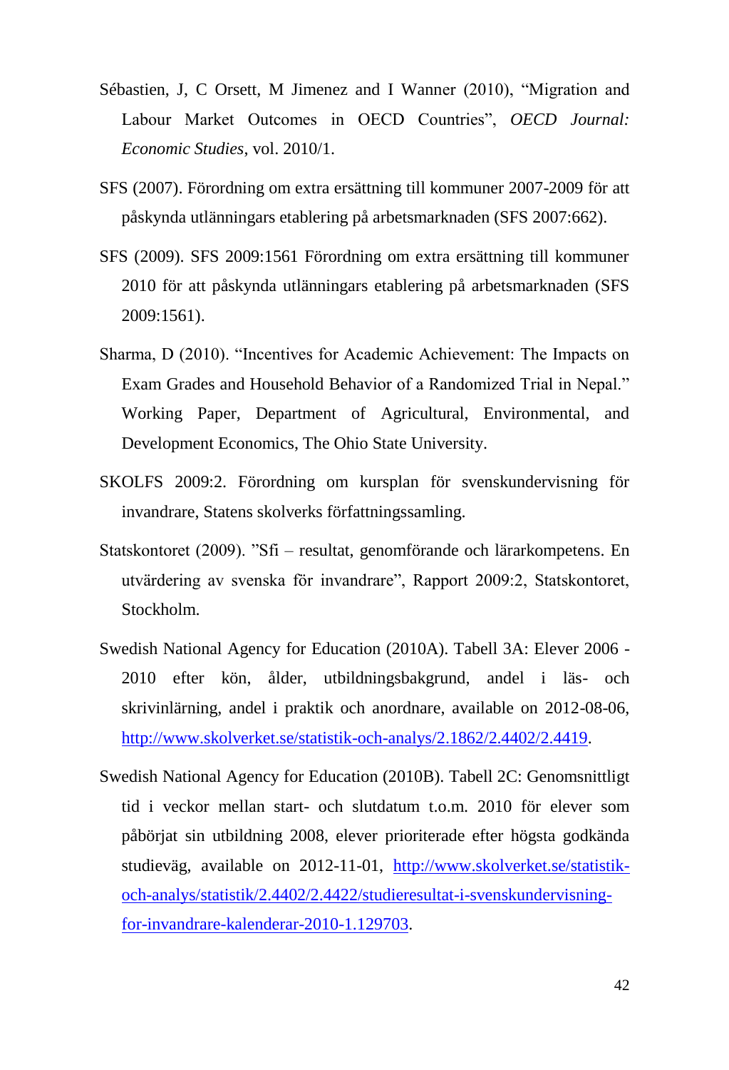Sébastien, J, C Orsett, M Jimenez and I Wanner (2010), “Migration and Labour Market Outcomes in OECD Countries”, *OECD Journal: Economic Studies*, vol. 2010/1.

SFS (2007). Förordning om extra ersättning till kommuner 2007-2009 för att påskynda utlänningars etablering på arbetsmarknaden (SFS 2007:662).

SFS (2009). SFS 2009:1561 Förordning om extra ersättning till kommuner 2010 för att påskynda utlänningars etablering på arbetsmarknaden (SFS 2009:1561).

Sharma, D (2010). “Incentives for Academic Achievement: The Impacts on Exam Grades and Household Behavior of a Randomized Trial in Nepal.” Working Paper, Department of Agricultural, Environmental, and Development Economics, The Ohio State University.

SKOLFS 2009:2. Förordning om kursplan för svenskundervisning för invandrare, Statens skolverks författningssamling.

Statskontoret (2009). ”Sfi – resultat, genomförande och lärarkompetens. En utvärdering av svenska för invandrare”, Rapport 2009:2, Statskontoret, Stockholm.

Swedish National Agency for Education (2010A). Tabell 3A: Elever 2006 - 2010 efter kön, ålder, utbildningsbakgrund, andel i läs- och skrivinlärning, andel i praktik och anordnare, available on 2012-08-06, [http://www.skolverket.se/statistik-och-analys/2.1862/2.4402/2.4419](http://www.skolverket.se/statistik-och-analys/2.1862/2.4402/2.4419).

Swedish National Agency for Education (2010B). Tabell 2C: Genomsnittligt tid i veckor mellan start- och slutdatum t.o.m. 2010 för elever som påbörjat sin utbildning 2008, elever prioriterade efter högsta godkända studieväg, available on 2012-11-01, [http://www.skolverket.se/statistik-och-analys/statistik/2.4402/2.4422/studieresultat-i-svenskundervisning-for-invandrare-kalenderar-2010-1.129703](http://www.skolverket.se/statistik-och-analys/statistik/2.4402/2.4422/studieresultat-i-svenskundervisning-for-invandrare-kalenderar-2010-1.129703).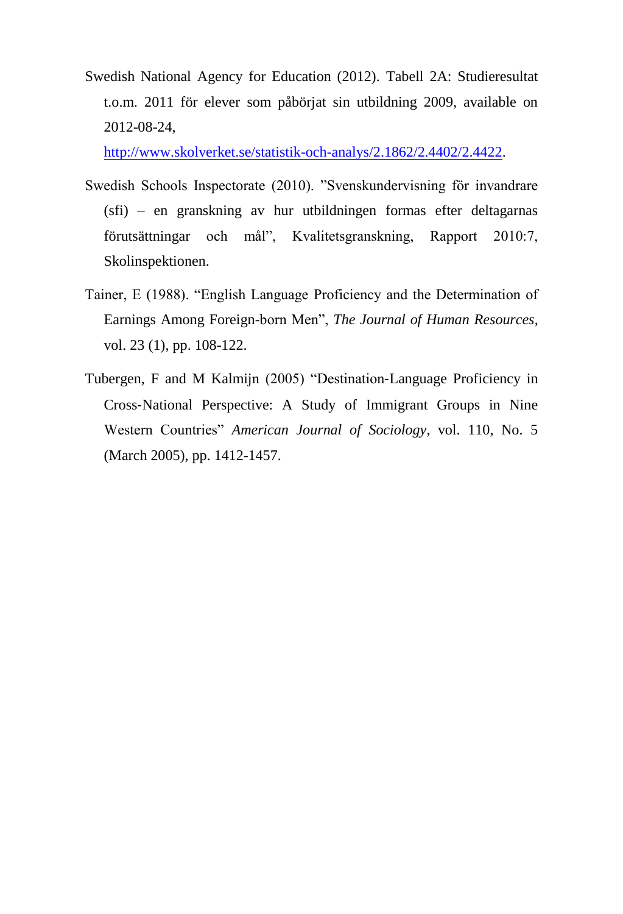Swedish National Agency for Education (2012). Tabell 2A: Studieresultat t.o.m. 2011 för elever som påbörjat sin utbildning 2009, available on 2012-08-24, http://www.skolverket.se/statistik-och-analys/2.1862/2.4402/2.4422.

Swedish Schools Inspectorate (2010). ”Svenskundervisning för invandrare (sfi) – en granskning av hur utbildningen formas efter deltagarnas förutsättningar och mål”, Kvalitetsgranskning, Rapport 2010:7, Skolinspektionen.

Tainer, E (1988). “English Language Proficiency and the Determination of Earnings Among Foreign-born Men”, *The Journal of Human Resources*, vol. 23 (1), pp. 108-122.

Tubergen, F and M Kalmijn (2005) “Destination-Language Proficiency in Cross-National Perspective: A Study of Immigrant Groups in Nine Western Countries” *American Journal of Sociology*, vol. 110, No. 5 (March 2005), pp. 1412-1457.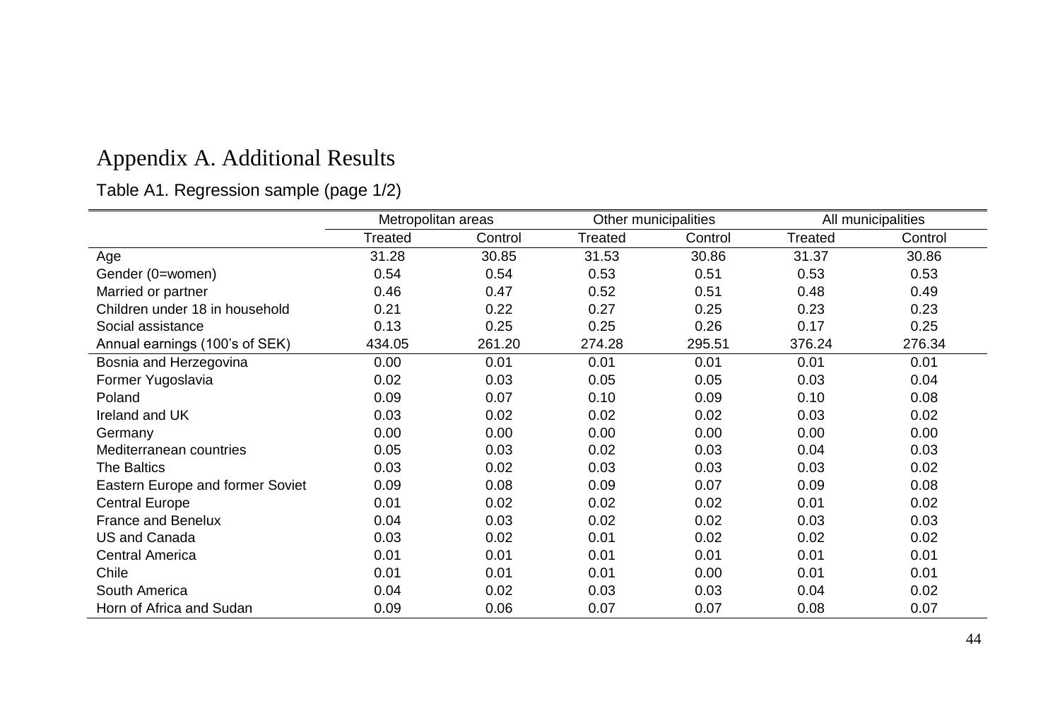# Appendix A. Additional Results

Table A1. Regression sample (page 1/2)

| | Metropolitan areas | | Other municipalities | | All municipalities | |
|---|---|---|---|---|---|---|
| | Treated | Control | Treated | Control | Treated | Control |
| Age | 31.28 | 30.85 | 31.53 | 30.86 | 31.37 | 30.86 |
| Gender (0=women) | 0.54 | 0.54 | 0.53 | 0.51 | 0.53 | 0.53 |
| Married or partner | 0.46 | 0.47 | 0.52 | 0.51 | 0.48 | 0.49 |
| Children under 18 in household | 0.21 | 0.22 | 0.27 | 0.25 | 0.23 | 0.23 |
| Social assistance | 0.13 | 0.25 | 0.25 | 0.26 | 0.17 | 0.25 |
| Annual earnings (100's of SEK) | 434.05 | 261.20 | 274.28 | 295.51 | 376.24 | 276.34 |
| Bosnia and Herzegovina | 0.00 | 0.01 | 0.01 | 0.01 | 0.01 | 0.01 |
| Former Yugoslavia | 0.02 | 0.03 | 0.05 | 0.05 | 0.03 | 0.04 |
| Poland | 0.09 | 0.07 | 0.10 | 0.09 | 0.10 | 0.08 |
| Ireland and UK | 0.03 | 0.02 | 0.02 | 0.02 | 0.03 | 0.02 |
| Germany | 0.00 | 0.00 | 0.00 | 0.00 | 0.00 | 0.00 |
| Mediterranean countries | 0.05 | 0.03 | 0.02 | 0.03 | 0.04 | 0.03 |
| The Baltics | 0.03 | 0.02 | 0.03 | 0.03 | 0.03 | 0.02 |
| Eastern Europe and former Soviet | 0.09 | 0.08 | 0.09 | 0.07 | 0.09 | 0.08 |
| Central Europe | 0.01 | 0.02 | 0.02 | 0.02 | 0.01 | 0.02 |
| France and Benelux | 0.04 | 0.03 | 0.02 | 0.02 | 0.03 | 0.03 |
| US and Canada | 0.03 | 0.02 | 0.01 | 0.02 | 0.02 | 0.02 |
| Central America | 0.01 | 0.01 | 0.01 | 0.01 | 0.01 | 0.01 |
| Chile | 0.01 | 0.01 | 0.01 | 0.00 | 0.01 | 0.01 |
| South America | 0.04 | 0.02 | 0.03 | 0.03 | 0.04 | 0.02 |
| Horn of Africa and Sudan | 0.09 | 0.06 | 0.07 | 0.07 | 0.08 | 0.07 |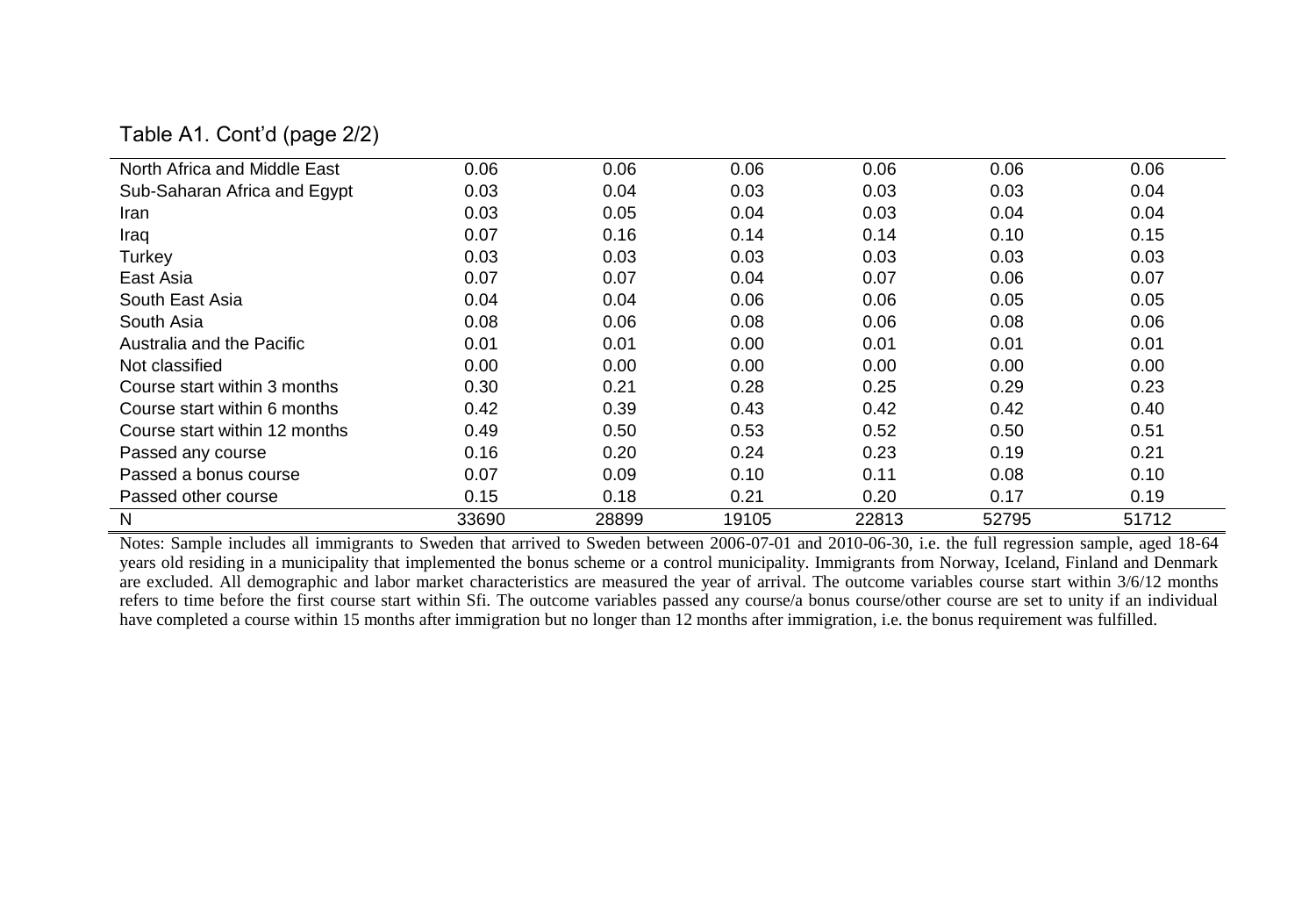Table A1. Cont'd (page 2/2)

| | | | | | | |
|---|---|---|---|---|---|---|
| North Africa and Middle East | 0.06 | 0.06 | 0.06 | 0.06 | 0.06 | 0.06 |
| Sub-Saharan Africa and Egypt | 0.03 | 0.04 | 0.03 | 0.03 | 0.03 | 0.04 |
| Iran | 0.03 | 0.05 | 0.04 | 0.03 | 0.04 | 0.04 |
| Iraq | 0.07 | 0.16 | 0.14 | 0.14 | 0.10 | 0.15 |
| Turkey | 0.03 | 0.03 | 0.03 | 0.03 | 0.03 | 0.03 |
| East Asia | 0.07 | 0.07 | 0.04 | 0.07 | 0.06 | 0.07 |
| South East Asia | 0.04 | 0.04 | 0.06 | 0.06 | 0.05 | 0.05 |
| South Asia | 0.08 | 0.06 | 0.08 | 0.06 | 0.08 | 0.06 |
| Australia and the Pacific | 0.01 | 0.01 | 0.00 | 0.01 | 0.01 | 0.01 |
| Not classified | 0.00 | 0.00 | 0.00 | 0.00 | 0.00 | 0.00 |
| Course start within 3 months | 0.30 | 0.21 | 0.28 | 0.25 | 0.29 | 0.23 |
| Course start within 6 months | 0.42 | 0.39 | 0.43 | 0.42 | 0.42 | 0.40 |
| Course start within 12 months | 0.49 | 0.50 | 0.53 | 0.52 | 0.50 | 0.51 |
| Passed any course | 0.16 | 0.20 | 0.24 | 0.23 | 0.19 | 0.21 |
| Passed a bonus course | 0.07 | 0.09 | 0.10 | 0.11 | 0.08 | 0.10 |
| Passed other course | 0.15 | 0.18 | 0.21 | 0.20 | 0.17 | 0.19 |
| N | 33690 | 28899 | 19105 | 22813 | 52795 | 51712 |

Notes: Sample includes all immigrants to Sweden that arrived to Sweden between 2006-07-01 and 2010-06-30, i.e. the full regression sample, aged 18-64 years old residing in a municipality that implemented the bonus scheme or a control municipality. Immigrants from Norway, Iceland, Finland and Denmark are excluded. All demographic and labor market characteristics are measured the year of arrival. The outcome variables course start within 3/6/12 months refers to time before the first course start within Sfi. The outcome variables passed any course/a bonus course/other course are set to unity if an individual have completed a course within 15 months after immigration but no longer than 12 months after immigration, i.e. the bonus requirement was fulfilled.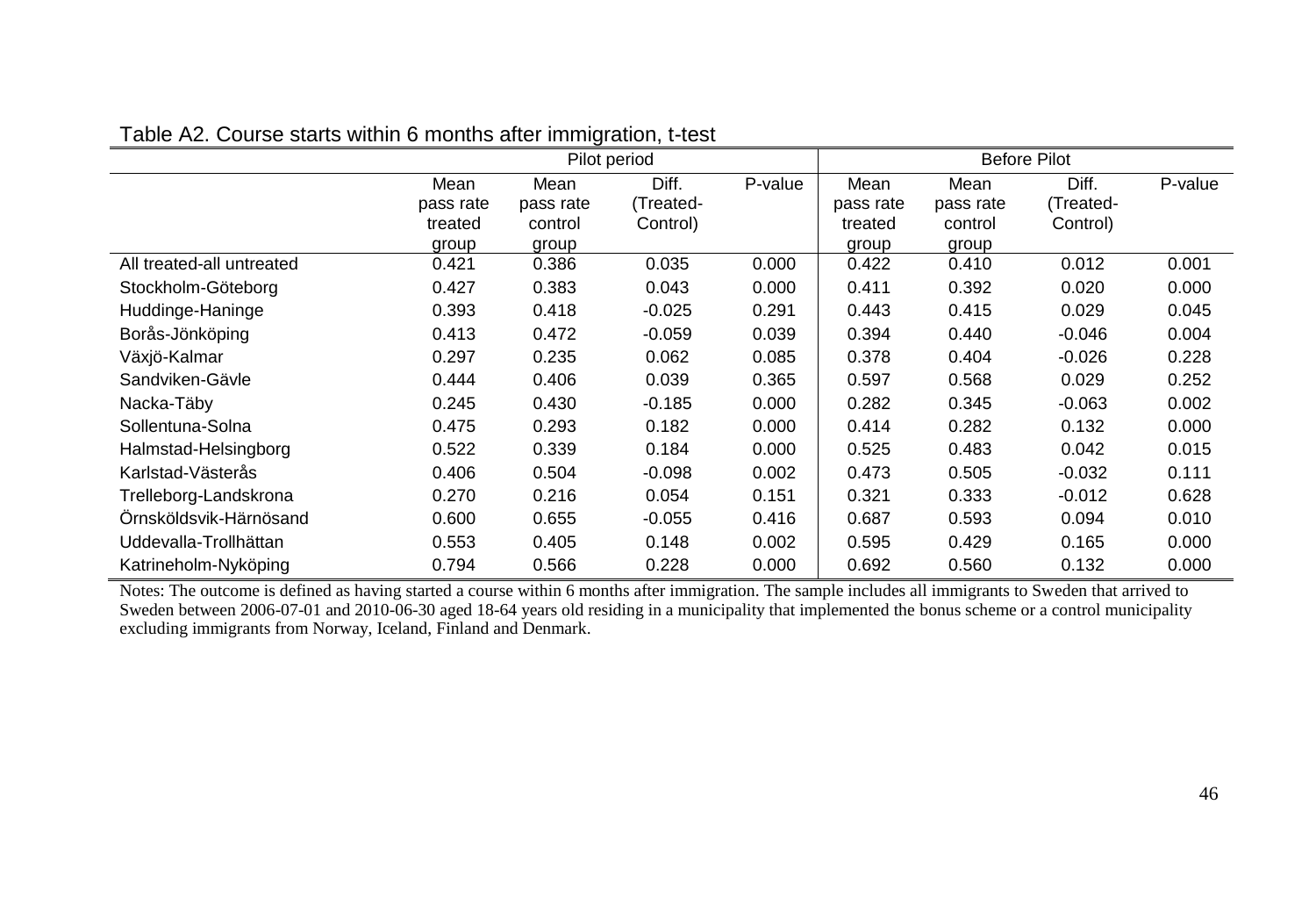Table A2. Course starts within 6 months after immigration, t-test

| | Pilot period | | | | Before Pilot | | | |
|---|---|---|---|---|---|---|---|---|
| | Mean pass rate treated group | Mean pass rate control group | Diff. (Treated-Control) | P-value | Mean pass rate treated group | Mean pass rate control group | Diff. (Treated-Control) | P-value |
| All treated-all untreated | 0.421 | 0.386 | 0.035 | 0.000 | 0.422 | 0.410 | 0.012 | 0.001 |
| Stockholm-Göteborg | 0.427 | 0.383 | 0.043 | 0.000 | 0.411 | 0.392 | 0.020 | 0.000 |
| Huddinge-Haninge | 0.393 | 0.418 | -0.025 | 0.291 | 0.443 | 0.415 | 0.029 | 0.045 |
| Borås-Jönköping | 0.413 | 0.472 | -0.059 | 0.039 | 0.394 | 0.440 | -0.046 | 0.004 |
| Växjö-Kalmar | 0.297 | 0.235 | 0.062 | 0.085 | 0.378 | 0.404 | -0.026 | 0.228 |
| Sandviken-Gävle | 0.444 | 0.406 | 0.039 | 0.365 | 0.597 | 0.568 | 0.029 | 0.252 |
| Nacka-Täby | 0.245 | 0.430 | -0.185 | 0.000 | 0.282 | 0.345 | -0.063 | 0.002 |
| Sollentuna-Solna | 0.475 | 0.293 | 0.182 | 0.000 | 0.414 | 0.282 | 0.132 | 0.000 |
| Halmstad-Helsingborg | 0.522 | 0.339 | 0.184 | 0.000 | 0.525 | 0.483 | 0.042 | 0.015 |
| Karlstad-Västerås | 0.406 | 0.504 | -0.098 | 0.002 | 0.473 | 0.505 | -0.032 | 0.111 |
| Trelleborg-Landskrona | 0.270 | 0.216 | 0.054 | 0.151 | 0.321 | 0.333 | -0.012 | 0.628 |
| Örnsköldsvik-Härnösand | 0.600 | 0.655 | -0.055 | 0.416 | 0.687 | 0.593 | 0.094 | 0.010 |
| Uddevalla-Trollhättan | 0.553 | 0.405 | 0.148 | 0.002 | 0.595 | 0.429 | 0.165 | 0.000 |
| Katrineholm-Nyköping | 0.794 | 0.566 | 0.228 | 0.000 | 0.692 | 0.560 | 0.132 | 0.000 |

Notes: The outcome is defined as having started a course within 6 months after immigration. The sample includes all immigrants to Sweden that arrived to Sweden between 2006-07-01 and 2010-06-30 aged 18-64 years old residing in a municipality that implemented the bonus scheme or a control municipality excluding immigrants from Norway, Iceland, Finland and Denmark.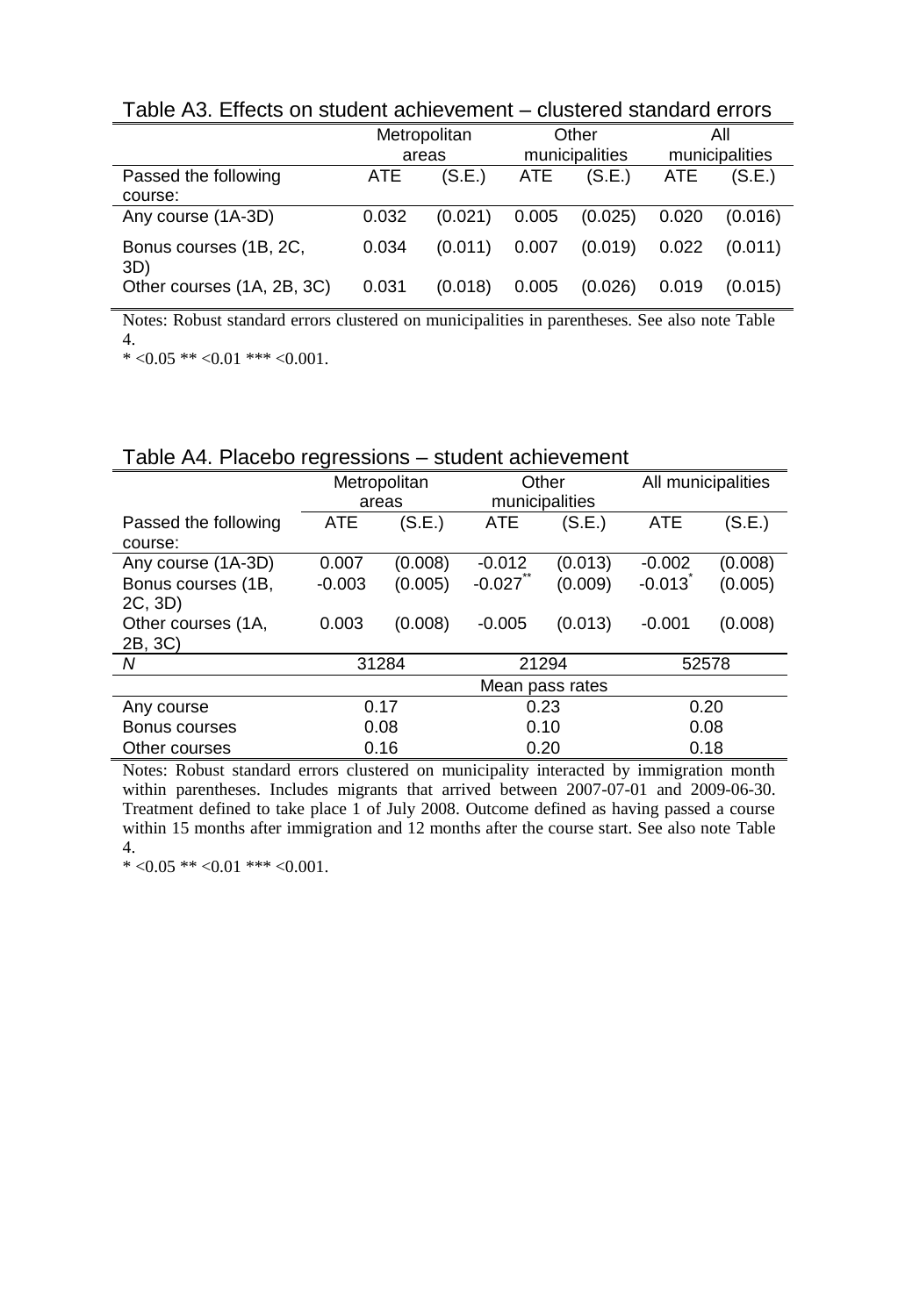Table A3. Effects on student achievement – clustered standard errors

| | Metropolitan areas | | Other municipalities | | All municipalities | |
|---|---|---|---|---|---|---|
| Passed the following course: | ATE | (S.E.) | ATE | (S.E.) | ATE | (S.E.) |
| Any course (1A-3D) | 0.032 | (0.021) | 0.005 | (0.025) | 0.020 | (0.016) |
| Bonus courses (1B, 2C, 3D) | 0.034 | (0.011) | 0.007 | (0.019) | 0.022 | (0.011) |
| Other courses (1A, 2B, 3C) | 0.031 | (0.018) | 0.005 | (0.026) | 0.019 | (0.015) |

Notes: Robust standard errors clustered on municipalities in parentheses. See also note Table 4.
\* <0.05 \*\* <0.01 \*\*\* <0.001.

Table A4. Placebo regressions – student achievement

| | Metropolitan areas | | Other municipalities | | All municipalities | |
|---|---|---|---|---|---|---|
| Passed the following course: | ATE | (S.E.) | ATE | (S.E.) | ATE | (S.E.) |
| Any course (1A-3D) | 0.007 | (0.008) | -0.012 | (0.013) | -0.002 | (0.008) |
| Bonus courses (1B, 2C, 3D) | -0.003 | (0.005) | -0.027** | (0.009) | -0.013* | (0.005) |
| Other courses (1A, 2B, 3C) | 0.003 | (0.008) | -0.005 | (0.013) | -0.001 | (0.008) |
| *N* | 31284 | | 21294 | | 52578 | |
| | Mean pass rates | | | | | |
| Any course | 0.17 | | 0.23 | | 0.20 | |
| Bonus courses | 0.08 | | 0.10 | | 0.08 | |
| Other courses | 0.16 | | 0.20 | | 0.18 | |

Notes: Robust standard errors clustered on municipality interacted by immigration month within parentheses. Includes migrants that arrived between 2007-07-01 and 2009-06-30. Treatment defined to take place 1 of July 2008. Outcome defined as having passed a course within 15 months after immigration and 12 months after the course start. See also note Table 4.
\* <0.05 \*\* <0.01 \*\*\* <0.001.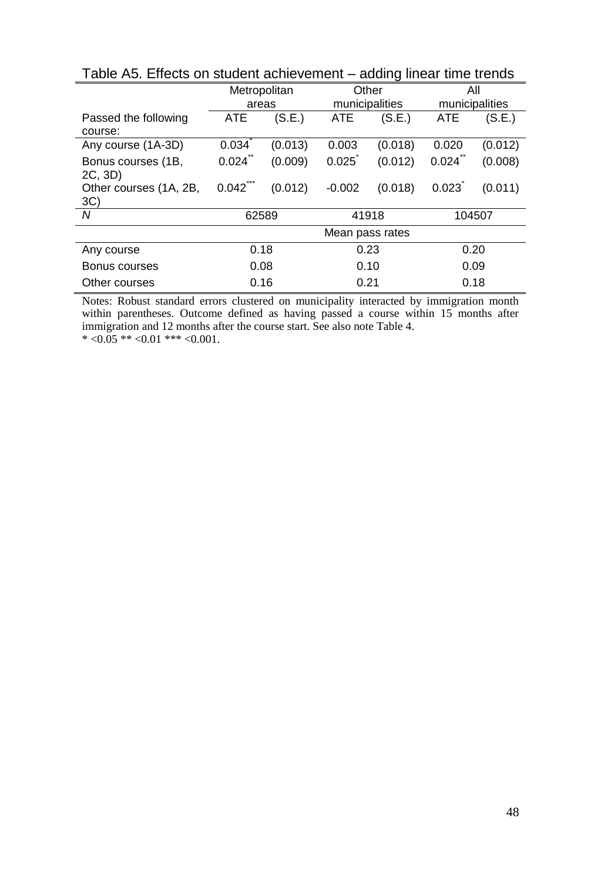Table A5. Effects on student achievement – adding linear time trends

| | Metropolitan areas | | Other municipalities | | All municipalities | |
|---|---|---|---|---|---|---|
| Passed the following course: | ATE | (S.E.) | ATE | (S.E.) | ATE | (S.E.) |
| Any course (1A-3D) | 0.034* | (0.013) | 0.003 | (0.018) | 0.020 | (0.012) |
| Bonus courses (1B, 2C, 3D) | 0.024** | (0.009) | 0.025* | (0.012) | 0.024** | (0.008) |
| Other courses (1A, 2B, 3C) | 0.042*** | (0.012) | -0.002 | (0.018) | 0.023* | (0.011) |
| *N* | 62589 | | 41918 | | 104507 | |
| | Mean pass rates | | | | | |
| Any course | 0.18 | | 0.23 | | 0.20 | |
| Bonus courses | 0.08 | | 0.10 | | 0.09 | |
| Other courses | 0.16 | | 0.21 | | 0.18 | |

Notes: Robust standard errors clustered on municipality interacted by immigration month within parentheses. Outcome defined as having passed a course within 15 months after immigration and 12 months after the course start. See also note Table 4.
* <0.05 ** <0.01 *** <0.001.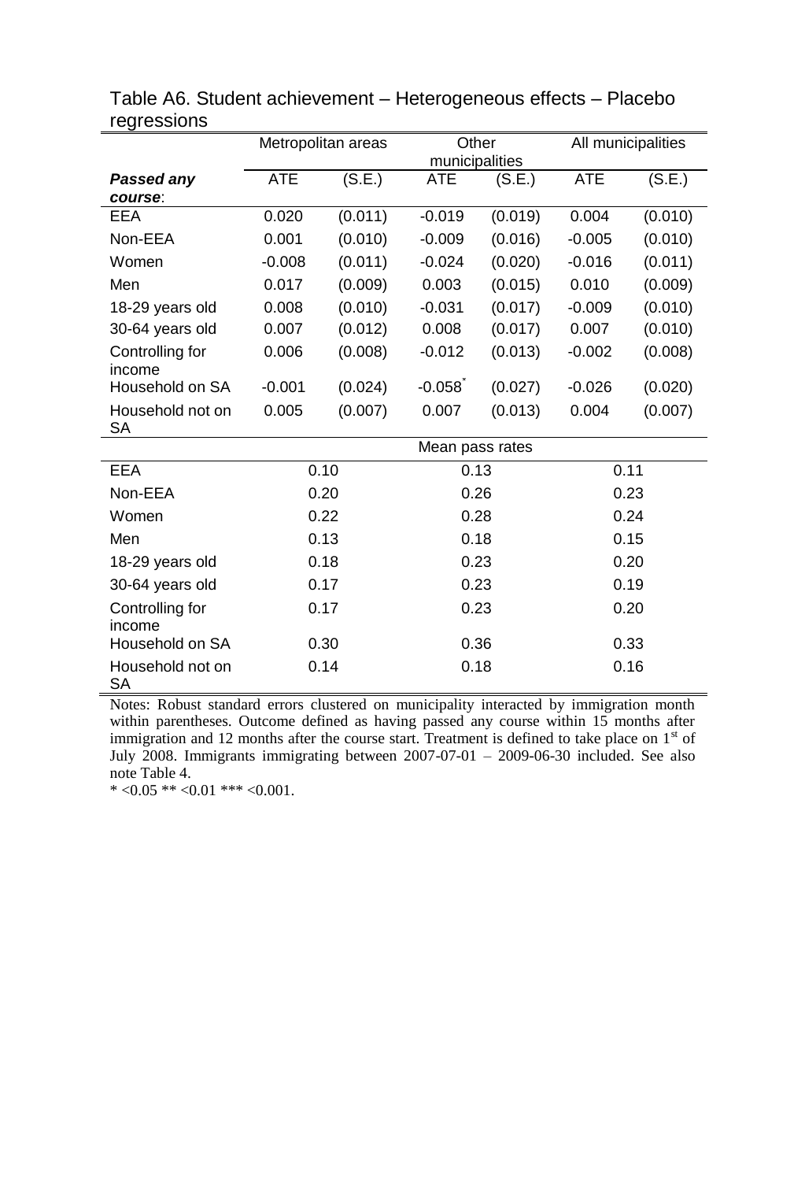Table A6. Student achievement – Heterogeneous effects – Placebo regressions

| | Metropolitan areas | | Other municipalities | | All municipalities | |
|---|---|---|---|---|---|---|
| ***Passed any course***: | ATE | (S.E.) | ATE | (S.E.) | ATE | (S.E.) |
| EEA | 0.020 | (0.011) | -0.019 | (0.019) | 0.004 | (0.010) |
| Non-EEA | 0.001 | (0.010) | -0.009 | (0.016) | -0.005 | (0.010) |
| Women | -0.008 | (0.011) | -0.024 | (0.020) | -0.016 | (0.011) |
| Men | 0.017 | (0.009) | 0.003 | (0.015) | 0.010 | (0.009) |
| 18-29 years old | 0.008 | (0.010) | -0.031 | (0.017) | -0.009 | (0.010) |
| 30-64 years old | 0.007 | (0.012) | 0.008 | (0.017) | 0.007 | (0.010) |
| Controlling for income | 0.006 | (0.008) | -0.012 | (0.013) | -0.002 | (0.008) |
| Household on SA | -0.001 | (0.024) | -0.058* | (0.027) | -0.026 | (0.020) |
| Household not on SA | 0.005 | (0.007) | 0.007 | (0.013) | 0.004 | (0.007) |
| | | | Mean pass rates | | | |
| EEA | 0.10 | | 0.13 | | 0.11 | |
| Non-EEA | 0.20 | | 0.26 | | 0.23 | |
| Women | 0.22 | | 0.28 | | 0.24 | |
| Men | 0.13 | | 0.18 | | 0.15 | |
| 18-29 years old | 0.18 | | 0.23 | | 0.20 | |
| 30-64 years old | 0.17 | | 0.23 | | 0.19 | |
| Controlling for income | 0.17 | | 0.23 | | 0.20 | |
| Household on SA | 0.30 | | 0.36 | | 0.33 | |
| Household not on SA | 0.14 | | 0.18 | | 0.16 | |

Notes: Robust standard errors clustered on municipality interacted by immigration month within parentheses. Outcome defined as having passed any course within 15 months after immigration and 12 months after the course start. Treatment is defined to take place on 1st of July 2008. Immigrants immigrating between 2007-07-01 – 2009-06-30 included. See also note Table 4.

* <0.05 ** <0.01 *** <0.001.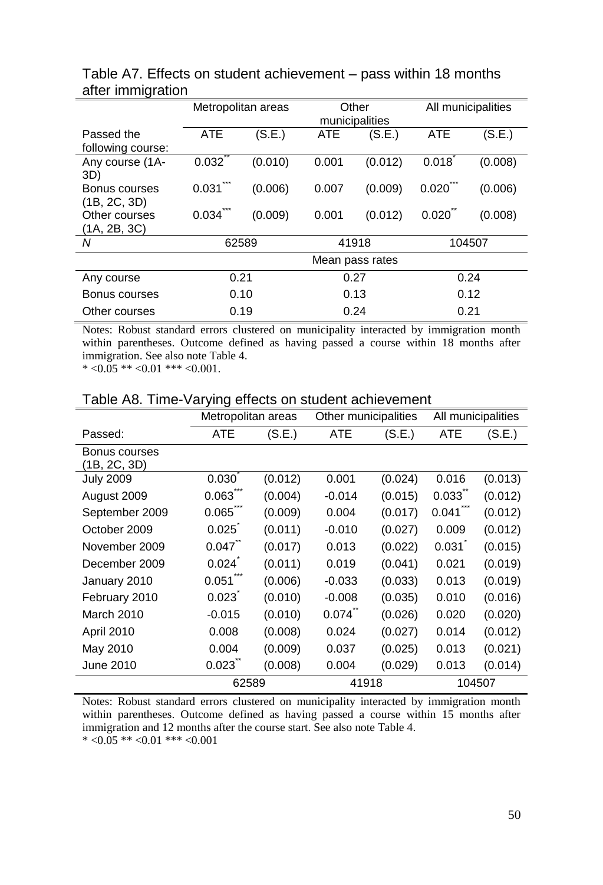Table A7. Effects on student achievement – pass within 18 months after immigration

| | Metropolitan areas | | Other municipalities | | All municipalities | |
|---|---|---|---|---|---|---|
| Passed the following course: | ATE | (S.E.) | ATE | (S.E.) | ATE | (S.E.) |
| Any course (1A-3D) | 0.032** | (0.010) | 0.001 | (0.012) | 0.018* | (0.008) |
| Bonus courses (1B, 2C, 3D) | 0.031*** | (0.006) | 0.007 | (0.009) | 0.020*** | (0.006) |
| Other courses (1A, 2B, 3C) | 0.034*** | (0.009) | 0.001 | (0.012) | 0.020** | (0.008) |
| *N* | 62589 | | 41918 | | 104507 | |
| | Mean pass rates | | | | | |
| Any course | 0.21 | | 0.27 | | 0.24 | |
| Bonus courses | 0.10 | | 0.13 | | 0.12 | |
| Other courses | 0.19 | | 0.24 | | 0.21 | |

Notes: Robust standard errors clustered on municipality interacted by immigration month within parentheses. Outcome defined as having passed a course within 18 months after immigration. See also note Table 4.
\* <0.05 \** <0.01 \*** <0.001.

Table A8. Time-Varying effects on student achievement

| | Metropolitan areas | | Other municipalities | | All municipalities | |
|---|---|---|---|---|---|---|
| Passed: | ATE | (S.E.) | ATE | (S.E.) | ATE | (S.E.) |
| Bonus courses (1B, 2C, 3D) | | | | | | |
| July 2009 | 0.030* | (0.012) | 0.001 | (0.024) | 0.016 | (0.013) |
| August 2009 | 0.063*** | (0.004) | -0.014 | (0.015) | 0.033** | (0.012) |
| September 2009 | 0.065*** | (0.009) | 0.004 | (0.017) | 0.041*** | (0.012) |
| October 2009 | 0.025* | (0.011) | -0.010 | (0.027) | 0.009 | (0.012) |
| November 2009 | 0.047** | (0.017) | 0.013 | (0.022) | 0.031* | (0.015) |
| December 2009 | 0.024* | (0.011) | 0.019 | (0.041) | 0.021 | (0.019) |
| January 2010 | 0.051*** | (0.006) | -0.033 | (0.033) | 0.013 | (0.019) |
| February 2010 | 0.023* | (0.010) | -0.008 | (0.035) | 0.010 | (0.016) |
| March 2010 | -0.015 | (0.010) | 0.074** | (0.026) | 0.020 | (0.020) |
| April 2010 | 0.008 | (0.008) | 0.024 | (0.027) | 0.014 | (0.012) |
| May 2010 | 0.004 | (0.009) | 0.037 | (0.025) | 0.013 | (0.021) |
| June 2010 | 0.023** | (0.008) | 0.004 | (0.029) | 0.013 | (0.014) |
| | 62589 | | 41918 | | 104507 | |

Notes: Robust standard errors clustered on municipality interacted by immigration month within parentheses. Outcome defined as having passed a course within 15 months after immigration and 12 months after the course start. See also note Table 4.
\* <0.05 \** <0.01 \*** <0.001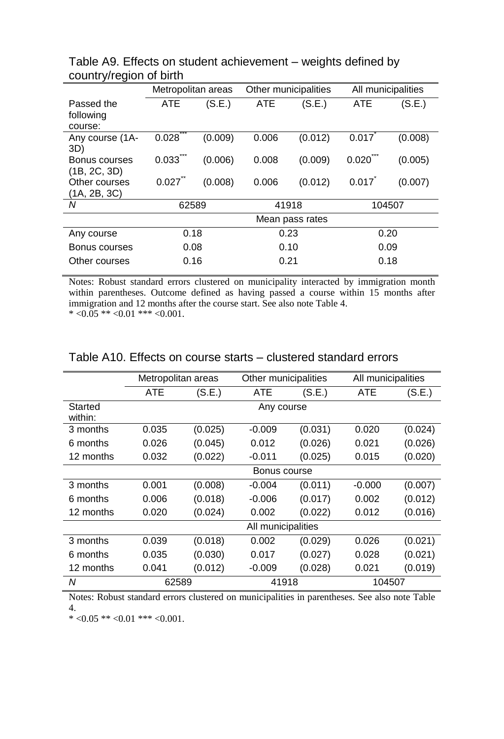Table A9. Effects on student achievement – weights defined by country/region of birth

| | Metropolitan areas | | Other municipalities | | All municipalities | |
|---|---|---|---|---|---|---|
| Passed the following course: | ATE | (S.E.) | ATE | (S.E.) | ATE | (S.E.) |
| Any course (1A-3D) | 0.028*** | (0.009) | 0.006 | (0.012) | 0.017* | (0.008) |
| Bonus courses (1B, 2C, 3D) | 0.033*** | (0.006) | 0.008 | (0.009) | 0.020*** | (0.005) |
| Other courses (1A, 2B, 3C) | 0.027** | (0.008) | 0.006 | (0.012) | 0.017* | (0.007) |
| *N* | 62589 | | 41918 | | 104507 | |
| | Mean pass rates | | | | | |
| Any course | 0.18 | | 0.23 | | 0.20 | |
| Bonus courses | 0.08 | | 0.10 | | 0.09 | |
| Other courses | 0.16 | | 0.21 | | 0.18 | |

Notes: Robust standard errors clustered on municipality interacted by immigration month within parentheses. Outcome defined as having passed a course within 15 months after immigration and 12 months after the course start. See also note Table 4.
* <0.05 ** <0.01 *** <0.001.

Table A10. Effects on course starts – clustered standard errors

| | Metropolitan areas | | Other municipalities | | All municipalities | |
|---|---|---|---|---|---|---|
| | ATE | (S.E.) | ATE | (S.E.) | ATE | (S.E.) |
| Started within: | Any course | | | | | |
| 3 months | 0.035 | (0.025) | -0.009 | (0.031) | 0.020 | (0.024) |
| 6 months | 0.026 | (0.045) | 0.012 | (0.026) | 0.021 | (0.026) |
| 12 months | 0.032 | (0.022) | -0.011 | (0.025) | 0.015 | (0.020) |
| | Bonus course | | | | | |
| 3 months | 0.001 | (0.008) | -0.004 | (0.011) | -0.000 | (0.007) |
| 6 months | 0.006 | (0.018) | -0.006 | (0.017) | 0.002 | (0.012) |
| 12 months | 0.020 | (0.024) | 0.002 | (0.022) | 0.012 | (0.016) |
| | All municipalities | | | | | |
| 3 months | 0.039 | (0.018) | 0.002 | (0.029) | 0.026 | (0.021) |
| 6 months | 0.035 | (0.030) | 0.017 | (0.027) | 0.028 | (0.021) |
| 12 months | 0.041 | (0.012) | -0.009 | (0.028) | 0.021 | (0.019) |
| *N* | 62589 | | 41918 | | 104507 | |

Notes: Robust standard errors clustered on municipalities in parentheses. See also note Table 4.
* <0.05 ** <0.01 *** <0.001.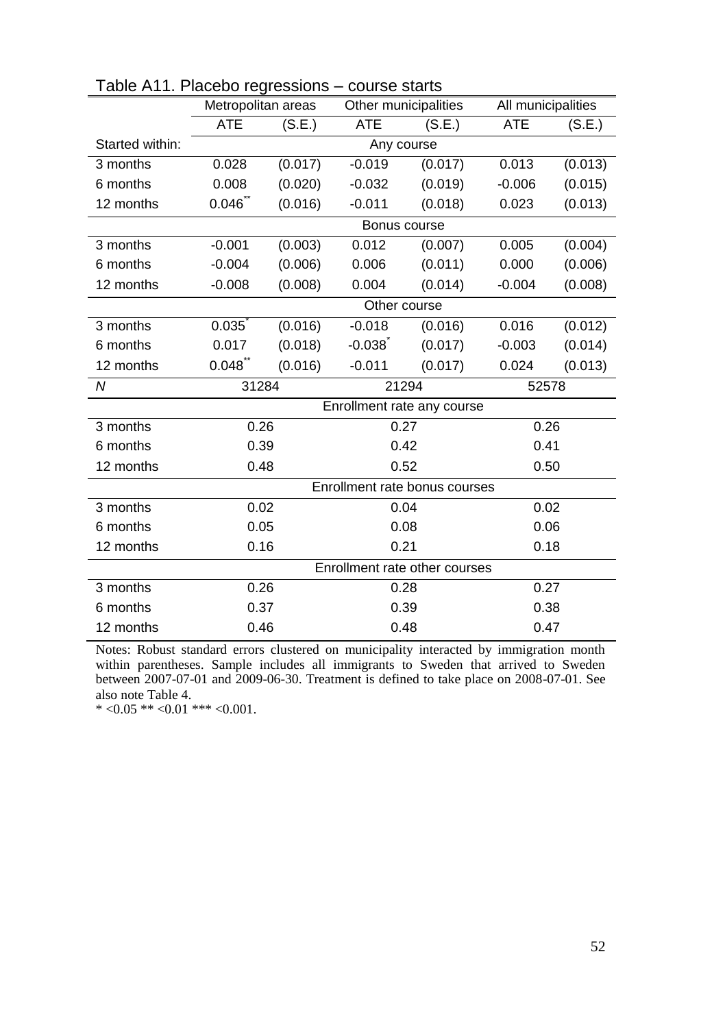Table A11. Placebo regressions – course starts

| | Metropolitan areas | | Other municipalities | | All municipalities | |
|---|---|---|---|---|---|---|
| | ATE | (S.E.) | ATE | (S.E.) | ATE | (S.E.) |
| Started within: | Any course | | | | | |
| 3 months | 0.028 | (0.017) | -0.019 | (0.017) | 0.013 | (0.013) |
| 6 months | 0.008 | (0.020) | -0.032 | (0.019) | -0.006 | (0.015) |
| 12 months | 0.046** | (0.016) | -0.011 | (0.018) | 0.023 | (0.013) |
| | Bonus course | | | | | |
| 3 months | -0.001 | (0.003) | 0.012 | (0.007) | 0.005 | (0.004) |
| 6 months | -0.004 | (0.006) | 0.006 | (0.011) | 0.000 | (0.006) |
| 12 months | -0.008 | (0.008) | 0.004 | (0.014) | -0.004 | (0.008) |
| | Other course | | | | | |
| 3 months | 0.035* | (0.016) | -0.018 | (0.016) | 0.016 | (0.012) |
| 6 months | 0.017 | (0.018) | -0.038* | (0.017) | -0.003 | (0.014) |
| 12 months | 0.048** | (0.016) | -0.011 | (0.017) | 0.024 | (0.013) |
| *N* | 31284 | | 21294 | | 52578 | |
| | Enrollment rate any course | | | | | |
| 3 months | 0.26 | | 0.27 | | 0.26 | |
| 6 months | 0.39 | | 0.42 | | 0.41 | |
| 12 months | 0.48 | | 0.52 | | 0.50 | |
| | Enrollment rate bonus courses | | | | | |
| 3 months | 0.02 | | 0.04 | | 0.02 | |
| 6 months | 0.05 | | 0.08 | | 0.06 | |
| 12 months | 0.16 | | 0.21 | | 0.18 | |
| | Enrollment rate other courses | | | | | |
| 3 months | 0.26 | | 0.28 | | 0.27 | |
| 6 months | 0.37 | | 0.39 | | 0.38 | |
| 12 months | 0.46 | | 0.48 | | 0.47 | |

Notes: Robust standard errors clustered on municipality interacted by immigration month within parentheses. Sample includes all immigrants to Sweden that arrived to Sweden between 2007-07-01 and 2009-06-30. Treatment is defined to take place on 2008-07-01. See also note Table 4.

* <0.05 ** <0.01 *** <0.001.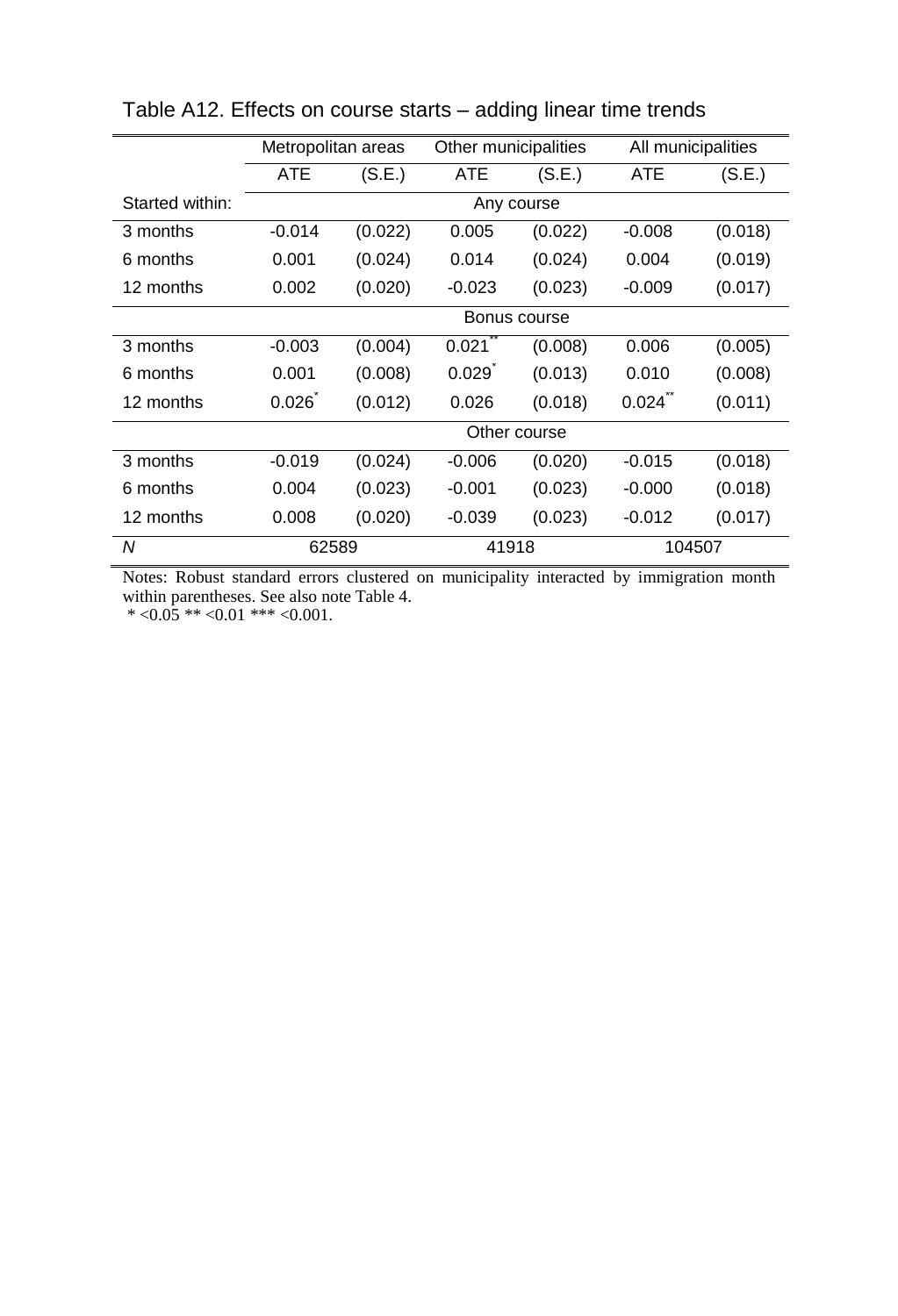Table A12. Effects on course starts – adding linear time trends

| | Metropolitan areas | | Other municipalities | | All municipalities | |
|---|---|---|---|---|---|---|
| | ATE | (S.E.) | ATE | (S.E.) | ATE | (S.E.) |
| Started within: | Any course | | | | | |
| 3 months | -0.014 | (0.022) | 0.005 | (0.022) | -0.008 | (0.018) |
| 6 months | 0.001 | (0.024) | 0.014 | (0.024) | 0.004 | (0.019) |
| 12 months | 0.002 | (0.020) | -0.023 | (0.023) | -0.009 | (0.017) |
| | Bonus course | | | | | |
| 3 months | -0.003 | (0.004) | 0.021** | (0.008) | 0.006 | (0.005) |
| 6 months | 0.001 | (0.008) | 0.029* | (0.013) | 0.010 | (0.008) |
| 12 months | 0.026* | (0.012) | 0.026 | (0.018) | 0.024** | (0.011) |
| | Other course | | | | | |
| 3 months | -0.019 | (0.024) | -0.006 | (0.020) | -0.015 | (0.018) |
| 6 months | 0.004 | (0.023) | -0.001 | (0.023) | -0.000 | (0.018) |
| 12 months | 0.008 | (0.020) | -0.039 | (0.023) | -0.012 | (0.017) |
| *N* | 62589 | | 41918 | | 104507 | |

Notes: Robust standard errors clustered on municipality interacted by immigration month within parentheses. See also note Table 4.
 * <0.05 ** <0.01 *** <0.001.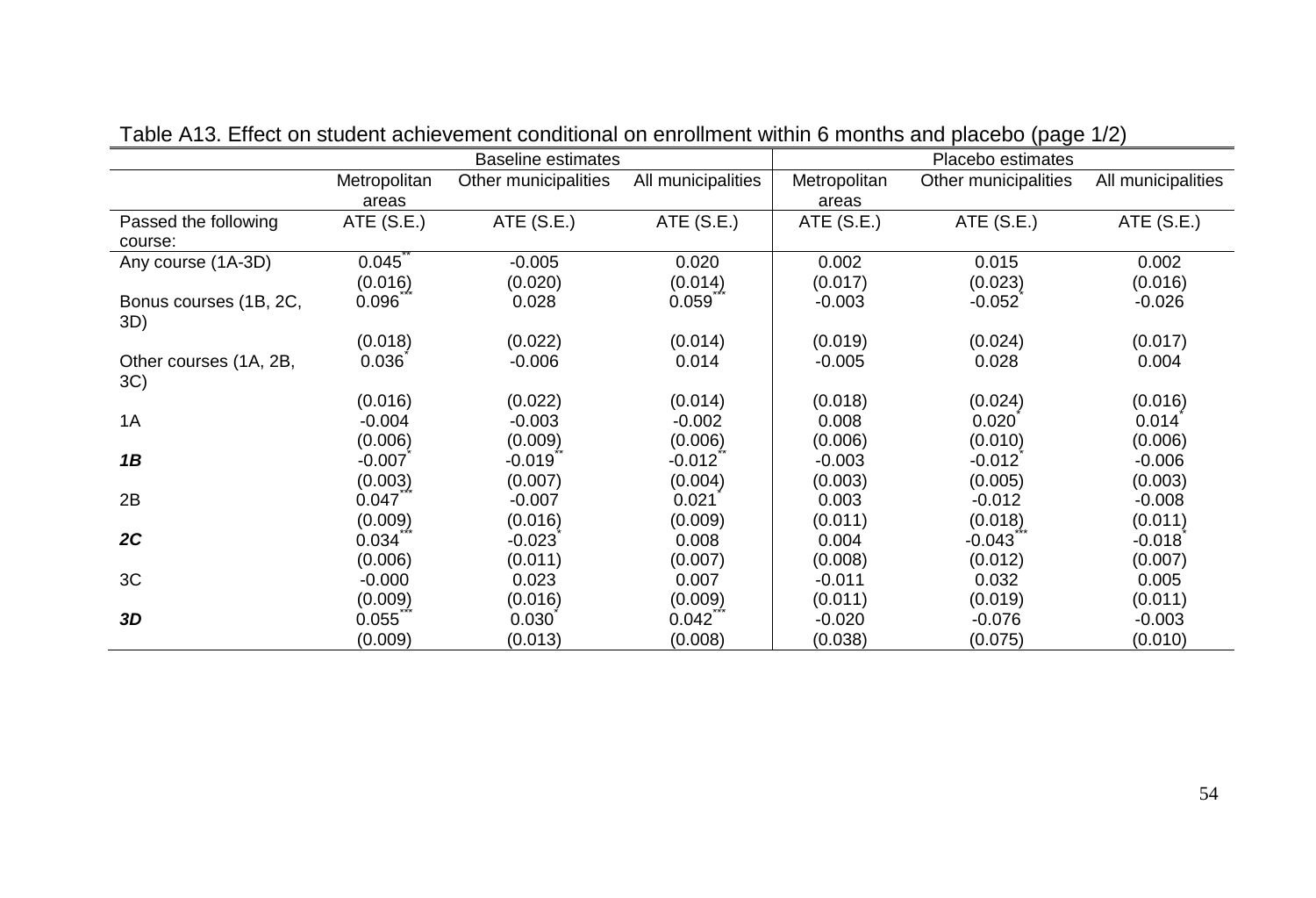Table A13. Effect on student achievement conditional on enrollment within 6 months and placebo (page 1/2)

| | Baseline estimates | | | Placebo estimates | | |
|---|---|---|---|---|---|---|
| | Metropolitan areas | Other municipalities | All municipalities | Metropolitan areas | Other municipalities | All municipalities |
| Passed the following course: | ATE (S.E.) | ATE (S.E.) | ATE (S.E.) | ATE (S.E.) | ATE (S.E.) | ATE (S.E.) |
| Any course (1A-3D) | 0.045** | -0.005 | 0.020 | 0.002 | 0.015 | 0.002 |
| | (0.016) | (0.020) | (0.014) | (0.017) | (0.023) | (0.016) |
| Bonus courses (1B, 2C, 3D) | 0.096*** | 0.028 | 0.059*** | -0.003 | -0.052* | -0.026 |
| | (0.018) | (0.022) | (0.014) | (0.019) | (0.024) | (0.017) |
| Other courses (1A, 2B, 3C) | 0.036* | -0.006 | 0.014 | -0.005 | 0.028 | 0.004 |
| | (0.016) | (0.022) | (0.014) | (0.018) | (0.024) | (0.016) |
| 1A | -0.004 | -0.003 | -0.002 | 0.008 | 0.020* | 0.014* |
| | (0.006) | (0.009) | (0.006) | (0.006) | (0.010) | (0.006) |
| ***1B*** | -0.007* | -0.019** | -0.012** | -0.003 | -0.012* | -0.006 |
| | (0.003) | (0.007) | (0.004) | (0.003) | (0.005) | (0.003) |
| 2B | 0.047*** | -0.007 | 0.021* | 0.003 | -0.012 | -0.008 |
| | (0.009) | (0.016) | (0.009) | (0.011) | (0.018) | (0.011) |
| ***2C*** | 0.034*** | -0.023* | 0.008 | 0.004 | -0.043*** | -0.018* |
| | (0.006) | (0.011) | (0.007) | (0.008) | (0.012) | (0.007) |
| 3C | -0.000 | 0.023 | 0.007 | -0.011 | 0.032 | 0.005 |
| | (0.009) | (0.016) | (0.009) | (0.011) | (0.019) | (0.011) |
| ***3D*** | 0.055*** | 0.030* | 0.042*** | -0.020 | -0.076 | -0.003 |
| | (0.009) | (0.013) | (0.008) | (0.038) | (0.075) | (0.010) |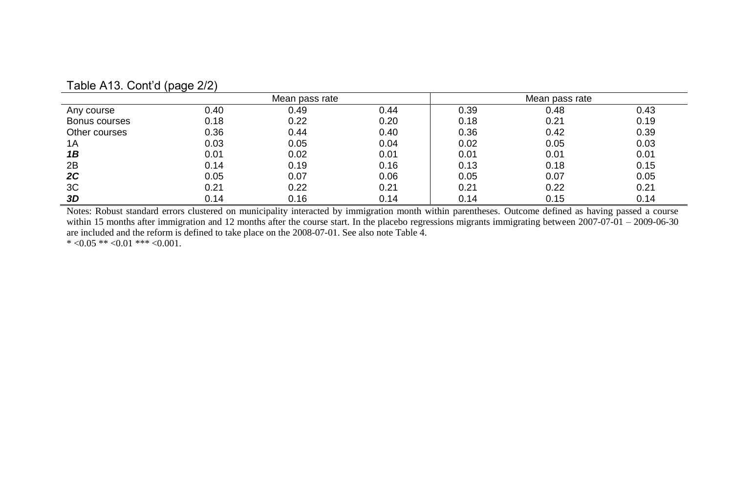Table A13. Cont'd (page 2/2)

| | Mean pass rate | | | Mean pass rate | | |
|---|---|---|---|---|---|---|
| Any course | 0.40 | 0.49 | 0.44 | 0.39 | 0.48 | 0.43 |
| Bonus courses | 0.18 | 0.22 | 0.20 | 0.18 | 0.21 | 0.19 |
| Other courses | 0.36 | 0.44 | 0.40 | 0.36 | 0.42 | 0.39 |
| 1A | 0.03 | 0.05 | 0.04 | 0.02 | 0.05 | 0.03 |
| ***1B*** | 0.01 | 0.02 | 0.01 | 0.01 | 0.01 | 0.01 |
| 2B | 0.14 | 0.19 | 0.16 | 0.13 | 0.18 | 0.15 |
| ***2C*** | 0.05 | 0.07 | 0.06 | 0.05 | 0.07 | 0.05 |
| 3C | 0.21 | 0.22 | 0.21 | 0.21 | 0.22 | 0.21 |
| ***3D*** | 0.14 | 0.16 | 0.14 | 0.14 | 0.15 | 0.14 |

Notes: Robust standard errors clustered on municipality interacted by immigration month within parentheses. Outcome defined as having passed a course within 15 months after immigration and 12 months after the course start. In the placebo regressions migrants immigrating between 2007-07-01 – 2009-06-30 are included and the reform is defined to take place on the 2008-07-01. See also note Table 4.

* <0.05 ** <0.01 *** <0.001.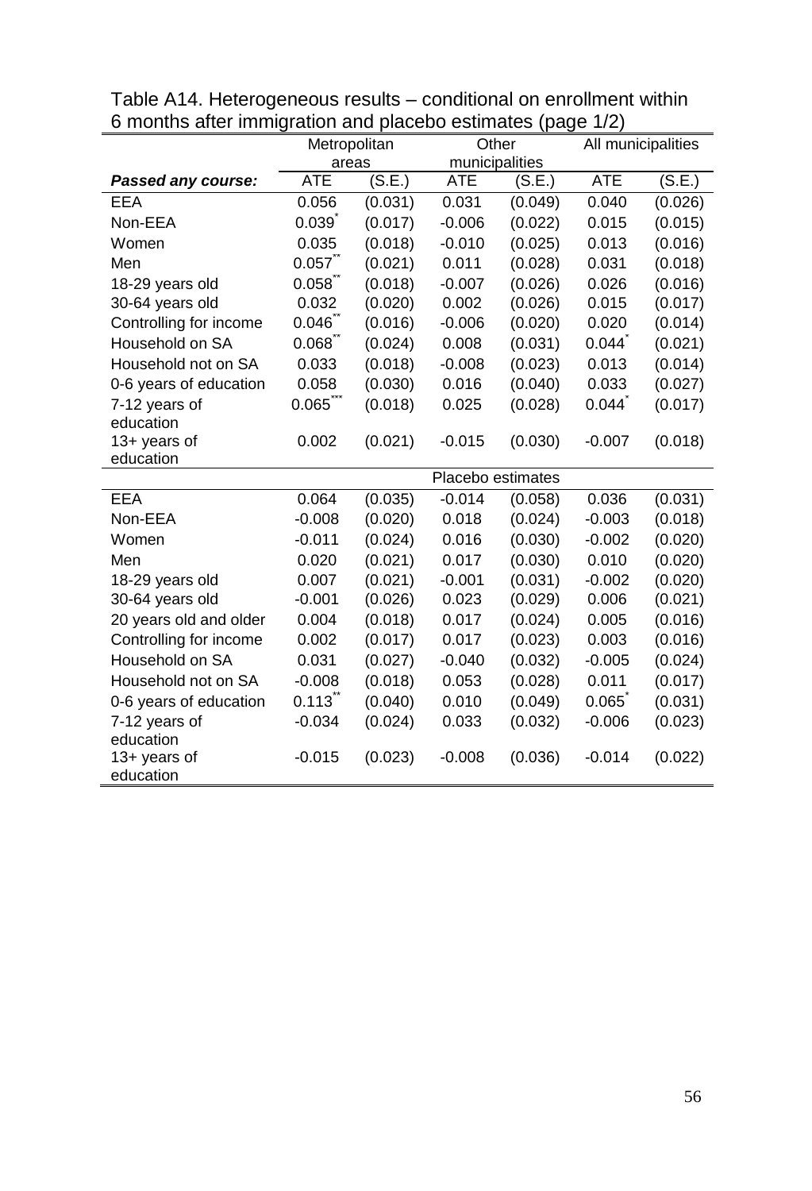Table A14. Heterogeneous results – conditional on enrollment within 6 months after immigration and placebo estimates (page 1/2)

| | Metropolitan areas | | Other municipalities | | All municipalities | |
|---|---|---|---|---|---|---|
| ***Passed any course:*** | ATE | (S.E.) | ATE | (S.E.) | ATE | (S.E.) |
| EEA | 0.056 | (0.031) | 0.031 | (0.049) | 0.040 | (0.026) |
| Non-EEA | 0.039* | (0.017) | -0.006 | (0.022) | 0.015 | (0.015) |
| Women | 0.035 | (0.018) | -0.010 | (0.025) | 0.013 | (0.016) |
| Men | 0.057** | (0.021) | 0.011 | (0.028) | 0.031 | (0.018) |
| 18-29 years old | 0.058** | (0.018) | -0.007 | (0.026) | 0.026 | (0.016) |
| 30-64 years old | 0.032 | (0.020) | 0.002 | (0.026) | 0.015 | (0.017) |
| Controlling for income | 0.046** | (0.016) | -0.006 | (0.020) | 0.020 | (0.014) |
| Household on SA | 0.068** | (0.024) | 0.008 | (0.031) | 0.044* | (0.021) |
| Household not on SA | 0.033 | (0.018) | -0.008 | (0.023) | 0.013 | (0.014) |
| 0-6 years of education | 0.058 | (0.030) | 0.016 | (0.040) | 0.033 | (0.027) |
| 7-12 years of education | 0.065*** | (0.018) | 0.025 | (0.028) | 0.044* | (0.017) |
| 13+ years of education | 0.002 | (0.021) | -0.015 | (0.030) | -0.007 | (0.018) |
| | | | Placebo estimates | | | |
| EEA | 0.064 | (0.035) | -0.014 | (0.058) | 0.036 | (0.031) |
| Non-EEA | -0.008 | (0.020) | 0.018 | (0.024) | -0.003 | (0.018) |
| Women | -0.011 | (0.024) | 0.016 | (0.030) | -0.002 | (0.020) |
| Men | 0.020 | (0.021) | 0.017 | (0.030) | 0.010 | (0.020) |
| 18-29 years old | 0.007 | (0.021) | -0.001 | (0.031) | -0.002 | (0.020) |
| 30-64 years old | -0.001 | (0.026) | 0.023 | (0.029) | 0.006 | (0.021) |
| 20 years old and older | 0.004 | (0.018) | 0.017 | (0.024) | 0.005 | (0.016) |
| Controlling for income | 0.002 | (0.017) | 0.017 | (0.023) | 0.003 | (0.016) |
| Household on SA | 0.031 | (0.027) | -0.040 | (0.032) | -0.005 | (0.024) |
| Household not on SA | -0.008 | (0.018) | 0.053 | (0.028) | 0.011 | (0.017) |
| 0-6 years of education | 0.113** | (0.040) | 0.010 | (0.049) | 0.065* | (0.031) |
| 7-12 years of education | -0.034 | (0.024) | 0.033 | (0.032) | -0.006 | (0.023) |
| 13+ years of education | -0.015 | (0.023) | -0.008 | (0.036) | -0.014 | (0.022) |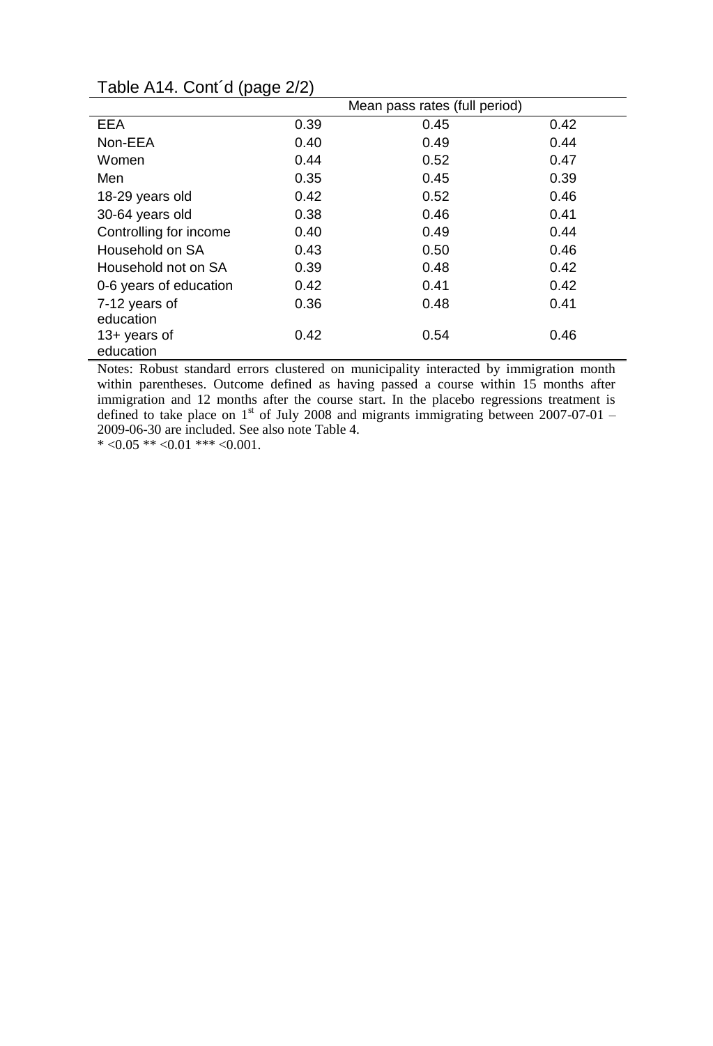Table A14. Cont´d (page 2/2)

| | Mean pass rates (full period) | | |
|---|---|---|---|
| EEA | 0.39 | 0.45 | 0.42 |
| Non-EEA | 0.40 | 0.49 | 0.44 |
| Women | 0.44 | 0.52 | 0.47 |
| Men | 0.35 | 0.45 | 0.39 |
| 18-29 years old | 0.42 | 0.52 | 0.46 |
| 30-64 years old | 0.38 | 0.46 | 0.41 |
| Controlling for income | 0.40 | 0.49 | 0.44 |
| Household on SA | 0.43 | 0.50 | 0.46 |
| Household not on SA | 0.39 | 0.48 | 0.42 |
| 0-6 years of education | 0.42 | 0.41 | 0.42 |
| 7-12 years of education | 0.36 | 0.48 | 0.41 |
| 13+ years of education | 0.42 | 0.54 | 0.46 |

Notes: Robust standard errors clustered on municipality interacted by immigration month within parentheses. Outcome defined as having passed a course within 15 months after immigration and 12 months after the course start. In the placebo regressions treatment is defined to take place on 1st of July 2008 and migrants immigrating between 2007-07-01 – 2009-06-30 are included. See also note Table 4.

* <0.05 ** <0.01 *** <0.001.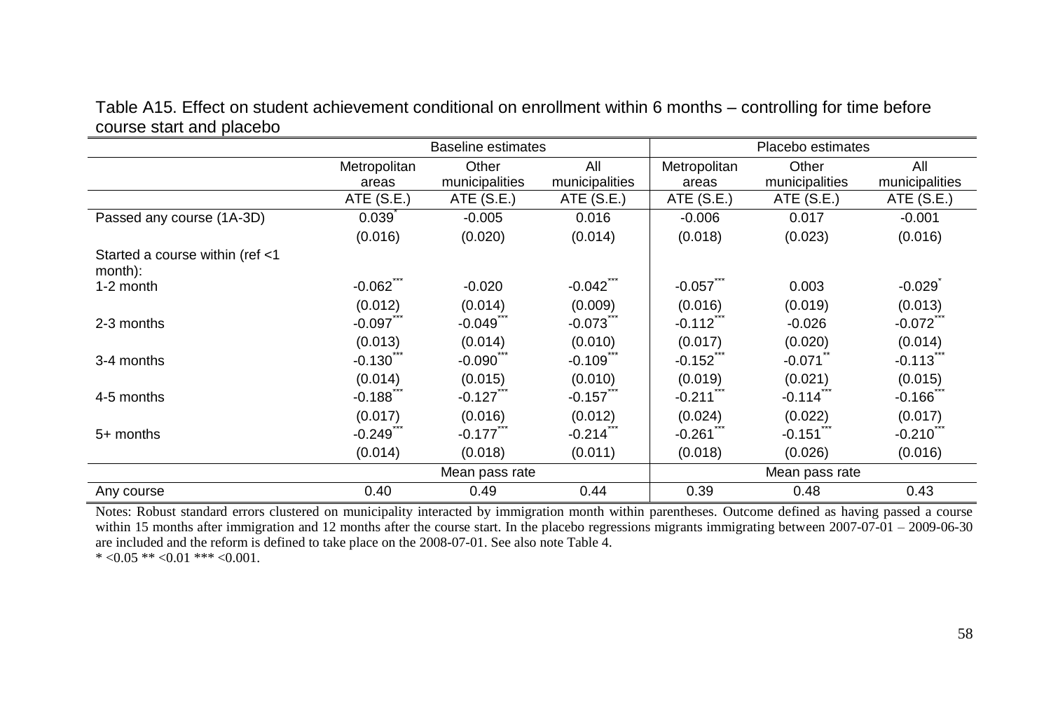Table A15. Effect on student achievement conditional on enrollment within 6 months – controlling for time before course start and placebo

| | Baseline estimates | | | Placebo estimates | | |
|---|---|---|---|---|---|---|
| | Metropolitan areas | Other municipalities | All municipalities | Metropolitan areas | Other municipalities | All municipalities |
| | ATE (S.E.) | ATE (S.E.) | ATE (S.E.) | ATE (S.E.) | ATE (S.E.) | ATE (S.E.) |
| Passed any course (1A-3D) | 0.039* | -0.005 | 0.016 | -0.006 | 0.017 | -0.001 |
| | (0.016) | (0.020) | (0.014) | (0.018) | (0.023) | (0.016) |
| Started a course within (ref <1 month): | | | | | | |
| 1-2 month | -0.062*** | -0.020 | -0.042*** | -0.057*** | 0.003 | -0.029* |
| | (0.012) | (0.014) | (0.009) | (0.016) | (0.019) | (0.013) |
| 2-3 months | -0.097*** | -0.049*** | -0.073*** | -0.112*** | -0.026 | -0.072*** |
| | (0.013) | (0.014) | (0.010) | (0.017) | (0.020) | (0.014) |
| 3-4 months | -0.130*** | -0.090*** | -0.109*** | -0.152*** | -0.071** | -0.113*** |
| | (0.014) | (0.015) | (0.010) | (0.019) | (0.021) | (0.015) |
| 4-5 months | -0.188*** | -0.127*** | -0.157*** | -0.211*** | -0.114*** | -0.166*** |
| | (0.017) | (0.016) | (0.012) | (0.024) | (0.022) | (0.017) |
| 5+ months | -0.249*** | -0.177*** | -0.214*** | -0.261*** | -0.151*** | -0.210*** |
| | (0.014) | (0.018) | (0.011) | (0.018) | (0.026) | (0.016) |
| | Mean pass rate | | | Mean pass rate | | |
| Any course | 0.40 | 0.49 | 0.44 | 0.39 | 0.48 | 0.43 |

Notes: Robust standard errors clustered on municipality interacted by immigration month within parentheses. Outcome defined as having passed a course within 15 months after immigration and 12 months after the course start. In the placebo regressions migrants immigrating between 2007-07-01 – 2009-06-30 are included and the reform is defined to take place on the 2008-07-01. See also note Table 4.

\* <0.05 ** <0.01 *** <0.001.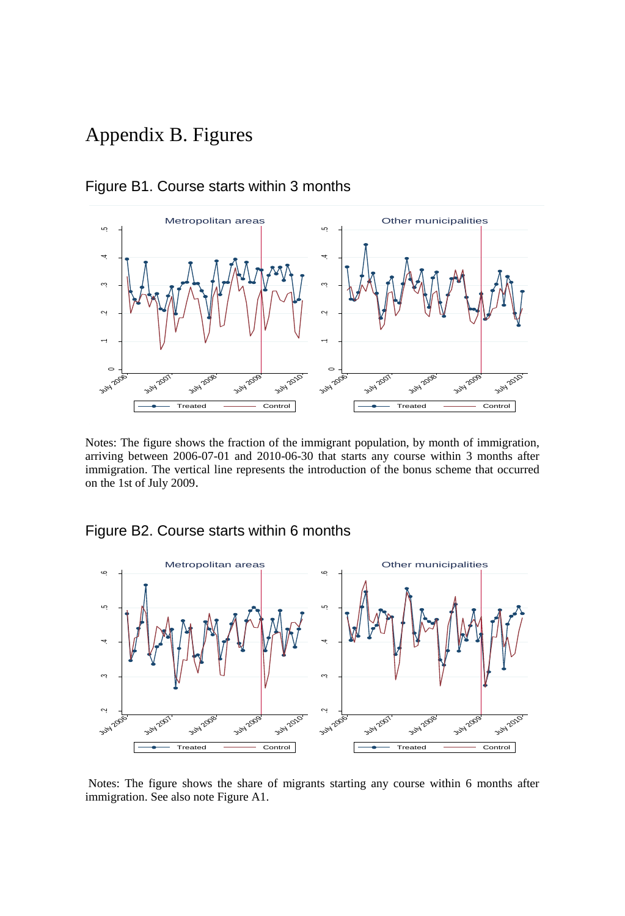# Appendix B. Figures

## Figure B1. Course starts within 3 months

Notes: The figure shows the fraction of the immigrant population, by month of immigration, arriving between 2006-07-01 and 2010-06-30 that starts any course within 3 months after immigration. The vertical line represents the introduction of the bonus scheme that occurred on the 1st of July 2009.

## Figure B2. Course starts within 6 months

Notes: The figure shows the share of migrants starting any course within 6 months after immigration. See also note Figure A1.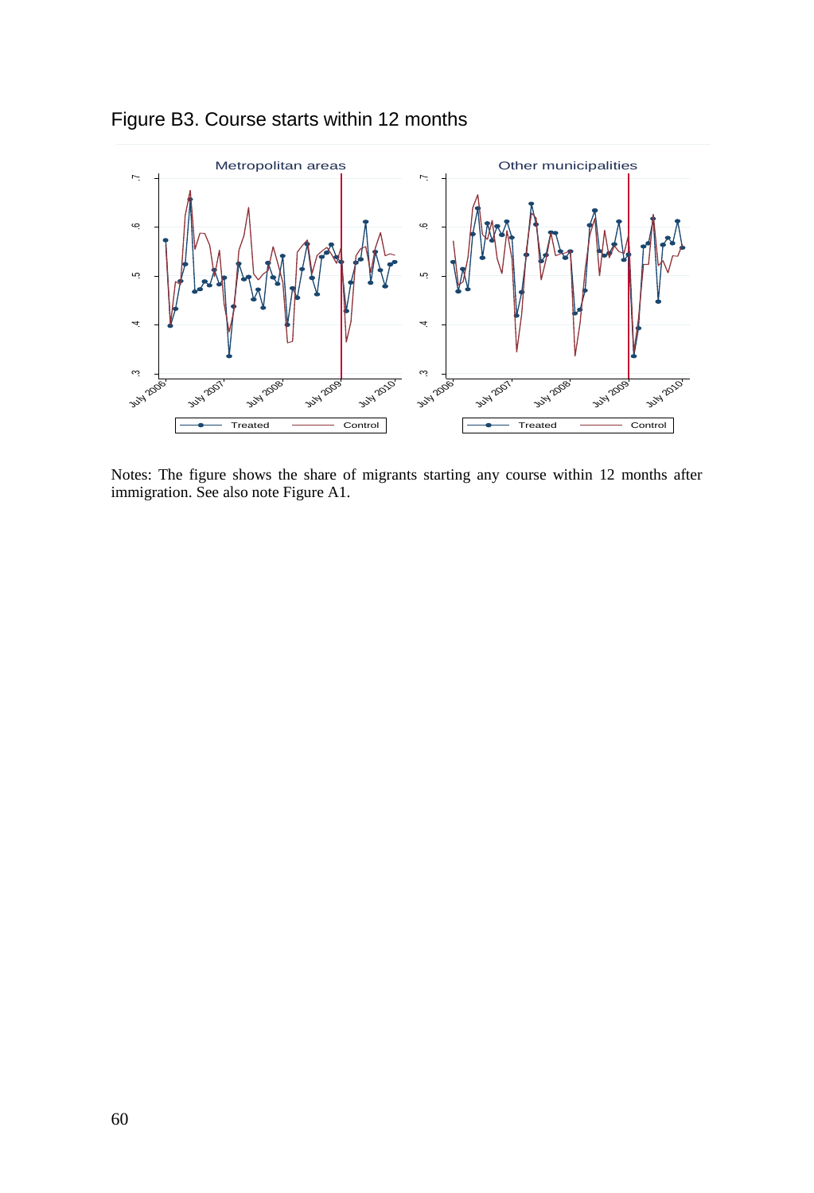Figure B3. Course starts within 12 months

Metropolitan areas

Other municipalities

.3
.4
.5
.6
.7

July 2006
July 2007
July 2008
July 2009
July 2010

Treated
Control

Notes: The figure shows the share of migrants starting any course within 12 months after immigration. See also note Figure A1.